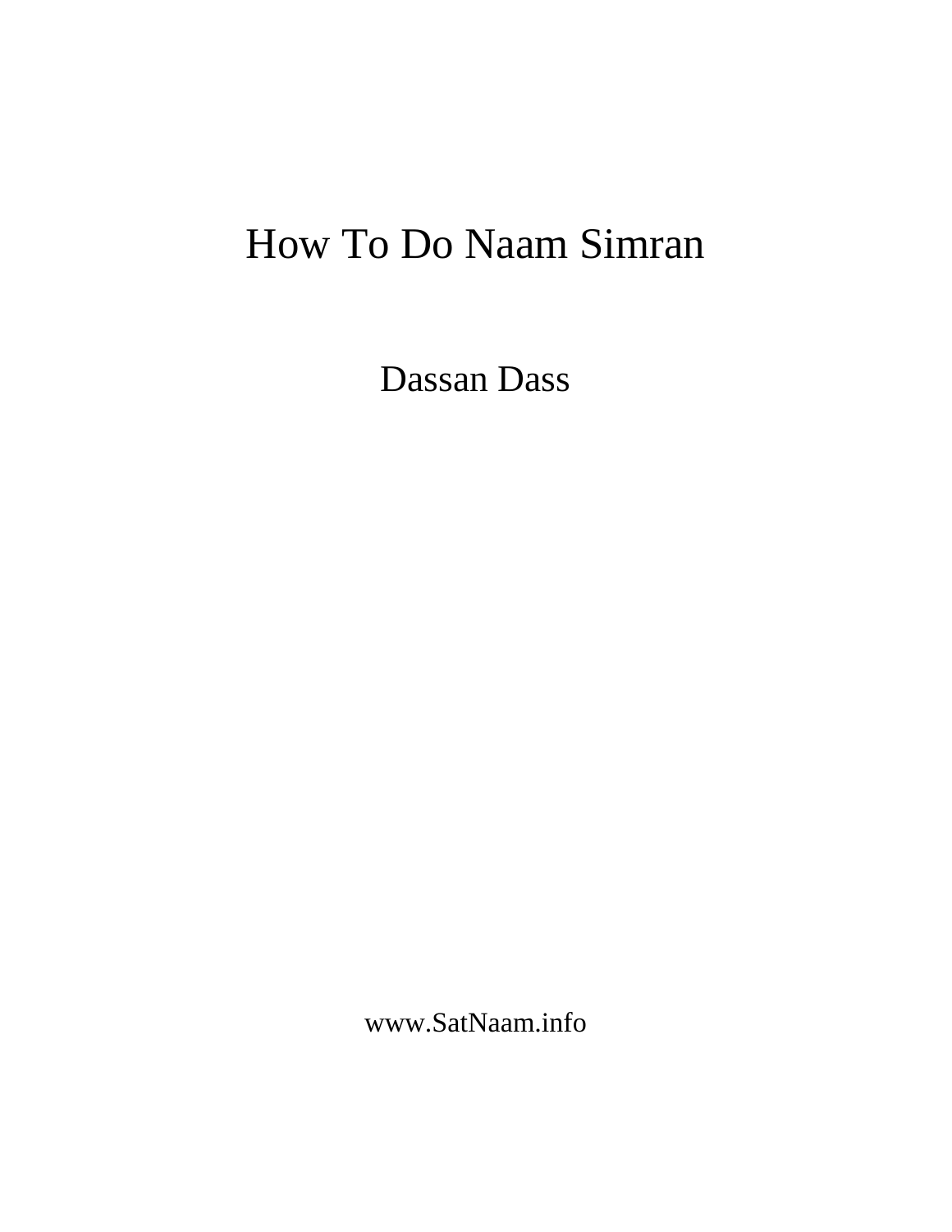# How To Do Naam Simran

Dassan Dass

www.SatNaam.info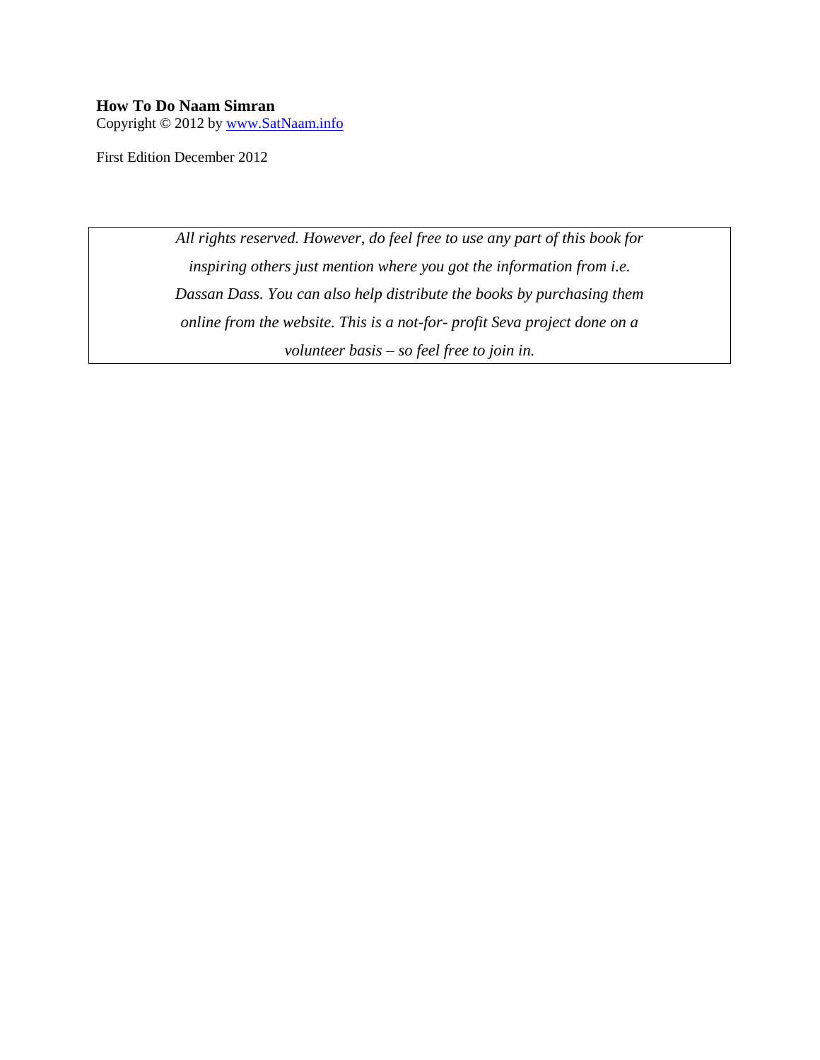**How To Do Naam Simran**
Copyright © 2012 by [www.SatNaam.info](http://www.SatNaam.info)

First Edition December 2012

*All rights reserved. However, do feel free to use any part of this book for inspiring others just mention where you got the information from i.e. Dassan Dass. You can also help distribute the books by purchasing them online from the website. This is a not-for- profit Seva project done on a volunteer basis – so feel free to join in.*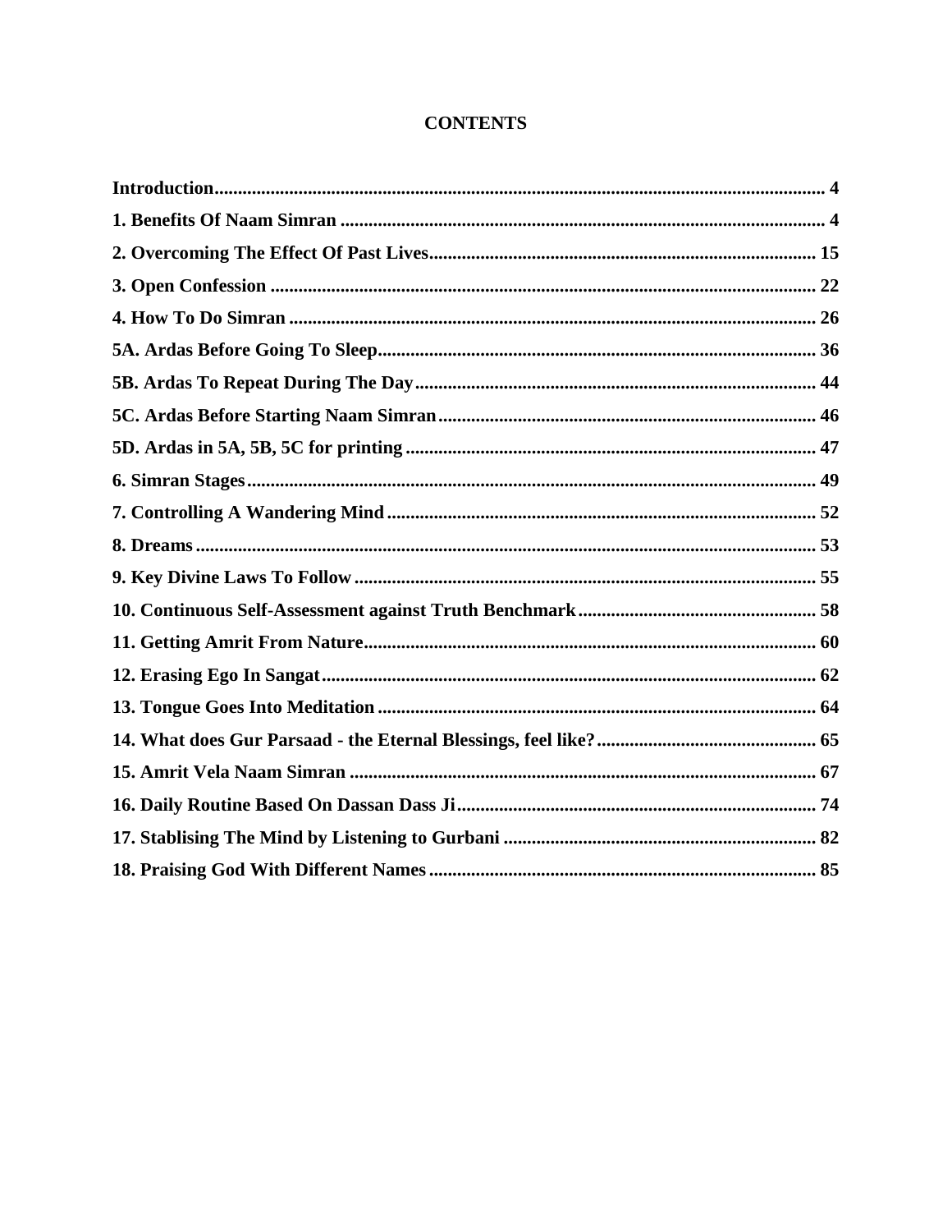# CONTENTS

| | |
|---|---|
| **Introduction** | **4** |
| **1. Benefits Of Naam Simran** | **4** |
| **2. Overcoming The Effect Of Past Lives** | **15** |
| **3. Open Confession** | **22** |
| **4. How To Do Simran** | **26** |
| **5A. Ardas Before Going To Sleep** | **36** |
| **5B. Ardas To Repeat During The Day** | **44** |
| **5C. Ardas Before Starting Naam Simran** | **46** |
| **5D. Ardas in 5A, 5B, 5C for printing** | **47** |
| **6. Simran Stages** | **49** |
| **7. Controlling A Wandering Mind** | **52** |
| **8. Dreams** | **53** |
| **9. Key Divine Laws To Follow** | **55** |
| **10. Continuous Self-Assessment against Truth Benchmark** | **58** |
| **11. Getting Amrit From Nature** | **60** |
| **12. Erasing Ego In Sangat** | **62** |
| **13. Tongue Goes Into Meditation** | **64** |
| **14. What does Gur Parsaad - the Eternal Blessings, feel like?** | **65** |
| **15. Amrit Vela Naam Simran** | **67** |
| **16. Daily Routine Based On Dassan Dass Ji** | **74** |
| **17. Stablising The Mind by Listening to Gurbani** | **82** |
| **18. Praising God With Different Names** | **85** |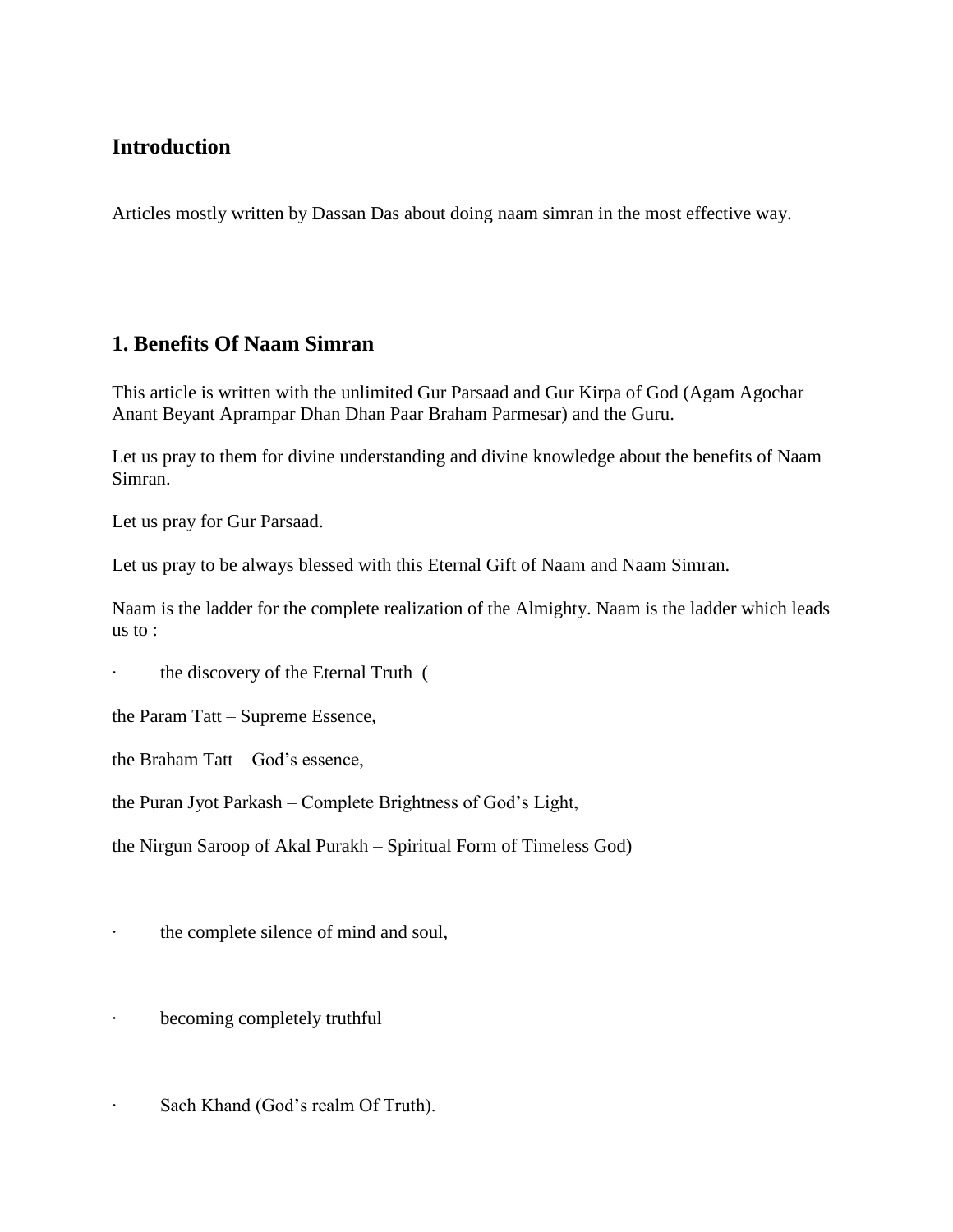## Introduction

Articles mostly written by Dassan Das about doing naam simran in the most effective way.

## 1. Benefits Of Naam Simran

This article is written with the unlimited Gur Parsaad and Gur Kirpa of God (Agam Agochar Anant Beyant Aprampar Dhan Dhan Paar Braham Parmesar) and the Guru.

Let us pray to them for divine understanding and divine knowledge about the benefits of Naam Simran.

Let us pray for Gur Parsaad.

Let us pray to be always blessed with this Eternal Gift of Naam and Naam Simran.

Naam is the ladder for the complete realization of the Almighty. Naam is the ladder which leads us to :

- the discovery of the Eternal Truth (

the Param Tatt – Supreme Essence,

the Braham Tatt – God's essence,

the Puran Jyot Parkash – Complete Brightness of God's Light,

the Nirgun Saroop of Akal Purakh – Spiritual Form of Timeless God)

- the complete silence of mind and soul,

- becoming completely truthful

- Sach Khand (God's realm Of Truth).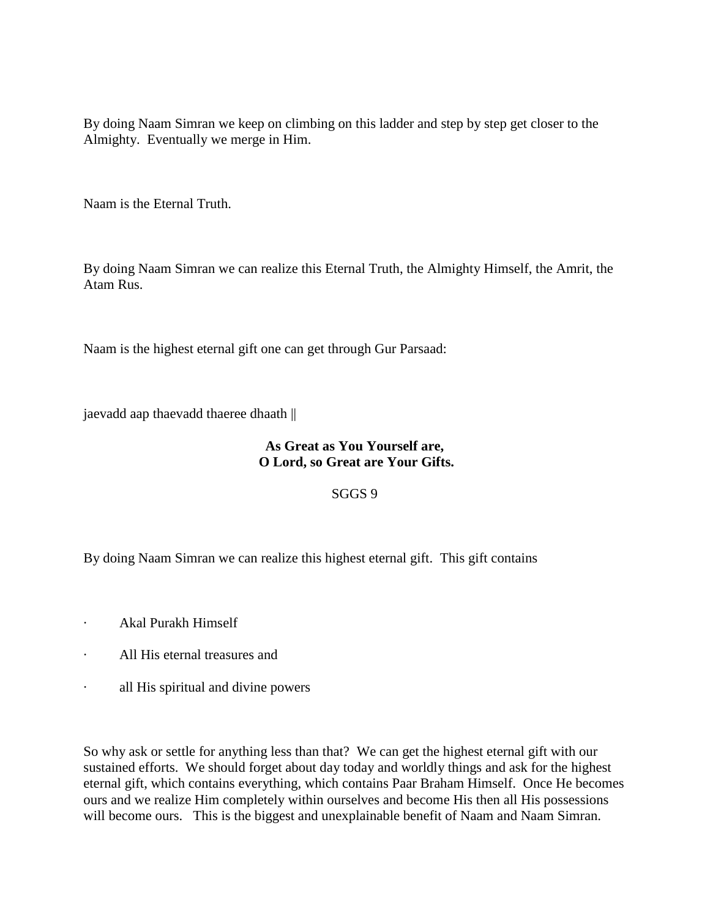By doing Naam Simran we keep on climbing on this ladder and step by step get closer to the Almighty. Eventually we merge in Him.

Naam is the Eternal Truth.

By doing Naam Simran we can realize this Eternal Truth, the Almighty Himself, the Amrit, the Atam Rus.

Naam is the highest eternal gift one can get through Gur Parsaad:

jaevadd aap thaevadd thaeree dhaath ||

**As Great as You Yourself are,**
**O Lord, so Great are Your Gifts.**

SGGS 9

By doing Naam Simran we can realize this highest eternal gift. This gift contains

- Akal Purakh Himself
- All His eternal treasures and
- all His spiritual and divine powers

So why ask or settle for anything less than that? We can get the highest eternal gift with our sustained efforts. We should forget about day today and worldly things and ask for the highest eternal gift, which contains everything, which contains Paar Braham Himself. Once He becomes ours and we realize Him completely within ourselves and become His then all His possessions will become ours. This is the biggest and unexplainable benefit of Naam and Naam Simran.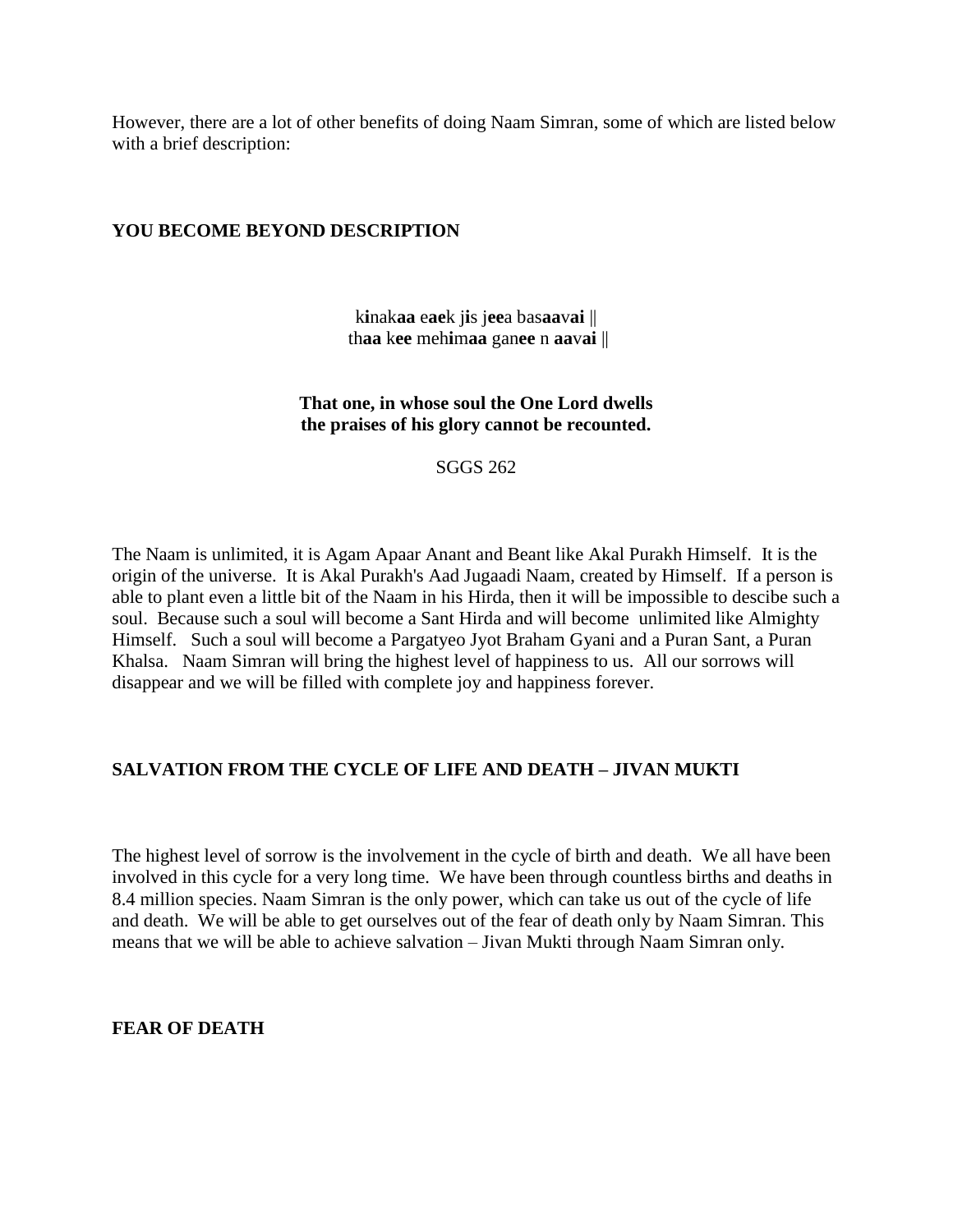However, there are a lot of other benefits of doing Naam Simran, some of which are listed below with a brief description:

## YOU BECOME BEYOND DESCRIPTION

k**i**nak**aa** e**ae**k j**i**s j**ee**a bas**aa**v**ai** ||
th**aa** k**ee** meh**i**m**aa** gan**ee** n **aa**v**ai** ||

**That one, in whose soul the One Lord dwells**
**the praises of his glory cannot be recounted.**

SGGS 262

The Naam is unlimited, it is Agam Apaar Anant and Beant like Akal Purakh Himself. It is the origin of the universe. It is Akal Purakh's Aad Jugaadi Naam, created by Himself. If a person is able to plant even a little bit of the Naam in his Hirda, then it will be impossible to descibe such a soul. Because such a soul will become a Sant Hirda and will become unlimited like Almighty Himself. Such a soul will become a Pargatyeo Jyot Braham Gyani and a Puran Sant, a Puran Khalsa. Naam Simran will bring the highest level of happiness to us. All our sorrows will disappear and we will be filled with complete joy and happiness forever.

## SALVATION FROM THE CYCLE OF LIFE AND DEATH – JIVAN MUKTI

The highest level of sorrow is the involvement in the cycle of birth and death. We all have been involved in this cycle for a very long time. We have been through countless births and deaths in 8.4 million species. Naam Simran is the only power, which can take us out of the cycle of life and death. We will be able to get ourselves out of the fear of death only by Naam Simran. This means that we will be able to achieve salvation – Jivan Mukti through Naam Simran only.

## FEAR OF DEATH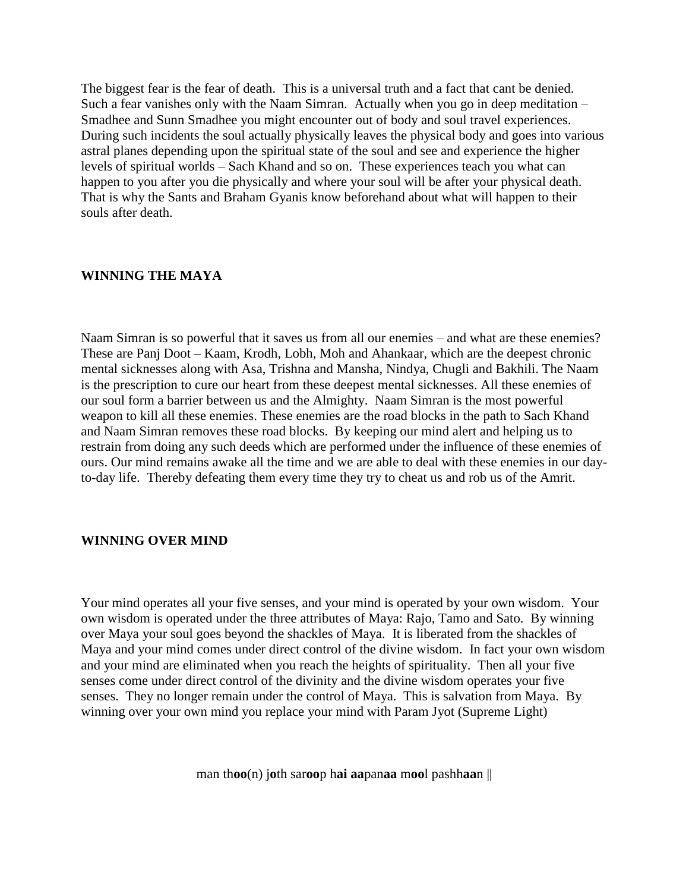The biggest fear is the fear of death. This is a universal truth and a fact that cant be denied. Such a fear vanishes only with the Naam Simran. Actually when you go in deep meditation – Smadhee and Sunn Smadhee you might encounter out of body and soul travel experiences. During such incidents the soul actually physically leaves the physical body and goes into various astral planes depending upon the spiritual state of the soul and see and experience the higher levels of spiritual worlds – Sach Khand and so on. These experiences teach you what can happen to you after you die physically and where your soul will be after your physical death. That is why the Sants and Braham Gyanis know beforehand about what will happen to their souls after death.

## WINNING THE MAYA

Naam Simran is so powerful that it saves us from all our enemies – and what are these enemies? These are Panj Doot – Kaam, Krodh, Lobh, Moh and Ahankaar, which are the deepest chronic mental sicknesses along with Asa, Trishna and Mansha, Nindya, Chugli and Bakhili. The Naam is the prescription to cure our heart from these deepest mental sicknesses. All these enemies of our soul form a barrier between us and the Almighty. Naam Simran is the most powerful weapon to kill all these enemies. These enemies are the road blocks in the path to Sach Khand and Naam Simran removes these road blocks. By keeping our mind alert and helping us to restrain from doing any such deeds which are performed under the influence of these enemies of ours. Our mind remains awake all the time and we are able to deal with these enemies in our day-to-day life. Thereby defeating them every time they try to cheat us and rob us of the Amrit.

## WINNING OVER MIND

Your mind operates all your five senses, and your mind is operated by your own wisdom. Your own wisdom is operated under the three attributes of Maya: Rajo, Tamo and Sato. By winning over Maya your soul goes beyond the shackles of Maya. It is liberated from the shackles of Maya and your mind comes under direct control of the divine wisdom. In fact your own wisdom and your mind are eliminated when you reach the heights of spirituality. Then all your five senses come under direct control of the divinity and the divine wisdom operates your five senses. They no longer remain under the control of Maya. This is salvation from Maya. By winning over your own mind you replace your mind with Param Jyot (Supreme Light)

man th**oo**(n) j**o**th sar**oo**p h**ai aa**pan**aa** m**oo**l pashh**aa**n ||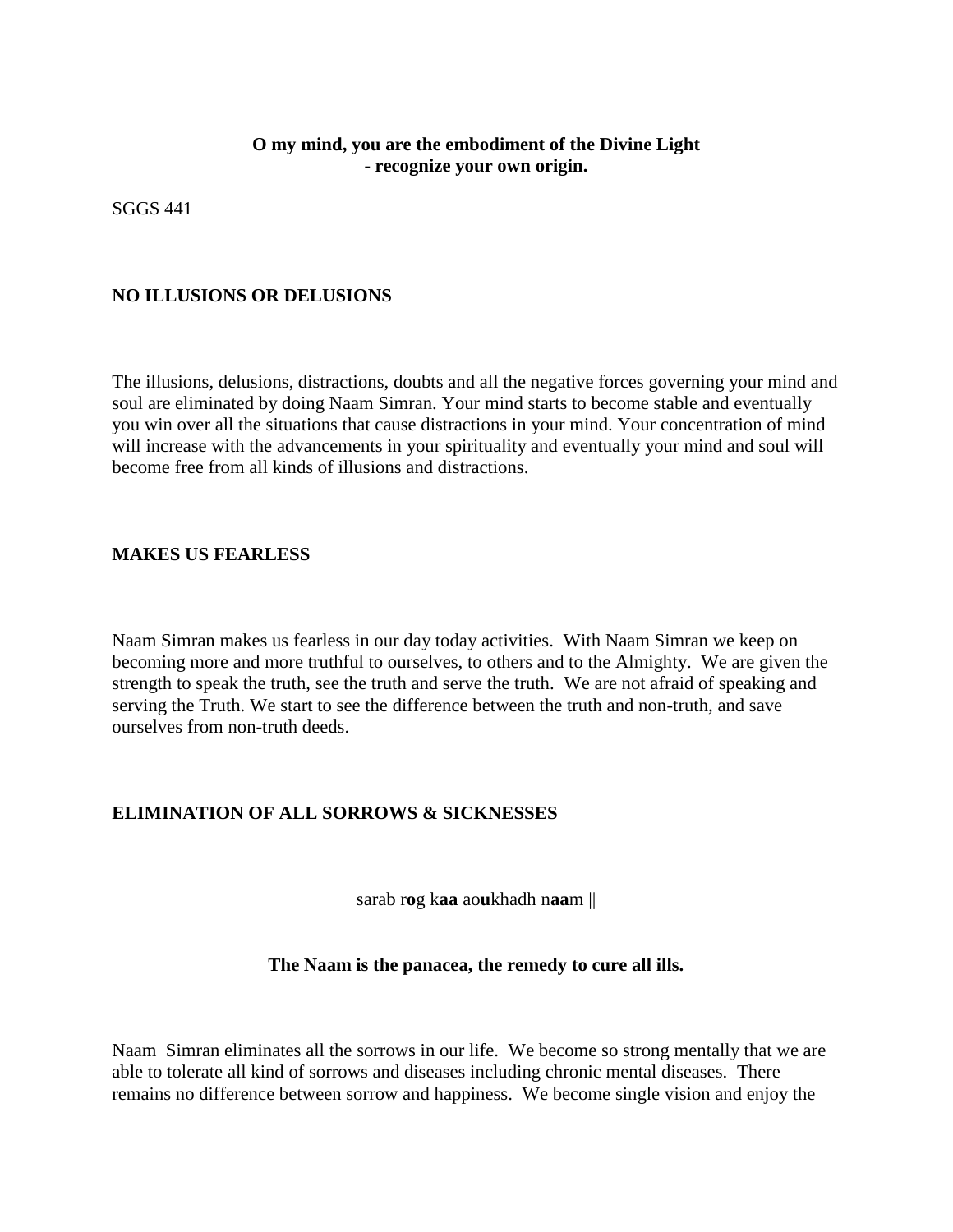**O my mind, you are the embodiment of the Divine Light - recognize your own origin.**

SGGS 441

## NO ILLUSIONS OR DELUSIONS

The illusions, delusions, distractions, doubts and all the negative forces governing your mind and soul are eliminated by doing Naam Simran. Your mind starts to become stable and eventually you win over all the situations that cause distractions in your mind. Your concentration of mind will increase with the advancements in your spirituality and eventually your mind and soul will become free from all kinds of illusions and distractions.

## MAKES US FEARLESS

Naam Simran makes us fearless in our day today activities. With Naam Simran we keep on becoming more and more truthful to ourselves, to others and to the Almighty. We are given the strength to speak the truth, see the truth and serve the truth. We are not afraid of speaking and serving the Truth. We start to see the difference between the truth and non-truth, and save ourselves from non-truth deeds.

## ELIMINATION OF ALL SORROWS & SICKNESSES

sarab r**o**g k**aa** ao**u**khadh n**aa**m ||

**The Naam is the panacea, the remedy to cure all ills.**

Naam Simran eliminates all the sorrows in our life. We become so strong mentally that we are able to tolerate all kind of sorrows and diseases including chronic mental diseases. There remains no difference between sorrow and happiness. We become single vision and enjoy the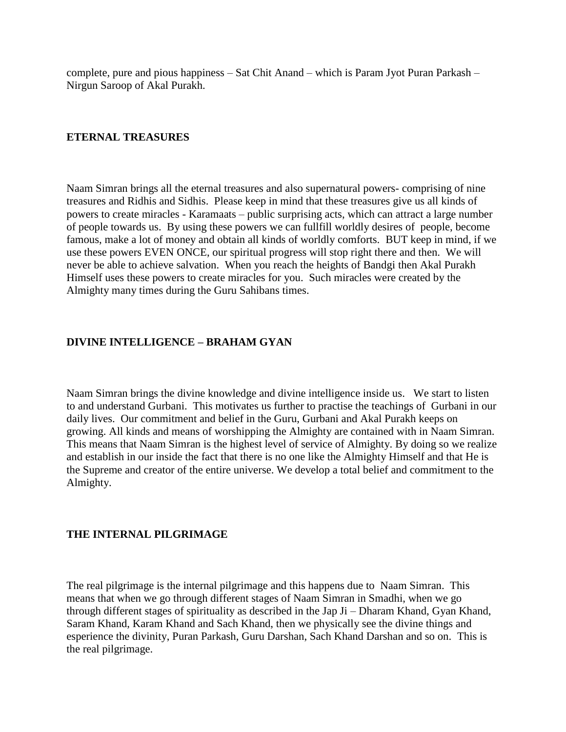complete, pure and pious happiness – Sat Chit Anand – which is Param Jyot Puran Parkash – Nirgun Saroop of Akal Purakh.

## ETERNAL TREASURES

Naam Simran brings all the eternal treasures and also supernatural powers- comprising of nine treasures and Ridhis and Sidhis. Please keep in mind that these treasures give us all kinds of powers to create miracles - Karamaats – public surprising acts, which can attract a large number of people towards us. By using these powers we can fullfill worldly desires of people, become famous, make a lot of money and obtain all kinds of worldly comforts. BUT keep in mind, if we use these powers EVEN ONCE, our spiritual progress will stop right there and then. We will never be able to achieve salvation. When you reach the heights of Bandgi then Akal Purakh Himself uses these powers to create miracles for you. Such miracles were created by the Almighty many times during the Guru Sahibans times.

## DIVINE INTELLIGENCE – BRAHAM GYAN

Naam Simran brings the divine knowledge and divine intelligence inside us. We start to listen to and understand Gurbani. This motivates us further to practise the teachings of Gurbani in our daily lives. Our commitment and belief in the Guru, Gurbani and Akal Purakh keeps on growing. All kinds and means of worshipping the Almighty are contained with in Naam Simran. This means that Naam Simran is the highest level of service of Almighty. By doing so we realize and establish in our inside the fact that there is no one like the Almighty Himself and that He is the Supreme and creator of the entire universe. We develop a total belief and commitment to the Almighty.

## THE INTERNAL PILGRIMAGE

The real pilgrimage is the internal pilgrimage and this happens due to Naam Simran. This means that when we go through different stages of Naam Simran in Smadhi, when we go through different stages of spirituality as described in the Jap Ji – Dharam Khand, Gyan Khand, Saram Khand, Karam Khand and Sach Khand, then we physically see the divine things and esperience the divinity, Puran Parkash, Guru Darshan, Sach Khand Darshan and so on. This is the real pilgrimage.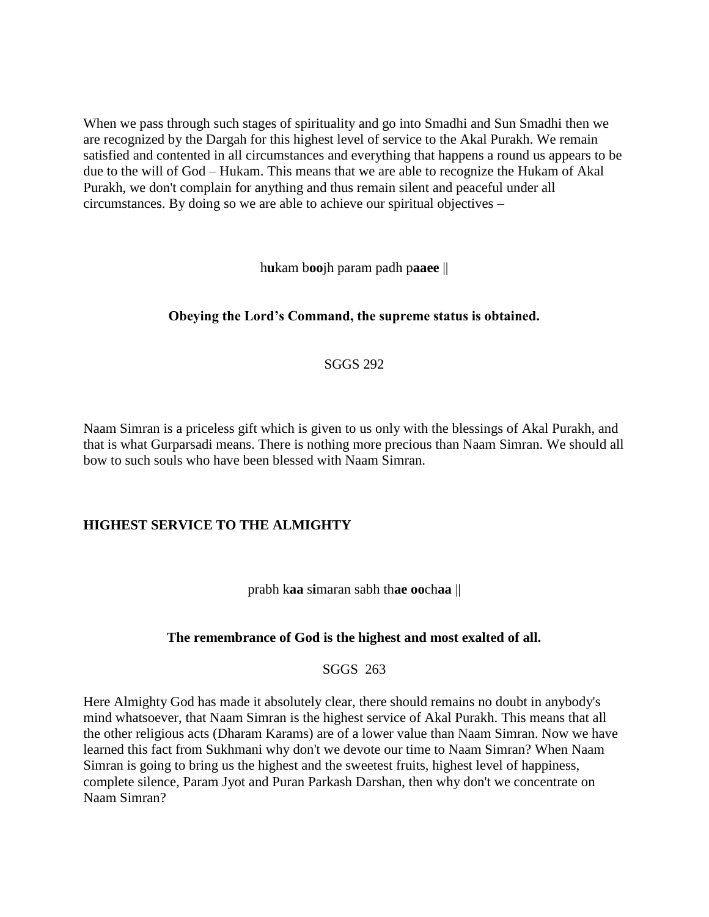When we pass through such stages of spirituality and go into Smadhi and Sun Smadhi then we are recognized by the Dargah for this highest level of service to the Akal Purakh. We remain satisfied and contented in all circumstances and everything that happens a round us appears to be due to the will of God – Hukam. This means that we are able to recognize the Hukam of Akal Purakh, we don't complain for anything and thus remain silent and peaceful under all circumstances. By doing so we are able to achieve our spiritual objectives –

h**u**kam b**oo**jh param padh p**aaee** ||

**Obeying the Lord's Command, the supreme status is obtained.**

SGGS 292

Naam Simran is a priceless gift which is given to us only with the blessings of Akal Purakh, and that is what Gurparsadi means. There is nothing more precious than Naam Simran. We should all bow to such souls who have been blessed with Naam Simran.

## HIGHEST SERVICE TO THE ALMIGHTY

prabh k**aa** s**i**maran sabh th**ae oo**ch**aa** ||

**The remembrance of God is the highest and most exalted of all.**

SGGS 263

Here Almighty God has made it absolutely clear, there should remains no doubt in anybody's mind whatsoever, that Naam Simran is the highest service of Akal Purakh. This means that all the other religious acts (Dharam Karams) are of a lower value than Naam Simran. Now we have learned this fact from Sukhmani why don't we devote our time to Naam Simran? When Naam Simran is going to bring us the highest and the sweetest fruits, highest level of happiness, complete silence, Param Jyot and Puran Parkash Darshan, then why don't we concentrate on Naam Simran?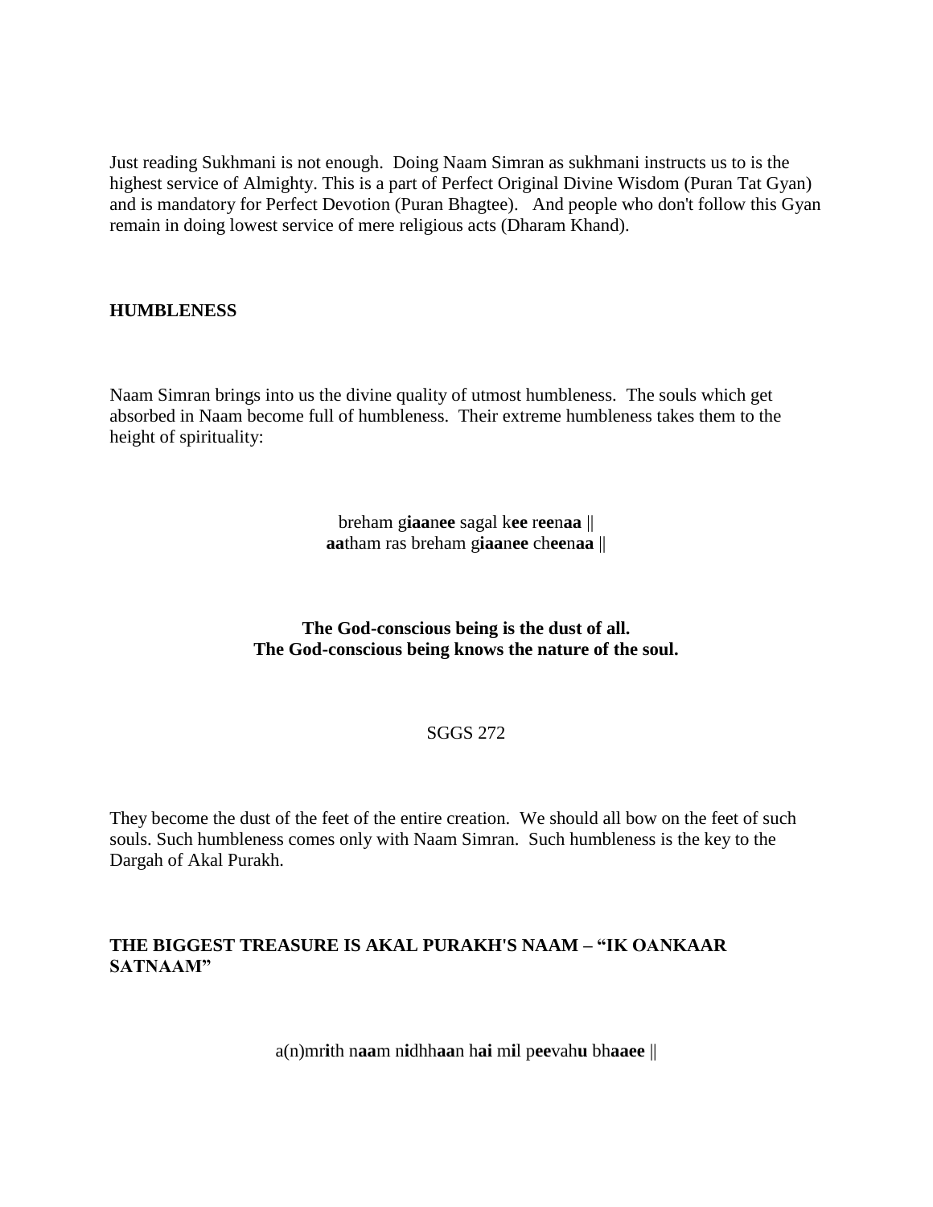Just reading Sukhmani is not enough. Doing Naam Simran as sukhmani instructs us to is the highest service of Almighty. This is a part of Perfect Original Divine Wisdom (Puran Tat Gyan) and is mandatory for Perfect Devotion (Puran Bhagtee). And people who don't follow this Gyan remain in doing lowest service of mere religious acts (Dharam Khand).

**HUMBLENESS**

Naam Simran brings into us the divine quality of utmost humbleness. The souls which get absorbed in Naam become full of humbleness. Their extreme humbleness takes them to the height of spirituality:

breham g**iaa**n**ee** sagal k**ee** r**ee**n**aa** ||
**aa**tham ras breham g**iaa**n**ee** ch**ee**n**aa** ||

**The God-conscious being is the dust of all.**
**The God-conscious being knows the nature of the soul.**

SGGS 272

They become the dust of the feet of the entire creation. We should all bow on the feet of such souls. Such humbleness comes only with Naam Simran. Such humbleness is the key to the Dargah of Akal Purakh.

**THE BIGGEST TREASURE IS AKAL PURAKH'S NAAM – "IK OANKAAR SATNAAM"**

a(n)mr**i**th n**aa**m n**i**dhh**aa**n h**ai** m**i**l p**ee**vah**u** bh**aaee** ||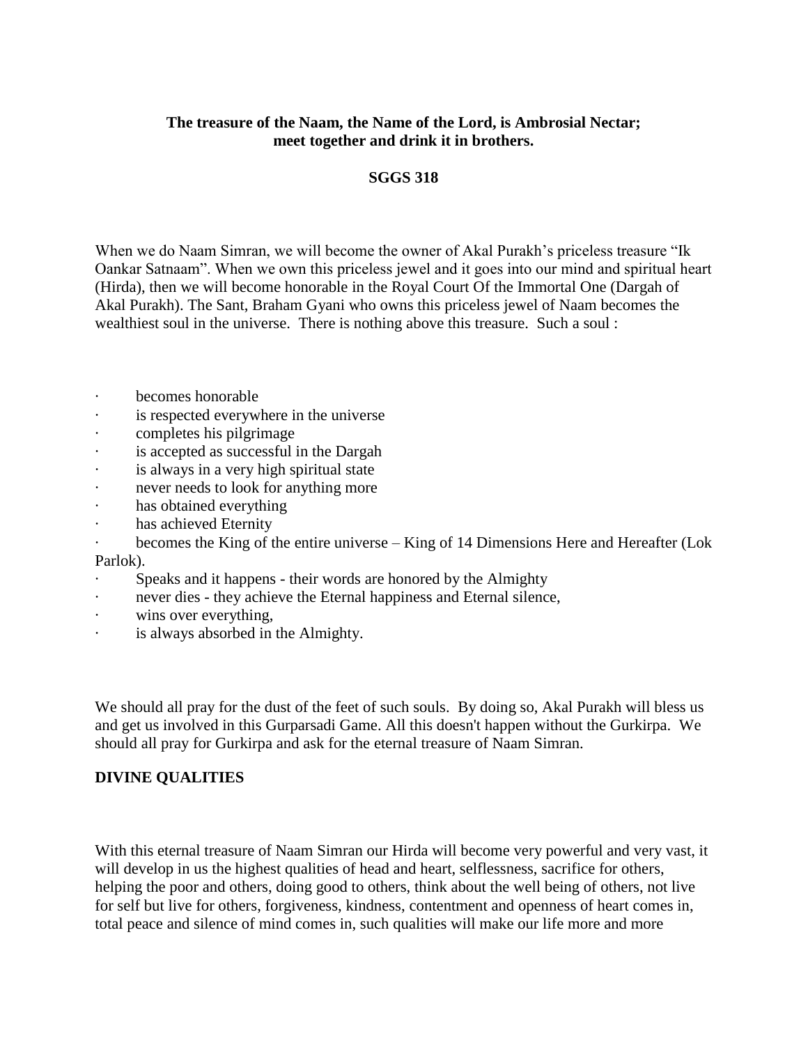**The treasure of the Naam, the Name of the Lord, is Ambrosial Nectar; meet together and drink it in brothers.**

**SGGS 318**

When we do Naam Simran, we will become the owner of Akal Purakh's priceless treasure "Ik Oankar Satnaam". When we own this priceless jewel and it goes into our mind and spiritual heart (Hirda), then we will become honorable in the Royal Court Of the Immortal One (Dargah of Akal Purakh). The Sant, Braham Gyani who owns this priceless jewel of Naam becomes the wealthiest soul in the universe. There is nothing above this treasure. Such a soul :

- becomes honorable
- is respected everywhere in the universe
- completes his pilgrimage
- is accepted as successful in the Dargah
- is always in a very high spiritual state
- never needs to look for anything more
- has obtained everything
- has achieved Eternity
- becomes the King of the entire universe – King of 14 Dimensions Here and Hereafter (Lok Parlok).
- Speaks and it happens - their words are honored by the Almighty
- never dies - they achieve the Eternal happiness and Eternal silence,
- wins over everything,
- is always absorbed in the Almighty.

We should all pray for the dust of the feet of such souls. By doing so, Akal Purakh will bless us and get us involved in this Gurparsadi Game. All this doesn't happen without the Gurkirpa. We should all pray for Gurkirpa and ask for the eternal treasure of Naam Simran.

**DIVINE QUALITIES**

With this eternal treasure of Naam Simran our Hirda will become very powerful and very vast, it will develop in us the highest qualities of head and heart, selflessness, sacrifice for others, helping the poor and others, doing good to others, think about the well being of others, not live for self but live for others, forgiveness, kindness, contentment and openness of heart comes in, total peace and silence of mind comes in, such qualities will make our life more and more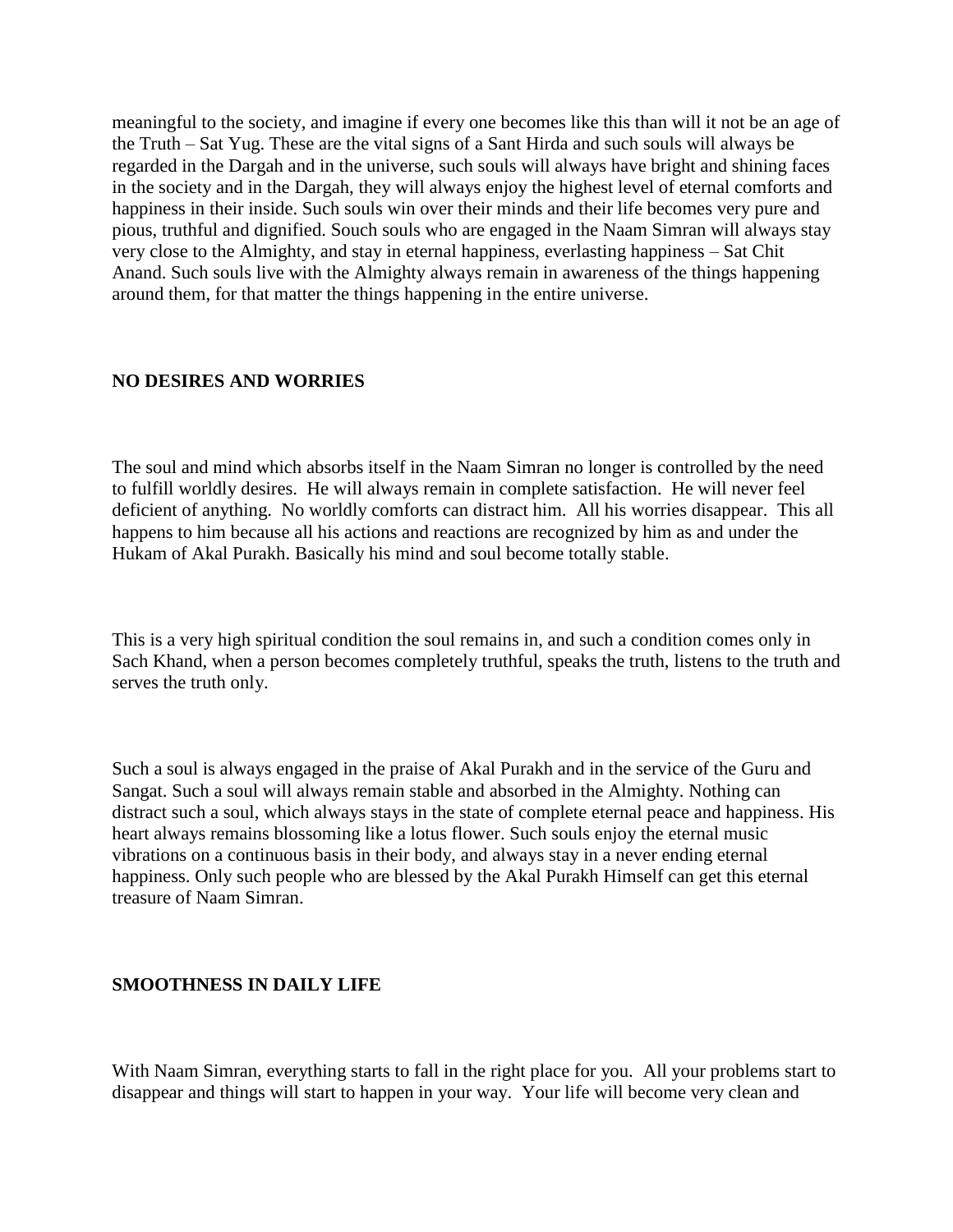meaningful to the society, and imagine if every one becomes like this than will it not be an age of the Truth – Sat Yug. These are the vital signs of a Sant Hirda and such souls will always be regarded in the Dargah and in the universe, such souls will always have bright and shining faces in the society and in the Dargah, they will always enjoy the highest level of eternal comforts and happiness in their inside. Such souls win over their minds and their life becomes very pure and pious, truthful and dignified. Souch souls who are engaged in the Naam Simran will always stay very close to the Almighty, and stay in eternal happiness, everlasting happiness – Sat Chit Anand. Such souls live with the Almighty always remain in awareness of the things happening around them, for that matter the things happening in the entire universe.

**NO DESIRES AND WORRIES**

The soul and mind which absorbs itself in the Naam Simran no longer is controlled by the need to fulfill worldly desires. He will always remain in complete satisfaction. He will never feel deficient of anything. No worldly comforts can distract him. All his worries disappear. This all happens to him because all his actions and reactions are recognized by him as and under the Hukam of Akal Purakh. Basically his mind and soul become totally stable.

This is a very high spiritual condition the soul remains in, and such a condition comes only in Sach Khand, when a person becomes completely truthful, speaks the truth, listens to the truth and serves the truth only.

Such a soul is always engaged in the praise of Akal Purakh and in the service of the Guru and Sangat. Such a soul will always remain stable and absorbed in the Almighty. Nothing can distract such a soul, which always stays in the state of complete eternal peace and happiness. His heart always remains blossoming like a lotus flower. Such souls enjoy the eternal music vibrations on a continuous basis in their body, and always stay in a never ending eternal happiness. Only such people who are blessed by the Akal Purakh Himself can get this eternal treasure of Naam Simran.

**SMOOTHNESS IN DAILY LIFE**

With Naam Simran, everything starts to fall in the right place for you. All your problems start to disappear and things will start to happen in your way. Your life will become very clean and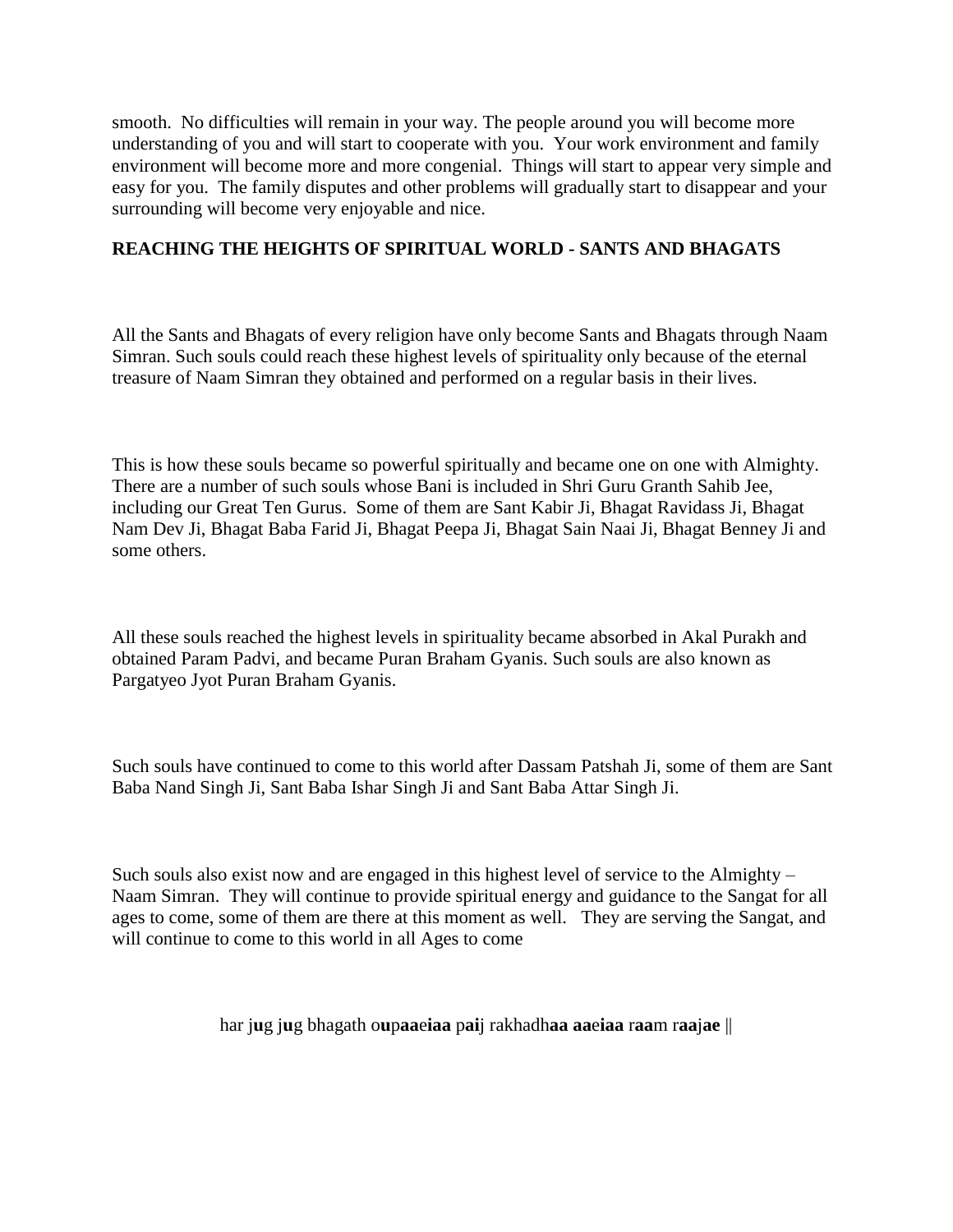smooth. No difficulties will remain in your way. The people around you will become more understanding of you and will start to cooperate with you. Your work environment and family environment will become more and more congenial. Things will start to appear very simple and easy for you. The family disputes and other problems will gradually start to disappear and your surrounding will become very enjoyable and nice.

**REACHING THE HEIGHTS OF SPIRITUAL WORLD - SANTS AND BHAGATS**

All the Sants and Bhagats of every religion have only become Sants and Bhagats through Naam Simran. Such souls could reach these highest levels of spirituality only because of the eternal treasure of Naam Simran they obtained and performed on a regular basis in their lives.

This is how these souls became so powerful spiritually and became one on one with Almighty. There are a number of such souls whose Bani is included in Shri Guru Granth Sahib Jee, including our Great Ten Gurus. Some of them are Sant Kabir Ji, Bhagat Ravidass Ji, Bhagat Nam Dev Ji, Bhagat Baba Farid Ji, Bhagat Peepa Ji, Bhagat Sain Naai Ji, Bhagat Benney Ji and some others.

All these souls reached the highest levels in spirituality became absorbed in Akal Purakh and obtained Param Padvi, and became Puran Braham Gyanis. Such souls are also known as Pargatyeo Jyot Puran Braham Gyanis.

Such souls have continued to come to this world after Dassam Patshah Ji, some of them are Sant Baba Nand Singh Ji, Sant Baba Ishar Singh Ji and Sant Baba Attar Singh Ji.

Such souls also exist now and are engaged in this highest level of service to the Almighty – Naam Simran. They will continue to provide spiritual energy and guidance to the Sangat for all ages to come, some of them are there at this moment as well. They are serving the Sangat, and will continue to come to this world in all Ages to come

har j**u**g j**u**g bhagath o**u**p**aa**e**iaa** p**ai**j rakhadh**aa aa**e**iaa** r**aa**m r**aa**j**ae** ||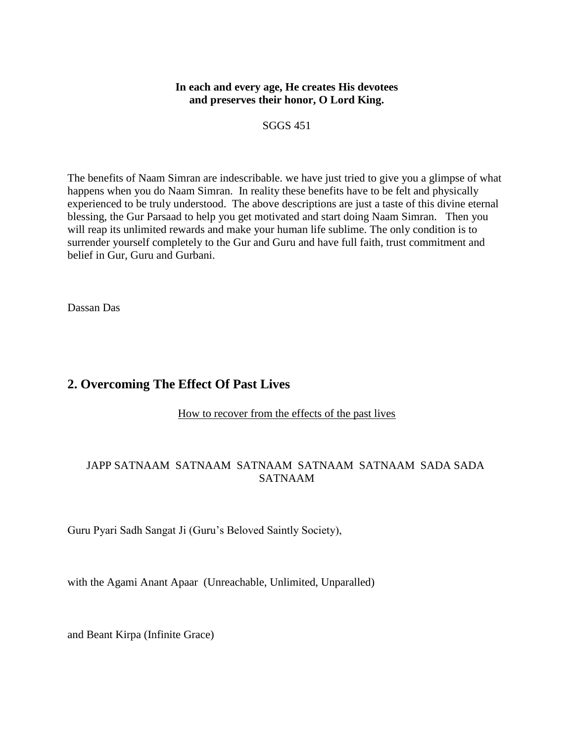**In each and every age, He creates His devotees and preserves their honor, O Lord King.**

SGGS 451

The benefits of Naam Simran are indescribable. we have just tried to give you a glimpse of what happens when you do Naam Simran. In reality these benefits have to be felt and physically experienced to be truly understood. The above descriptions are just a taste of this divine eternal blessing, the Gur Parsaad to help you get motivated and start doing Naam Simran. Then you will reap its unlimited rewards and make your human life sublime. The only condition is to surrender yourself completely to the Gur and Guru and have full faith, trust commitment and belief in Gur, Guru and Gurbani.

Dassan Das

## 2. Overcoming The Effect Of Past Lives

How to recover from the effects of the past lives

JAPP SATNAAM SATNAAM SATNAAM SATNAAM SATNAAM SADA SADA SATNAAM

Guru Pyari Sadh Sangat Ji (Guru's Beloved Saintly Society),

with the Agami Anant Apaar (Unreachable, Unlimited, Unparalled)

and Beant Kirpa (Infinite Grace)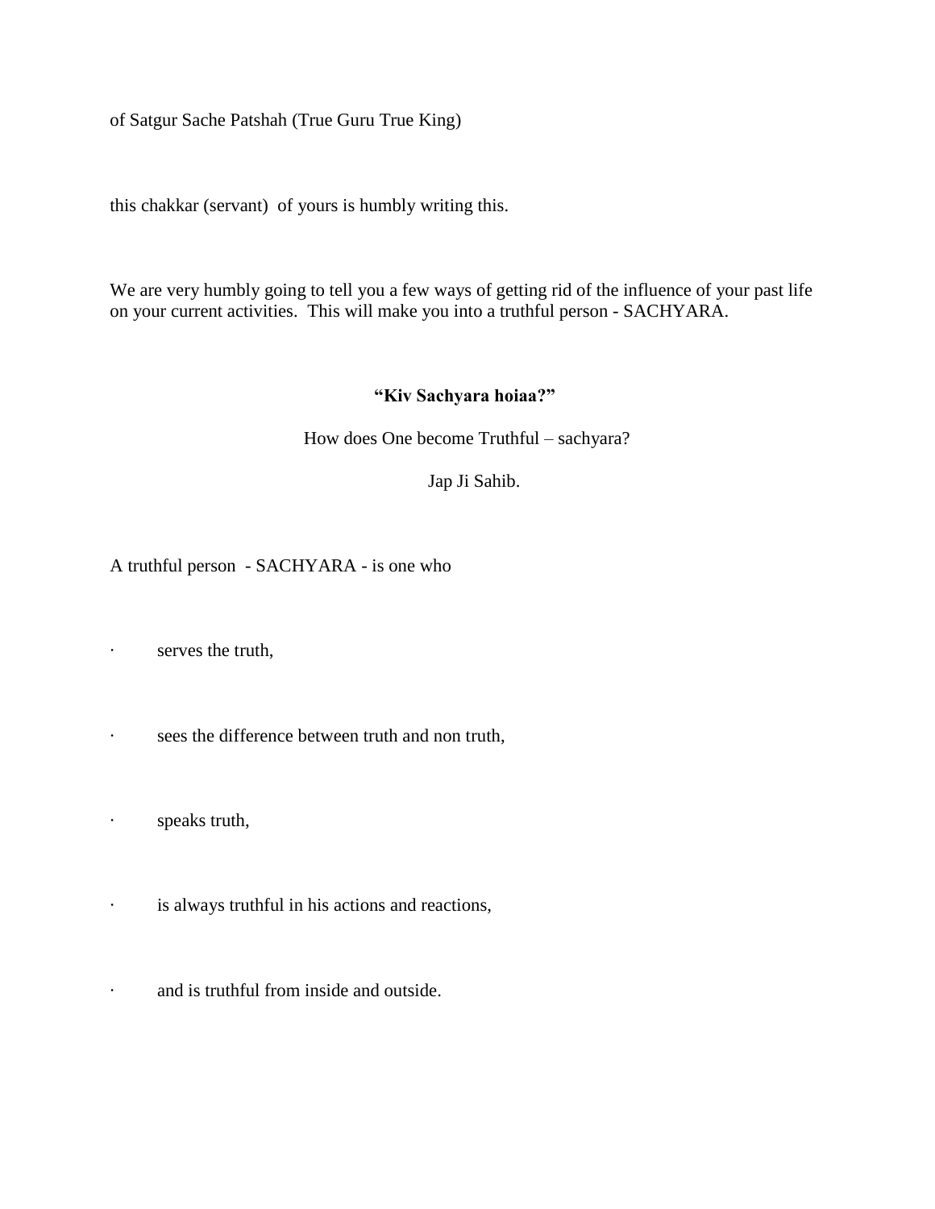of Satgur Sache Patshah (True Guru True King)

this chakkar (servant) of yours is humbly writing this.

We are very humbly going to tell you a few ways of getting rid of the influence of your past life on your current activities. This will make you into a truthful person - SACHYARA.

**"Kiv Sachyara hoiaa?"**

How does One become Truthful – sachyara?

Jap Ji Sahib.

A truthful person - SACHYARA - is one who

- serves the truth,
- sees the difference between truth and non truth,
- speaks truth,
- is always truthful in his actions and reactions,
- and is truthful from inside and outside.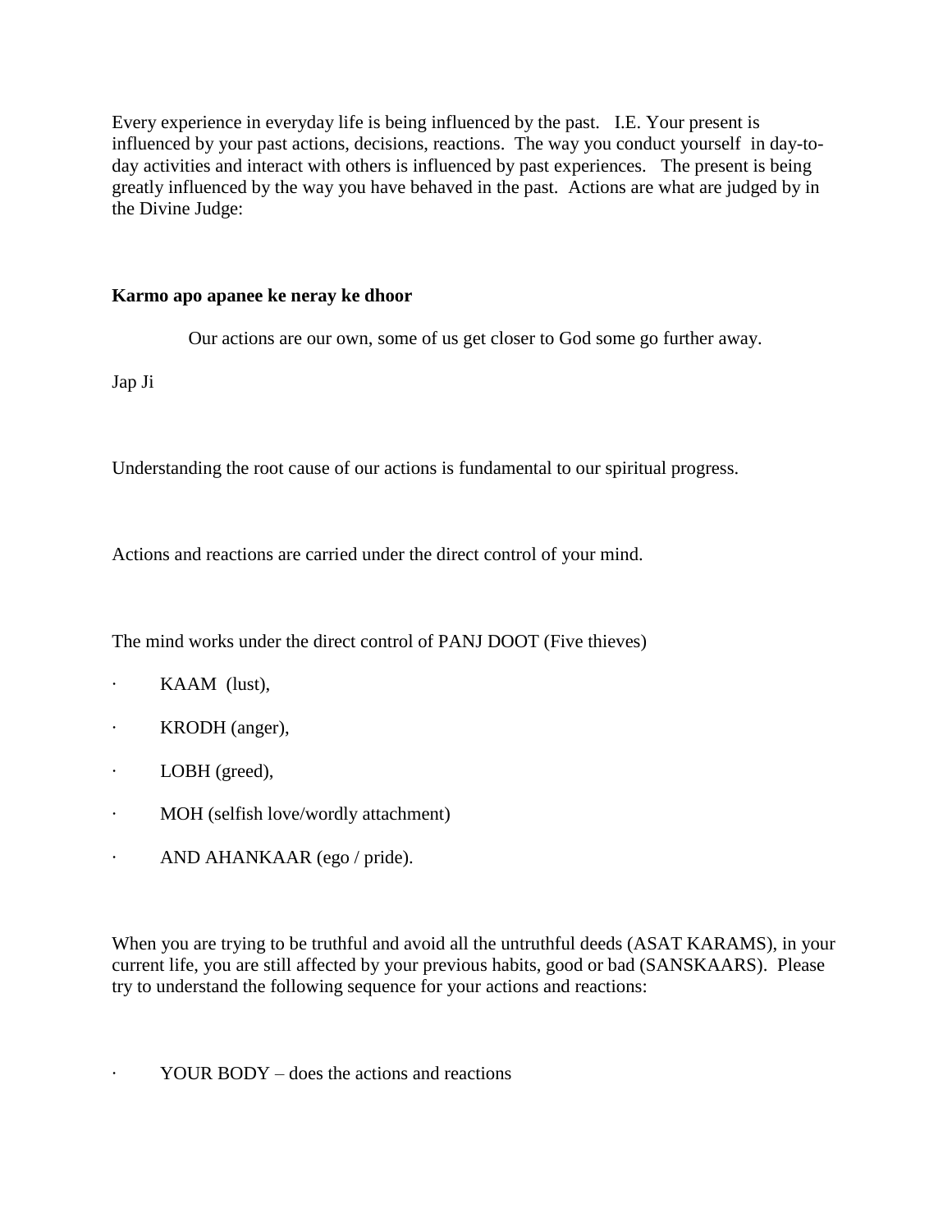Every experience in everyday life is being influenced by the past. I.E. Your present is influenced by your past actions, decisions, reactions. The way you conduct yourself in day-to-day activities and interact with others is influenced by past experiences. The present is being greatly influenced by the way you have behaved in the past. Actions are what are judged by in the Divine Judge:

**Karmo apo apanee ke neray ke dhoor**

Our actions are our own, some of us get closer to God some go further away.

Jap Ji

Understanding the root cause of our actions is fundamental to our spiritual progress.

Actions and reactions are carried under the direct control of your mind.

The mind works under the direct control of PANJ DOOT (Five thieves)

- KAAM (lust),
- KRODH (anger),
- LOBH (greed),
- MOH (selfish love/wordly attachment)
- AND AHANKAAR (ego / pride).

When you are trying to be truthful and avoid all the untruthful deeds (ASAT KARAMS), in your current life, you are still affected by your previous habits, good or bad (SANSKAARS). Please try to understand the following sequence for your actions and reactions:

- YOUR BODY – does the actions and reactions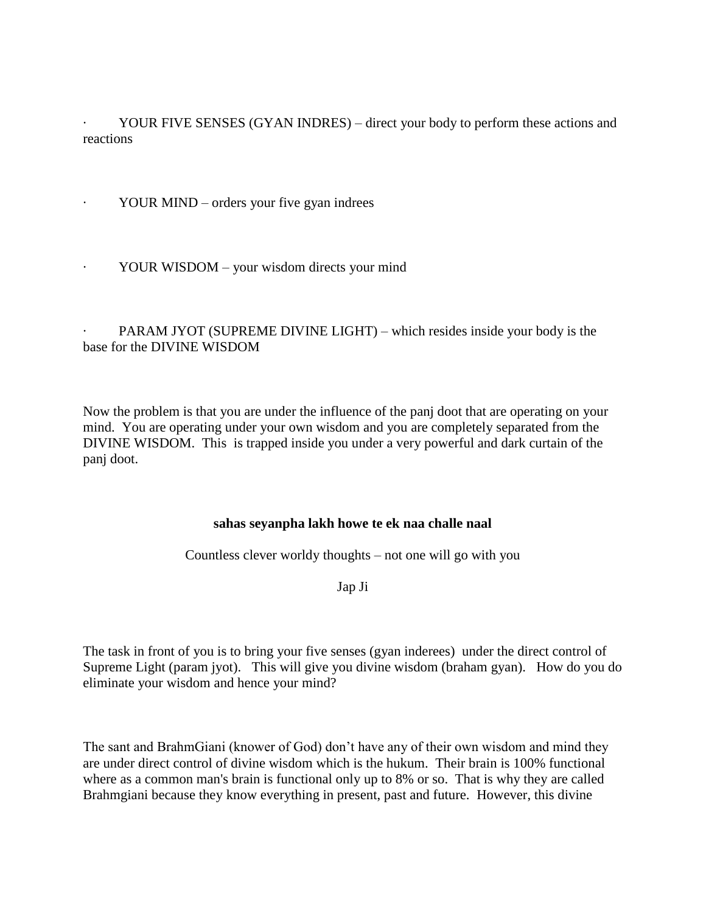- YOUR FIVE SENSES (GYAN INDRES) – direct your body to perform these actions and reactions

- YOUR MIND – orders your five gyan indrees

- YOUR WISDOM – your wisdom directs your mind

- PARAM JYOT (SUPREME DIVINE LIGHT) – which resides inside your body is the base for the DIVINE WISDOM

Now the problem is that you are under the influence of the panj doot that are operating on your mind. You are operating under your own wisdom and you are completely separated from the DIVINE WISDOM. This is trapped inside you under a very powerful and dark curtain of the panj doot.

**sahas seyanpha lakh howe te ek naa challe naal**

Countless clever worldy thoughts – not one will go with you

Jap Ji

The task in front of you is to bring your five senses (gyan inderees) under the direct control of Supreme Light (param jyot). This will give you divine wisdom (braham gyan). How do you do eliminate your wisdom and hence your mind?

The sant and BrahmGiani (knower of God) don't have any of their own wisdom and mind they are under direct control of divine wisdom which is the hukum. Their brain is 100% functional where as a common man's brain is functional only up to 8% or so. That is why they are called Brahmgiani because they know everything in present, past and future. However, this divine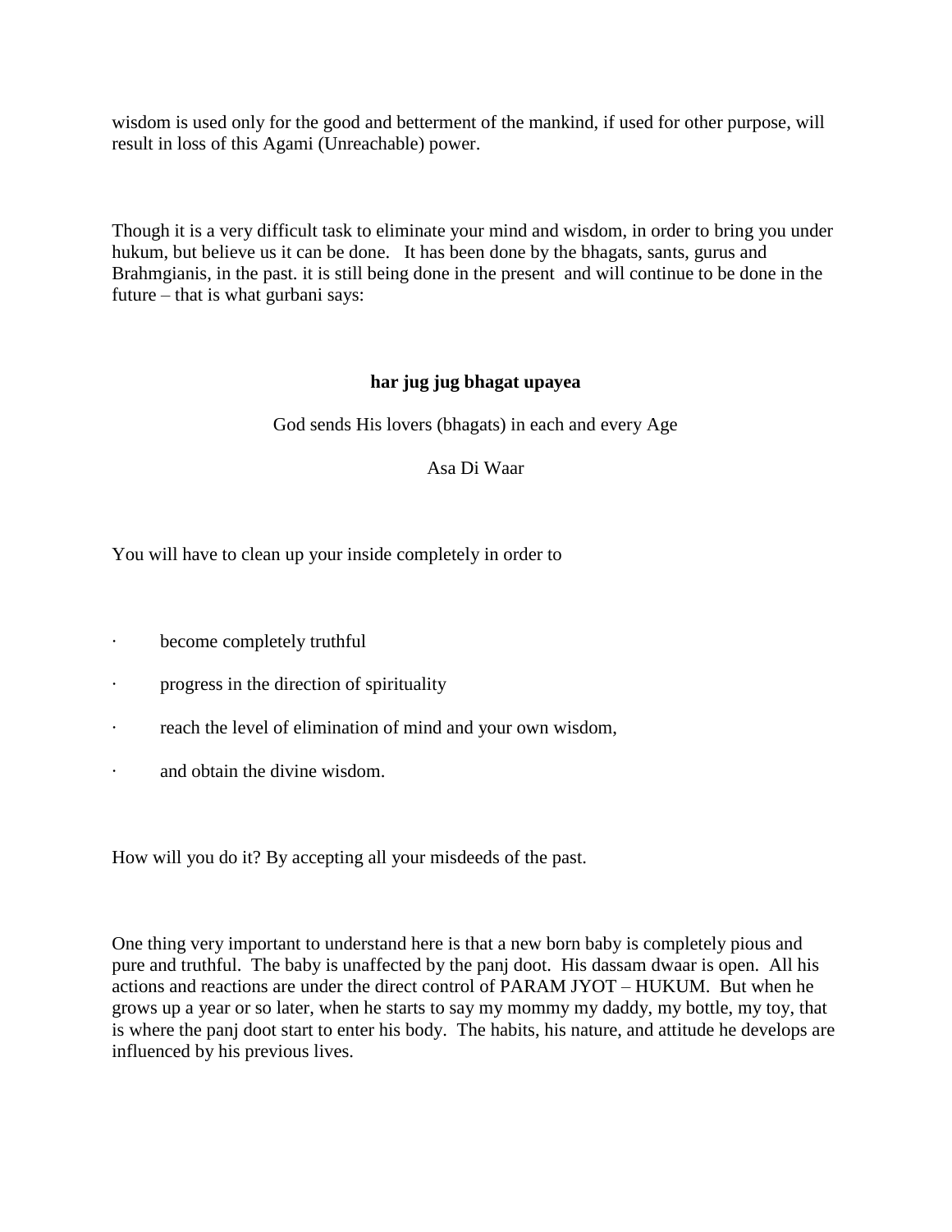wisdom is used only for the good and betterment of the mankind, if used for other purpose, will result in loss of this Agami (Unreachable) power.

Though it is a very difficult task to eliminate your mind and wisdom, in order to bring you under hukum, but believe us it can be done. It has been done by the bhagats, sants, gurus and Brahmgianis, in the past. it is still being done in the present and will continue to be done in the future – that is what gurbani says:

**har jug jug bhagat upayea**

God sends His lovers (bhagats) in each and every Age

Asa Di Waar

You will have to clean up your inside completely in order to

- become completely truthful
- progress in the direction of spirituality
- reach the level of elimination of mind and your own wisdom,
- and obtain the divine wisdom.

How will you do it? By accepting all your misdeeds of the past.

One thing very important to understand here is that a new born baby is completely pious and pure and truthful. The baby is unaffected by the panj doot. His dassam dwaar is open. All his actions and reactions are under the direct control of PARAM JYOT – HUKUM. But when he grows up a year or so later, when he starts to say my mommy my daddy, my bottle, my toy, that is where the panj doot start to enter his body. The habits, his nature, and attitude he develops are influenced by his previous lives.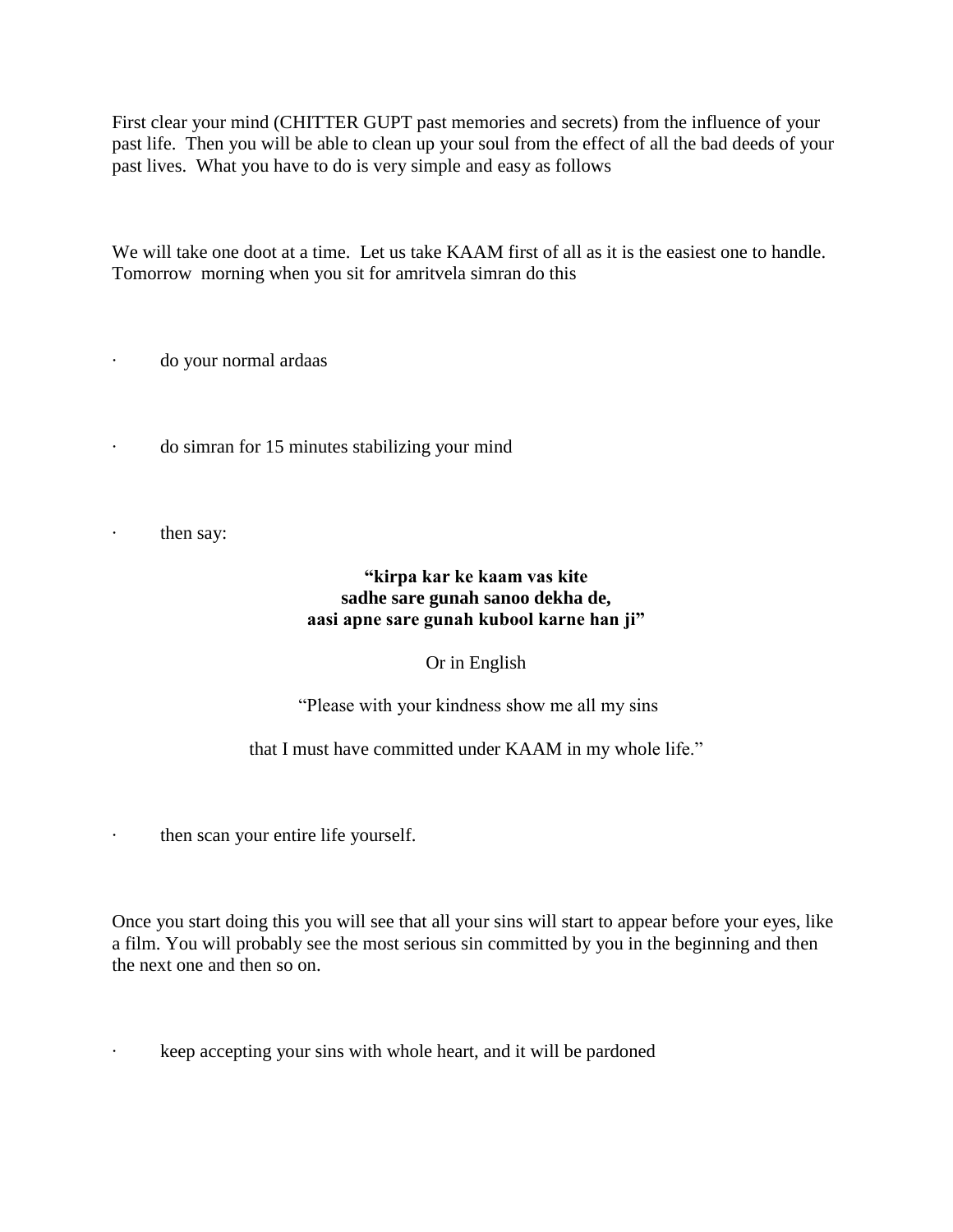First clear your mind (CHITTER GUPT past memories and secrets) from the influence of your past life. Then you will be able to clean up your soul from the effect of all the bad deeds of your past lives. What you have to do is very simple and easy as follows

We will take one doot at a time. Let us take KAAM first of all as it is the easiest one to handle. Tomorrow morning when you sit for amritvela simran do this

- do your normal ardaas
- do simran for 15 minutes stabilizing your mind
- then say:

**"kirpa kar ke kaam vas kite**
**sadhe sare gunah sanoo dekha de,**
**aasi apne sare gunah kubool karne han ji"**

Or in English

"Please with your kindness show me all my sins

that I must have committed under KAAM in my whole life."

- then scan your entire life yourself.

Once you start doing this you will see that all your sins will start to appear before your eyes, like a film. You will probably see the most serious sin committed by you in the beginning and then the next one and then so on.

- keep accepting your sins with whole heart, and it will be pardoned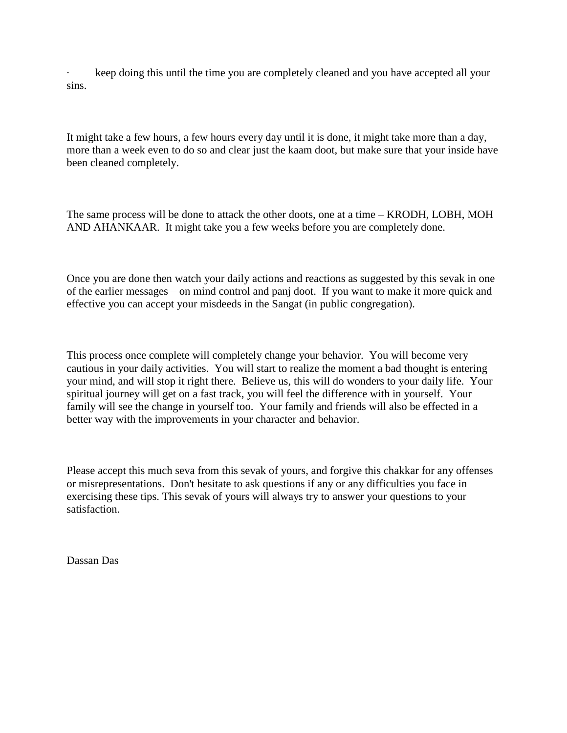- keep doing this until the time you are completely cleaned and you have accepted all your sins.

It might take a few hours, a few hours every day until it is done, it might take more than a day, more than a week even to do so and clear just the kaam doot, but make sure that your inside have been cleaned completely.

The same process will be done to attack the other doots, one at a time – KRODH, LOBH, MOH AND AHANKAAR. It might take you a few weeks before you are completely done.

Once you are done then watch your daily actions and reactions as suggested by this sevak in one of the earlier messages – on mind control and panj doot. If you want to make it more quick and effective you can accept your misdeeds in the Sangat (in public congregation).

This process once complete will completely change your behavior. You will become very cautious in your daily activities. You will start to realize the moment a bad thought is entering your mind, and will stop it right there. Believe us, this will do wonders to your daily life. Your spiritual journey will get on a fast track, you will feel the difference with in yourself. Your family will see the change in yourself too. Your family and friends will also be effected in a better way with the improvements in your character and behavior.

Please accept this much seva from this sevak of yours, and forgive this chakkar for any offenses or misrepresentations. Don't hesitate to ask questions if any or any difficulties you face in exercising these tips. This sevak of yours will always try to answer your questions to your satisfaction.

Dassan Das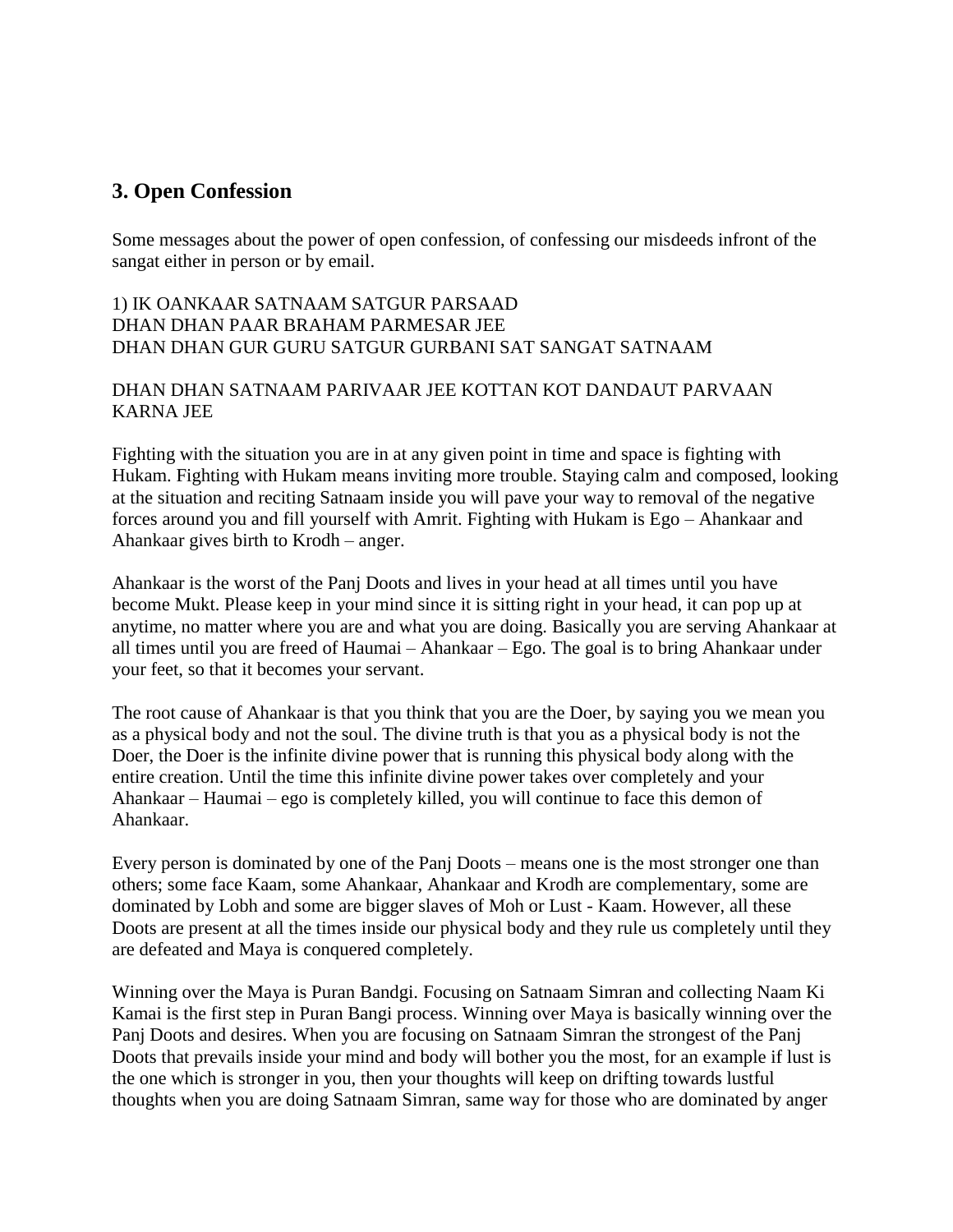## 3. Open Confession

Some messages about the power of open confession, of confessing our misdeeds infront of the sangat either in person or by email.

1) IK OANKAAR SATNAAM SATGUR PARSAAD
DHAN DHAN PAAR BRAHAM PARMESAR JEE
DHAN DHAN GUR GURU SATGUR GURBANI SAT SANGAT SATNAAM

DHAN DHAN SATNAAM PARIVAAR JEE KOTTAN KOT DANDAUT PARVAAN KARNA JEE

Fighting with the situation you are in at any given point in time and space is fighting with Hukam. Fighting with Hukam means inviting more trouble. Staying calm and composed, looking at the situation and reciting Satnaam inside you will pave your way to removal of the negative forces around you and fill yourself with Amrit. Fighting with Hukam is Ego – Ahankaar and Ahankaar gives birth to Krodh – anger.

Ahankaar is the worst of the Panj Doots and lives in your head at all times until you have become Mukt. Please keep in your mind since it is sitting right in your head, it can pop up at anytime, no matter where you are and what you are doing. Basically you are serving Ahankaar at all times until you are freed of Haumai – Ahankaar – Ego. The goal is to bring Ahankaar under your feet, so that it becomes your servant.

The root cause of Ahankaar is that you think that you are the Doer, by saying you we mean you as a physical body and not the soul. The divine truth is that you as a physical body is not the Doer, the Doer is the infinite divine power that is running this physical body along with the entire creation. Until the time this infinite divine power takes over completely and your Ahankaar – Haumai – ego is completely killed, you will continue to face this demon of Ahankaar.

Every person is dominated by one of the Panj Doots – means one is the most stronger one than others; some face Kaam, some Ahankaar, Ahankaar and Krodh are complementary, some are dominated by Lobh and some are bigger slaves of Moh or Lust - Kaam. However, all these Doots are present at all the times inside our physical body and they rule us completely until they are defeated and Maya is conquered completely.

Winning over the Maya is Puran Bandgi. Focusing on Satnaam Simran and collecting Naam Ki Kamai is the first step in Puran Bangi process. Winning over Maya is basically winning over the Panj Doots and desires. When you are focusing on Satnaam Simran the strongest of the Panj Doots that prevails inside your mind and body will bother you the most, for an example if lust is the one which is stronger in you, then your thoughts will keep on drifting towards lustful thoughts when you are doing Satnaam Simran, same way for those who are dominated by anger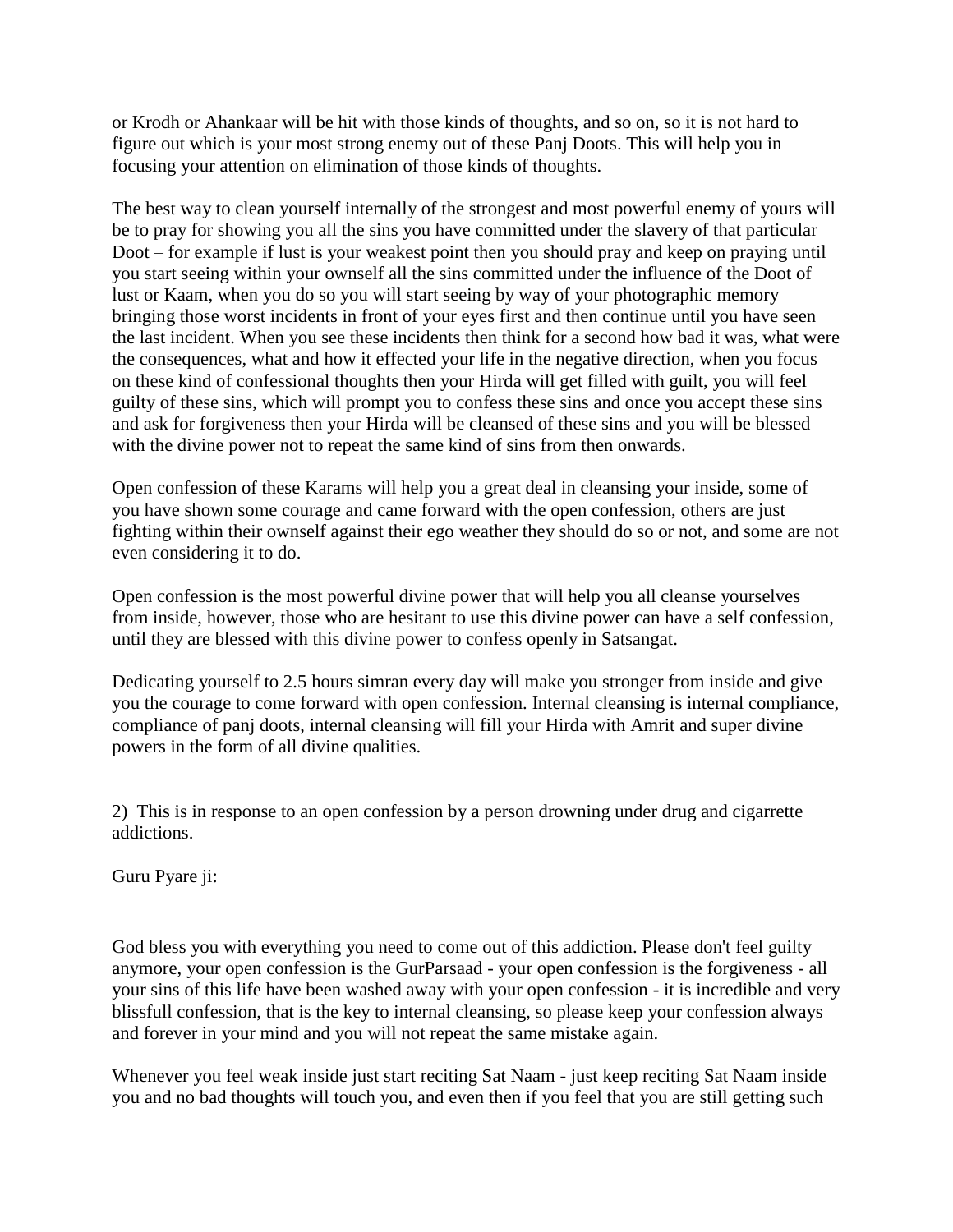or Krodh or Ahankaar will be hit with those kinds of thoughts, and so on, so it is not hard to figure out which is your most strong enemy out of these Panj Doots. This will help you in focusing your attention on elimination of those kinds of thoughts.

The best way to clean yourself internally of the strongest and most powerful enemy of yours will be to pray for showing you all the sins you have committed under the slavery of that particular Doot – for example if lust is your weakest point then you should pray and keep on praying until you start seeing within your ownself all the sins committed under the influence of the Doot of lust or Kaam, when you do so you will start seeing by way of your photographic memory bringing those worst incidents in front of your eyes first and then continue until you have seen the last incident. When you see these incidents then think for a second how bad it was, what were the consequences, what and how it effected your life in the negative direction, when you focus on these kind of confessional thoughts then your Hirda will get filled with guilt, you will feel guilty of these sins, which will prompt you to confess these sins and once you accept these sins and ask for forgiveness then your Hirda will be cleansed of these sins and you will be blessed with the divine power not to repeat the same kind of sins from then onwards.

Open confession of these Karams will help you a great deal in cleansing your inside, some of you have shown some courage and came forward with the open confession, others are just fighting within their ownself against their ego weather they should do so or not, and some are not even considering it to do.

Open confession is the most powerful divine power that will help you all cleanse yourselves from inside, however, those who are hesitant to use this divine power can have a self confession, until they are blessed with this divine power to confess openly in Satsangat.

Dedicating yourself to 2.5 hours simran every day will make you stronger from inside and give you the courage to come forward with open confession. Internal cleansing is internal compliance, compliance of panj doots, internal cleansing will fill your Hirda with Amrit and super divine powers in the form of all divine qualities.

2) This is in response to an open confession by a person drowning under drug and cigarrette addictions.

Guru Pyare ji:

God bless you with everything you need to come out of this addiction. Please don't feel guilty anymore, your open confession is the GurParsaad - your open confession is the forgiveness - all your sins of this life have been washed away with your open confession - it is incredible and very blissfull confession, that is the key to internal cleansing, so please keep your confession always and forever in your mind and you will not repeat the same mistake again.

Whenever you feel weak inside just start reciting Sat Naam - just keep reciting Sat Naam inside you and no bad thoughts will touch you, and even then if you feel that you are still getting such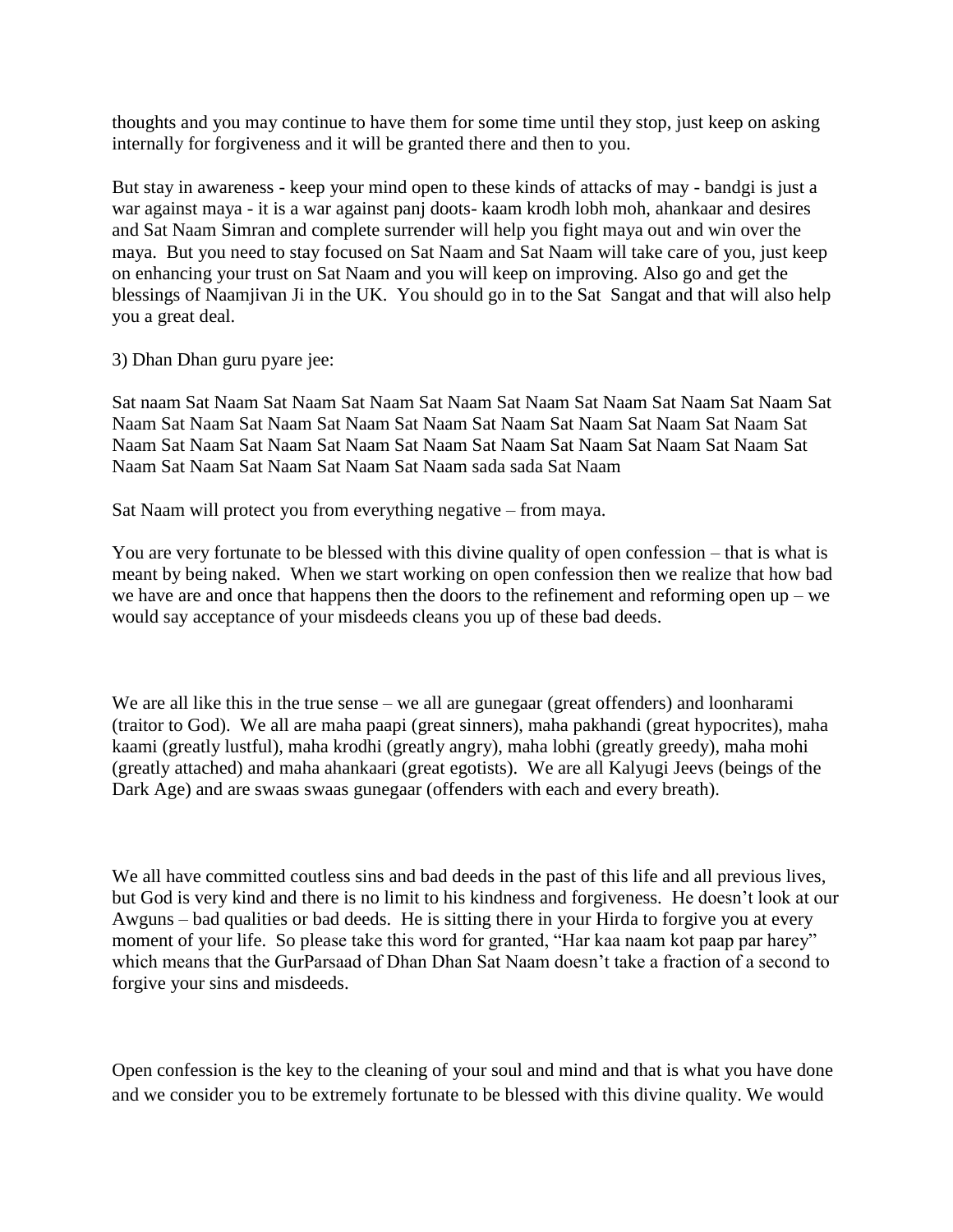thoughts and you may continue to have them for some time until they stop, just keep on asking internally for forgiveness and it will be granted there and then to you.

But stay in awareness - keep your mind open to these kinds of attacks of may - bandgi is just a war against maya - it is a war against panj doots- kaam krodh lobh moh, ahankaar and desires and Sat Naam Simran and complete surrender will help you fight maya out and win over the maya. But you need to stay focused on Sat Naam and Sat Naam will take care of you, just keep on enhancing your trust on Sat Naam and you will keep on improving. Also go and get the blessings of Naamjivan Ji in the UK. You should go in to the Sat Sangat and that will also help you a great deal.

3) Dhan Dhan guru pyare jee:

Sat naam Sat Naam Sat Naam Sat Naam Sat Naam Sat Naam Sat Naam Sat Naam Sat Naam Sat Naam Sat Naam Sat Naam Sat Naam Sat Naam Sat Naam Sat Naam Sat Naam Sat Naam Sat Naam Sat Naam Sat Naam Sat Naam Sat Naam Sat Naam Sat Naam Sat Naam Sat Naam Sat Naam Sat Naam Sat Naam Sat Naam Sat Naam Sat Naam Sat Naam Sat Naam sada sada Sat Naam

Sat Naam will protect you from everything negative – from maya.

You are very fortunate to be blessed with this divine quality of open confession – that is what is meant by being naked. When we start working on open confession then we realize that how bad we have are and once that happens then the doors to the refinement and reforming open up – we would say acceptance of your misdeeds cleans you up of these bad deeds.

We are all like this in the true sense – we all are gunegaar (great offenders) and loonharami (traitor to God). We all are maha paapi (great sinners), maha pakhandi (great hypocrites), maha kaami (greatly lustful), maha krodhi (greatly angry), maha lobhi (greatly greedy), maha mohi (greatly attached) and maha ahankaari (great egotists). We are all Kalyugi Jeevs (beings of the Dark Age) and are swaas swaas gunegaar (offenders with each and every breath).

We all have committed coutless sins and bad deeds in the past of this life and all previous lives, but God is very kind and there is no limit to his kindness and forgiveness. He doesn't look at our Awguns – bad qualities or bad deeds. He is sitting there in your Hirda to forgive you at every moment of your life. So please take this word for granted, "Har kaa naam kot paap par harey" which means that the GurParsaad of Dhan Dhan Sat Naam doesn't take a fraction of a second to forgive your sins and misdeeds.

Open confession is the key to the cleaning of your soul and mind and that is what you have done and we consider you to be extremely fortunate to be blessed with this divine quality. We would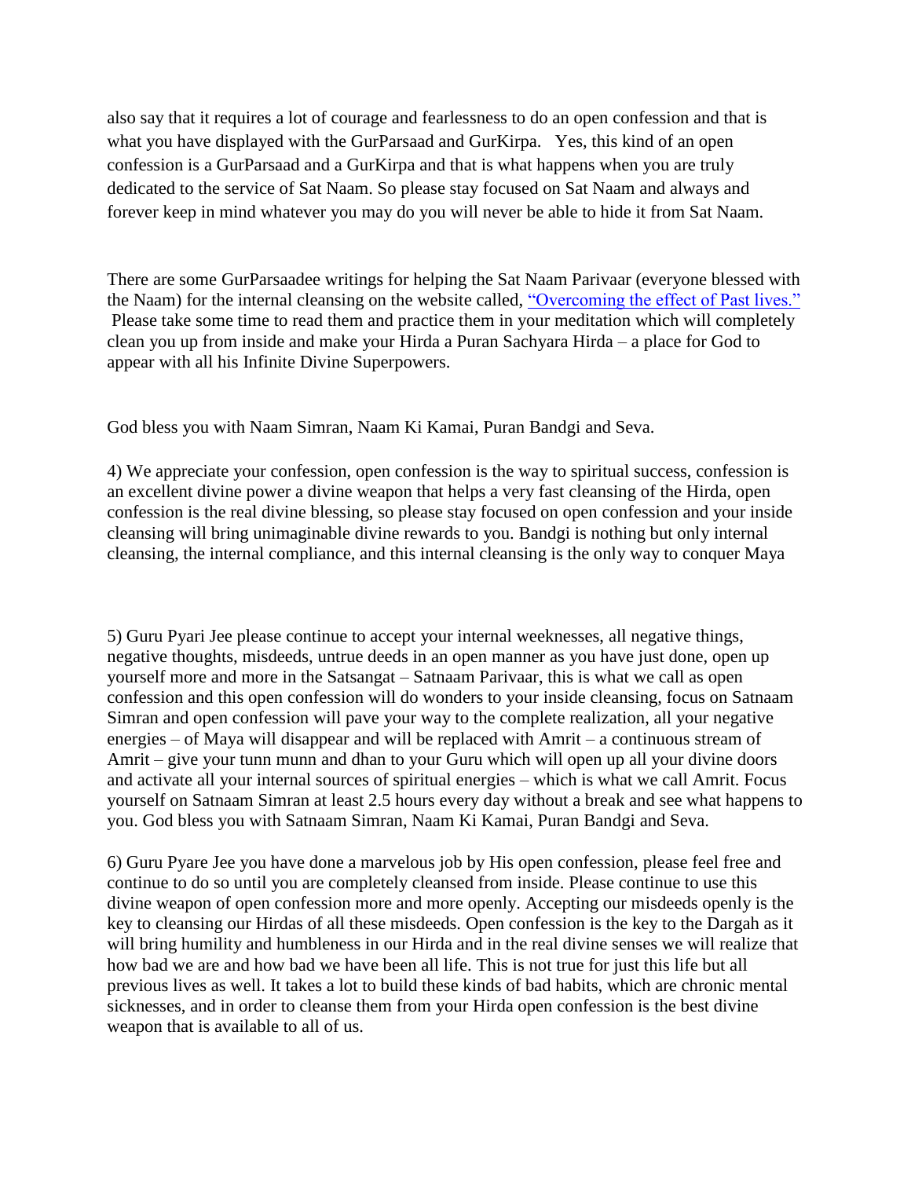also say that it requires a lot of courage and fearlessness to do an open confession and that is what you have displayed with the GurParsaad and GurKirpa. Yes, this kind of an open confession is a GurParsaad and a GurKirpa and that is what happens when you are truly dedicated to the service of Sat Naam. So please stay focused on Sat Naam and always and forever keep in mind whatever you may do you will never be able to hide it from Sat Naam.

There are some GurParsaadee writings for helping the Sat Naam Parivaar (everyone blessed with the Naam) for the internal cleansing on the website called, "Overcoming the effect of Past lives." Please take some time to read them and practice them in your meditation which will completely clean you up from inside and make your Hirda a Puran Sachyara Hirda – a place for God to appear with all his Infinite Divine Superpowers.

God bless you with Naam Simran, Naam Ki Kamai, Puran Bandgi and Seva.

4) We appreciate your confession, open confession is the way to spiritual success, confession is an excellent divine power a divine weapon that helps a very fast cleansing of the Hirda, open confession is the real divine blessing, so please stay focused on open confession and your inside cleansing will bring unimaginable divine rewards to you. Bandgi is nothing but only internal cleansing, the internal compliance, and this internal cleansing is the only way to conquer Maya

5) Guru Pyari Jee please continue to accept your internal weeknesses, all negative things, negative thoughts, misdeeds, untrue deeds in an open manner as you have just done, open up yourself more and more in the Satsangat – Satnaam Parivaar, this is what we call as open confession and this open confession will do wonders to your inside cleansing, focus on Satnaam Simran and open confession will pave your way to the complete realization, all your negative energies – of Maya will disappear and will be replaced with Amrit – a continuous stream of Amrit – give your tunn munn and dhan to your Guru which will open up all your divine doors and activate all your internal sources of spiritual energies – which is what we call Amrit. Focus yourself on Satnaam Simran at least 2.5 hours every day without a break and see what happens to you. God bless you with Satnaam Simran, Naam Ki Kamai, Puran Bandgi and Seva.

6) Guru Pyare Jee you have done a marvelous job by His open confession, please feel free and continue to do so until you are completely cleansed from inside. Please continue to use this divine weapon of open confession more and more openly. Accepting our misdeeds openly is the key to cleansing our Hirdas of all these misdeeds. Open confession is the key to the Dargah as it will bring humility and humbleness in our Hirda and in the real divine senses we will realize that how bad we are and how bad we have been all life. This is not true for just this life but all previous lives as well. It takes a lot to build these kinds of bad habits, which are chronic mental sicknesses, and in order to cleanse them from your Hirda open confession is the best divine weapon that is available to all of us.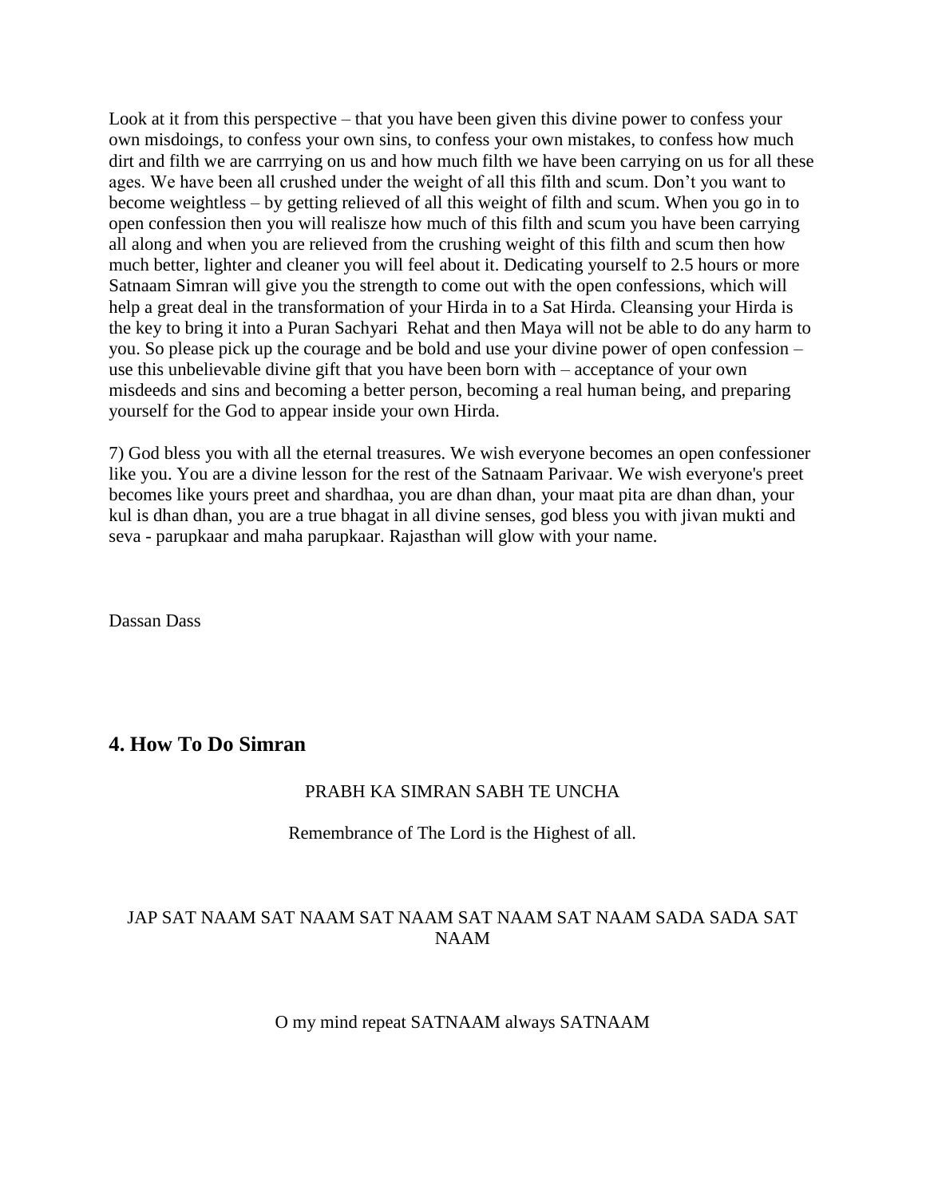Look at it from this perspective – that you have been given this divine power to confess your own misdoings, to confess your own sins, to confess your own mistakes, to confess how much dirt and filth we are carrrying on us and how much filth we have been carrying on us for all these ages. We have been all crushed under the weight of all this filth and scum. Don't you want to become weightless – by getting relieved of all this weight of filth and scum. When you go in to open confession then you will realisze how much of this filth and scum you have been carrying all along and when you are relieved from the crushing weight of this filth and scum then how much better, lighter and cleaner you will feel about it. Dedicating yourself to 2.5 hours or more Satnaam Simran will give you the strength to come out with the open confessions, which will help a great deal in the transformation of your Hirda in to a Sat Hirda. Cleansing your Hirda is the key to bring it into a Puran Sachyari Rehat and then Maya will not be able to do any harm to you. So please pick up the courage and be bold and use your divine power of open confession – use this unbelievable divine gift that you have been born with – acceptance of your own misdeeds and sins and becoming a better person, becoming a real human being, and preparing yourself for the God to appear inside your own Hirda.

7) God bless you with all the eternal treasures. We wish everyone becomes an open confessioner like you. You are a divine lesson for the rest of the Satnaam Parivaar. We wish everyone's preet becomes like yours preet and shardhaa, you are dhan dhan, your maat pita are dhan dhan, your kul is dhan dhan, you are a true bhagat in all divine senses, god bless you with jivan mukti and seva - parupkaar and maha parupkaar. Rajasthan will glow with your name.

Dassan Dass

## 4. How To Do Simran

PRABH KA SIMRAN SABH TE UNCHA

Remembrance of The Lord is the Highest of all.

JAP SAT NAAM SAT NAAM SAT NAAM SAT NAAM SAT NAAM SADA SADA SAT NAAM

O my mind repeat SATNAAM always SATNAAM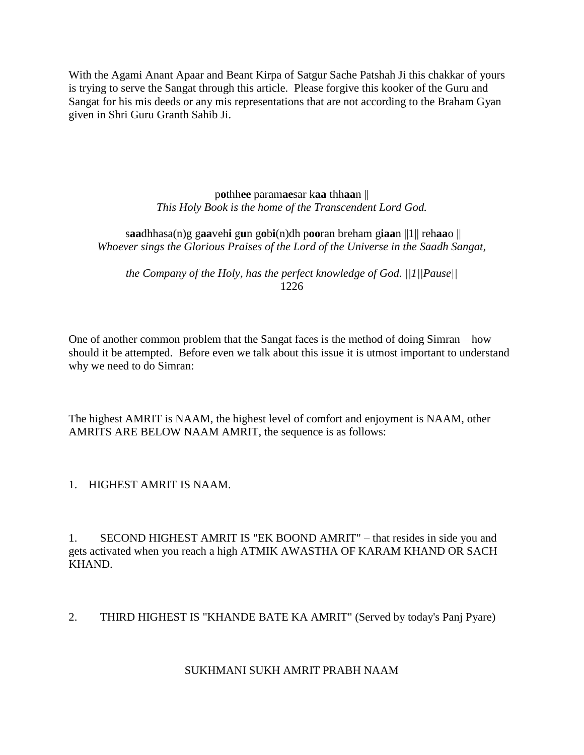With the Agami Anant Apaar and Beant Kirpa of Satgur Sache Patshah Ji this chakkar of yours is trying to serve the Sangat through this article. Please forgive this kooker of the Guru and Sangat for his mis deeds or any mis representations that are not according to the Braham Gyan given in Shri Guru Granth Sahib Ji.

p**o**thh**ee** param**ae**sar k**aa** thh**aa**n ||
*This Holy Book is the home of the Transcendent Lord God.*

s**aa**dhhasa(n)g g**aa**veh**i** g**u**n g**o**b**i**(n)dh p**oo**ran breham g**iaa**n ||1|| reh**aa**o ||
*Whoever sings the Glorious Praises of the Lord of the Universe in the Saadh Sangat,*

*the Company of the Holy, has the perfect knowledge of God. ||1||Pause||*
1226

One of another common problem that the Sangat faces is the method of doing Simran – how should it be attempted. Before even we talk about this issue it is utmost important to understand why we need to do Simran:

The highest AMRIT is NAAM, the highest level of comfort and enjoyment is NAAM, other AMRITS ARE BELOW NAAM AMRIT, the sequence is as follows:

1. HIGHEST AMRIT IS NAAM.

1. SECOND HIGHEST AMRIT IS "EK BOOND AMRIT" – that resides in side you and gets activated when you reach a high ATMIK AWASTHA OF KARAM KHAND OR SACH KHAND.

2. THIRD HIGHEST IS "KHANDE BATE KA AMRIT" (Served by today's Panj Pyare)

SUKHMANI SUKH AMRIT PRABH NAAM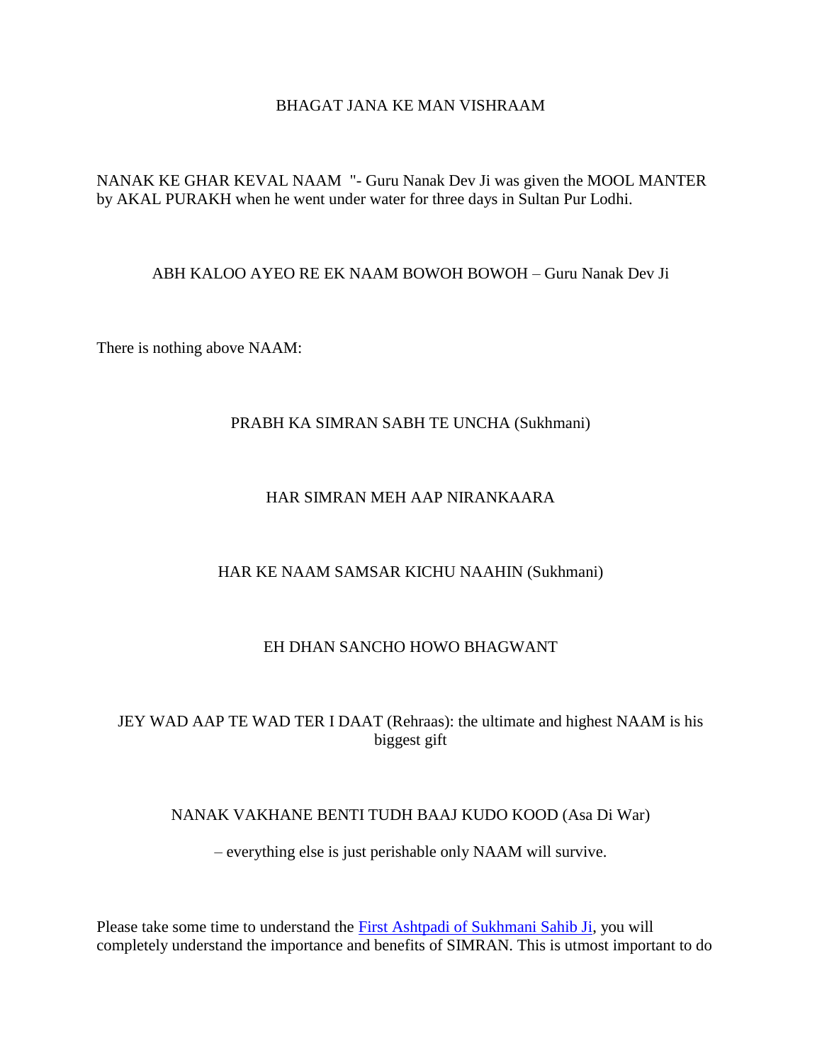BHAGAT JANA KE MAN VISHRAAM

NANAK KE GHAR KEVAL NAAM "- Guru Nanak Dev Ji was given the MOOL MANTER by AKAL PURAKH when he went under water for three days in Sultan Pur Lodhi.

ABH KALOO AYEO RE EK NAAM BOWOH BOWOH – Guru Nanak Dev Ji

There is nothing above NAAM:

PRABH KA SIMRAN SABH TE UNCHA (Sukhmani)

HAR SIMRAN MEH AAP NIRANKAARA

HAR KE NAAM SAMSAR KICHU NAAHIN (Sukhmani)

EH DHAN SANCHO HOWO BHAGWANT

JEY WAD AAP TE WAD TER I DAAT (Rehraas): the ultimate and highest NAAM is his biggest gift

NANAK VAKHANE BENTI TUDH BAAJ KUDO KOOD (Asa Di War)

– everything else is just perishable only NAAM will survive.

Please take some time to understand the First Ashtpadi of Sukhmani Sahib Ji, you will completely understand the importance and benefits of SIMRAN. This is utmost important to do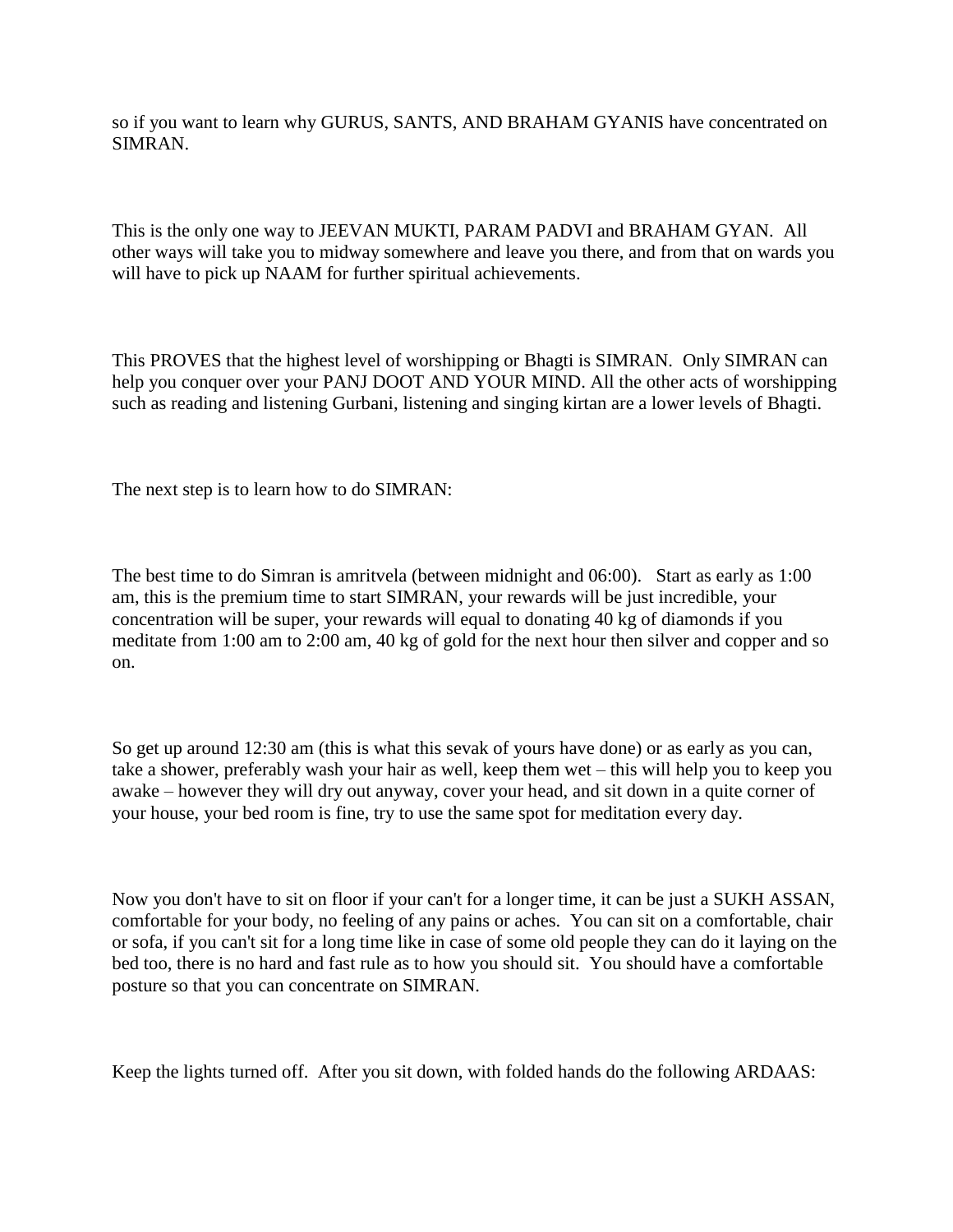so if you want to learn why GURUS, SANTS, AND BRAHAM GYANIS have concentrated on SIMRAN.

This is the only one way to JEEVAN MUKTI, PARAM PADVI and BRAHAM GYAN. All other ways will take you to midway somewhere and leave you there, and from that on wards you will have to pick up NAAM for further spiritual achievements.

This PROVES that the highest level of worshipping or Bhagti is SIMRAN. Only SIMRAN can help you conquer over your PANJ DOOT AND YOUR MIND. All the other acts of worshipping such as reading and listening Gurbani, listening and singing kirtan are a lower levels of Bhagti.

The next step is to learn how to do SIMRAN:

The best time to do Simran is amritvela (between midnight and 06:00). Start as early as 1:00 am, this is the premium time to start SIMRAN, your rewards will be just incredible, your concentration will be super, your rewards will equal to donating 40 kg of diamonds if you meditate from 1:00 am to 2:00 am, 40 kg of gold for the next hour then silver and copper and so on.

So get up around 12:30 am (this is what this sevak of yours have done) or as early as you can, take a shower, preferably wash your hair as well, keep them wet – this will help you to keep you awake – however they will dry out anyway, cover your head, and sit down in a quite corner of your house, your bed room is fine, try to use the same spot for meditation every day.

Now you don't have to sit on floor if your can't for a longer time, it can be just a SUKH ASSAN, comfortable for your body, no feeling of any pains or aches. You can sit on a comfortable, chair or sofa, if you can't sit for a long time like in case of some old people they can do it laying on the bed too, there is no hard and fast rule as to how you should sit. You should have a comfortable posture so that you can concentrate on SIMRAN.

Keep the lights turned off. After you sit down, with folded hands do the following ARDAAS: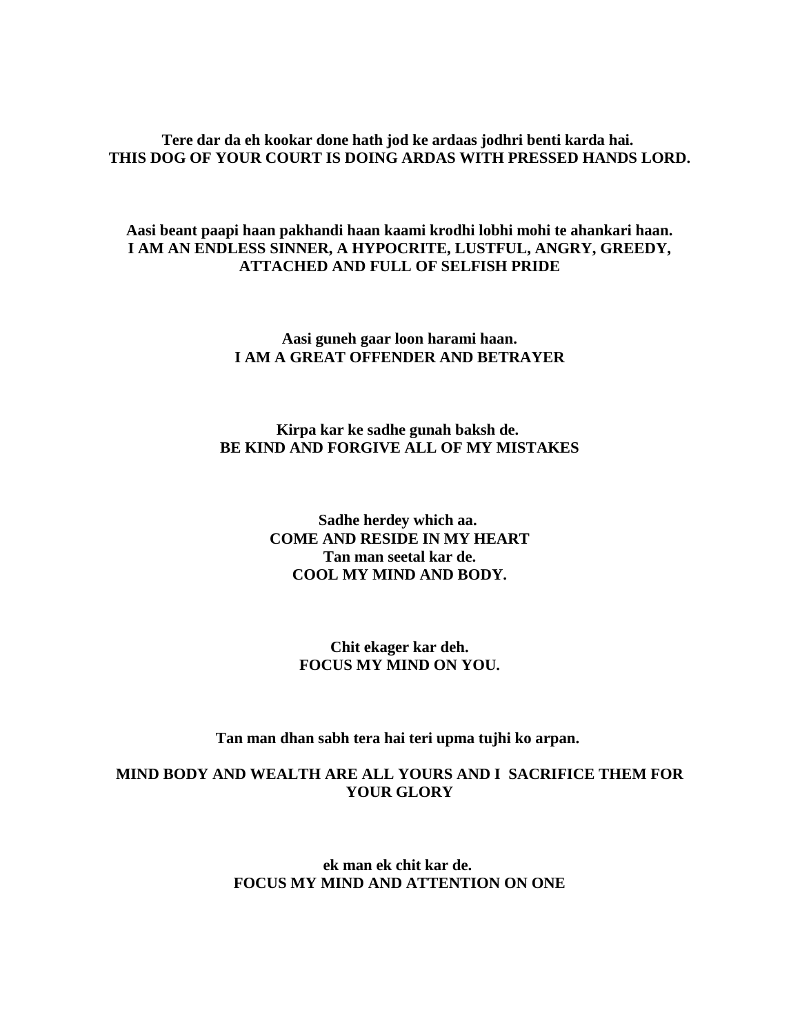**Tere dar da eh kookar done hath jod ke ardaas jodhri benti karda hai.**
**THIS DOG OF YOUR COURT IS DOING ARDAS WITH PRESSED HANDS LORD.**

**Aasi beant paapi haan pakhandi haan kaami krodhi lobhi mohi te ahankari haan.**
**I AM AN ENDLESS SINNER, A HYPOCRITE, LUSTFUL, ANGRY, GREEDY, ATTACHED AND FULL OF SELFISH PRIDE**

**Aasi guneh gaar loon harami haan.**
**I AM A GREAT OFFENDER AND BETRAYER**

**Kirpa kar ke sadhe gunah baksh de.**
**BE KIND AND FORGIVE ALL OF MY MISTAKES**

**Sadhe herdey which aa.**
**COME AND RESIDE IN MY HEART**
**Tan man seetal kar de.**
**COOL MY MIND AND BODY.**

**Chit ekager kar deh.**
**FOCUS MY MIND ON YOU.**

**Tan man dhan sabh tera hai teri upma tujhi ko arpan.**

**MIND BODY AND WEALTH ARE ALL YOURS AND I SACRIFICE THEM FOR YOUR GLORY**

**ek man ek chit kar de.**
**FOCUS MY MIND AND ATTENTION ON ONE**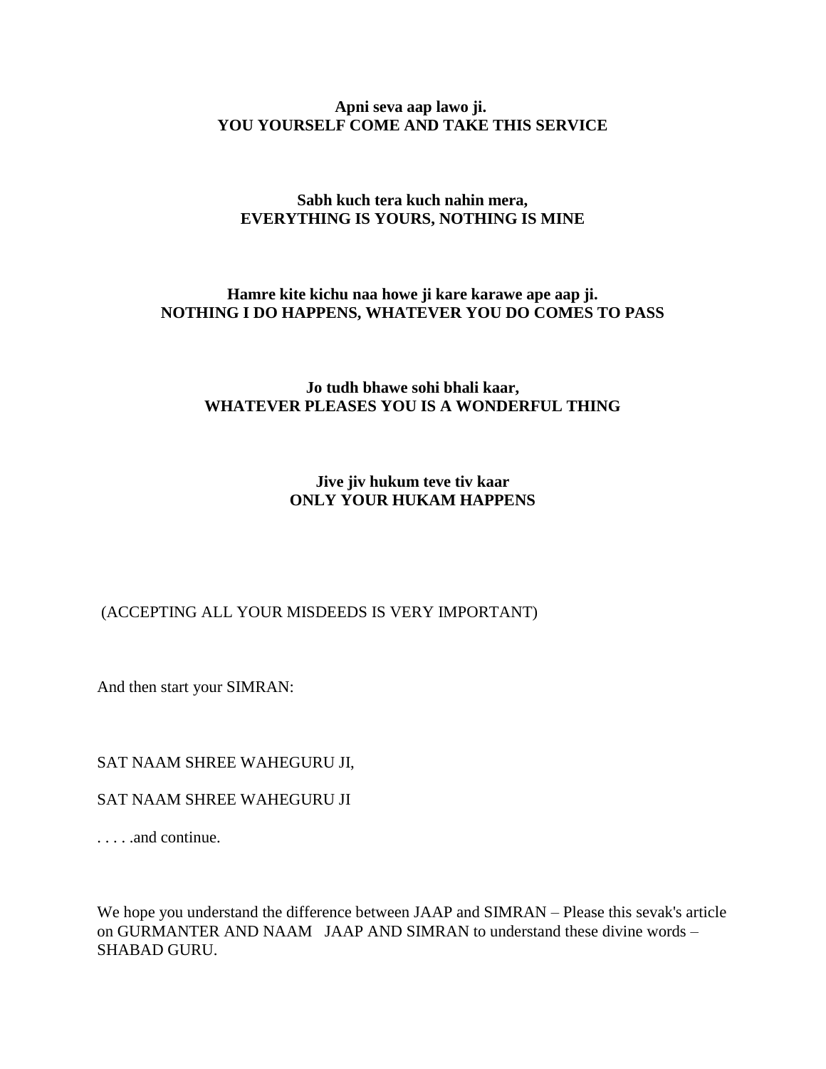**Apni seva aap lawo ji.**
**YOU YOURSELF COME AND TAKE THIS SERVICE**

**Sabh kuch tera kuch nahin mera,**
**EVERYTHING IS YOURS, NOTHING IS MINE**

**Hamre kite kichu naa howe ji kare karawe ape aap ji.**
**NOTHING I DO HAPPENS, WHATEVER YOU DO COMES TO PASS**

**Jo tudh bhawe sohi bhali kaar,**
**WHATEVER PLEASES YOU IS A WONDERFUL THING**

**Jive jiv hukum teve tiv kaar**
**ONLY YOUR HUKAM HAPPENS**

(ACCEPTING ALL YOUR MISDEEDS IS VERY IMPORTANT)

And then start your SIMRAN:

SAT NAAM SHREE WAHEGURU JI,

SAT NAAM SHREE WAHEGURU JI

. . . . .and continue.

We hope you understand the difference between JAAP and SIMRAN – Please this sevak's article on GURMANTER AND NAAM JAAP AND SIMRAN to understand these divine words – SHABAD GURU.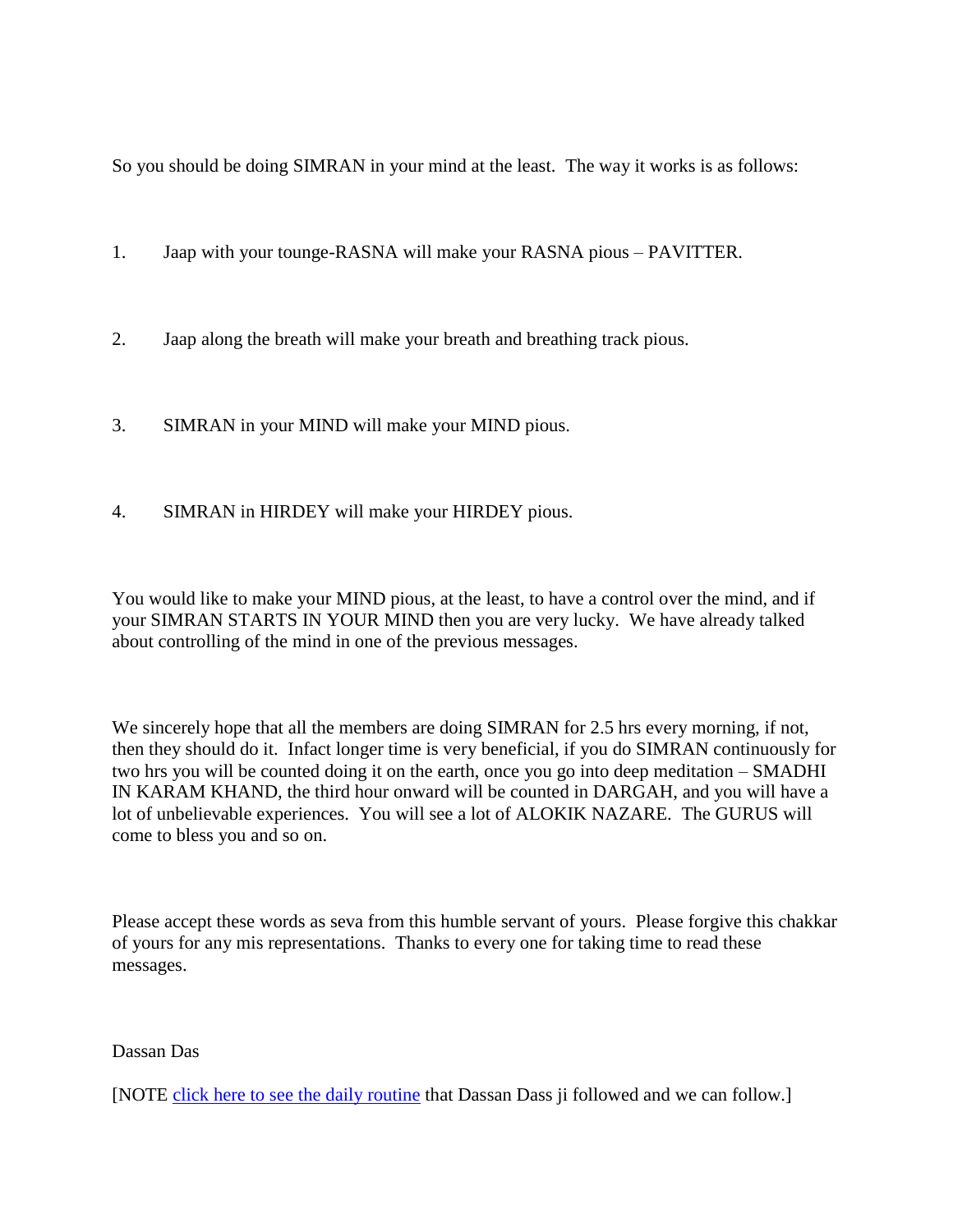So you should be doing SIMRAN in your mind at the least. The way it works is as follows:

1. Jaap with your tounge-RASNA will make your RASNA pious – PAVITTER.

2. Jaap along the breath will make your breath and breathing track pious.

3. SIMRAN in your MIND will make your MIND pious.

4. SIMRAN in HIRDEY will make your HIRDEY pious.

You would like to make your MIND pious, at the least, to have a control over the mind, and if your SIMRAN STARTS IN YOUR MIND then you are very lucky. We have already talked about controlling of the mind in one of the previous messages.

We sincerely hope that all the members are doing SIMRAN for 2.5 hrs every morning, if not, then they should do it. Infact longer time is very beneficial, if you do SIMRAN continuously for two hrs you will be counted doing it on the earth, once you go into deep meditation – SMADHI IN KARAM KHAND, the third hour onward will be counted in DARGAH, and you will have a lot of unbelievable experiences. You will see a lot of ALOKIK NAZARE. The GURUS will come to bless you and so on.

Please accept these words as seva from this humble servant of yours. Please forgive this chakkar of yours for any mis representations. Thanks to every one for taking time to read these messages.

Dassan Das

[NOTE click here to see the daily routine that Dassan Dass ji followed and we can follow.]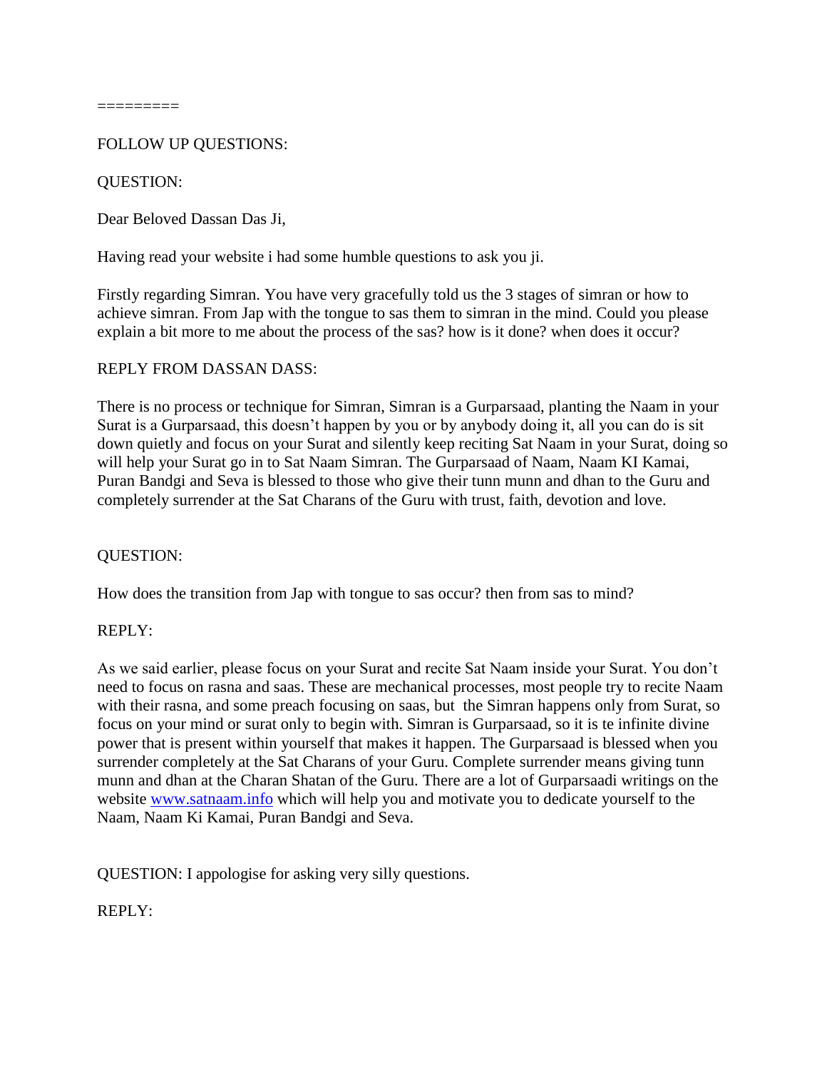=========

FOLLOW UP QUESTIONS:

QUESTION:

Dear Beloved Dassan Das Ji,

Having read your website i had some humble questions to ask you ji.

Firstly regarding Simran. You have very gracefully told us the 3 stages of simran or how to achieve simran. From Jap with the tongue to sas them to simran in the mind. Could you please explain a bit more to me about the process of the sas? how is it done? when does it occur?

REPLY FROM DASSAN DASS:

There is no process or technique for Simran, Simran is a Gurparsaad, planting the Naam in your Surat is a Gurparsaad, this doesn't happen by you or by anybody doing it, all you can do is sit down quietly and focus on your Surat and silently keep reciting Sat Naam in your Surat, doing so will help your Surat go in to Sat Naam Simran. The Gurparsaad of Naam, Naam KI Kamai, Puran Bandgi and Seva is blessed to those who give their tunn munn and dhan to the Guru and completely surrender at the Sat Charans of the Guru with trust, faith, devotion and love.

QUESTION:

How does the transition from Jap with tongue to sas occur? then from sas to mind?

REPLY:

As we said earlier, please focus on your Surat and recite Sat Naam inside your Surat. You don't need to focus on rasna and saas. These are mechanical processes, most people try to recite Naam with their rasna, and some preach focusing on saas, but the Simran happens only from Surat, so focus on your mind or surat only to begin with. Simran is Gurparsaad, so it is te infinite divine power that is present within yourself that makes it happen. The Gurparsaad is blessed when you surrender completely at the Sat Charans of your Guru. Complete surrender means giving tunn munn and dhan at the Charan Shatan of the Guru. There are a lot of Gurparsaadi writings on the website [www.satnaam.info](http://www.satnaam.info) which will help you and motivate you to dedicate yourself to the Naam, Naam Ki Kamai, Puran Bandgi and Seva.

QUESTION: I appologise for asking very silly questions.

REPLY: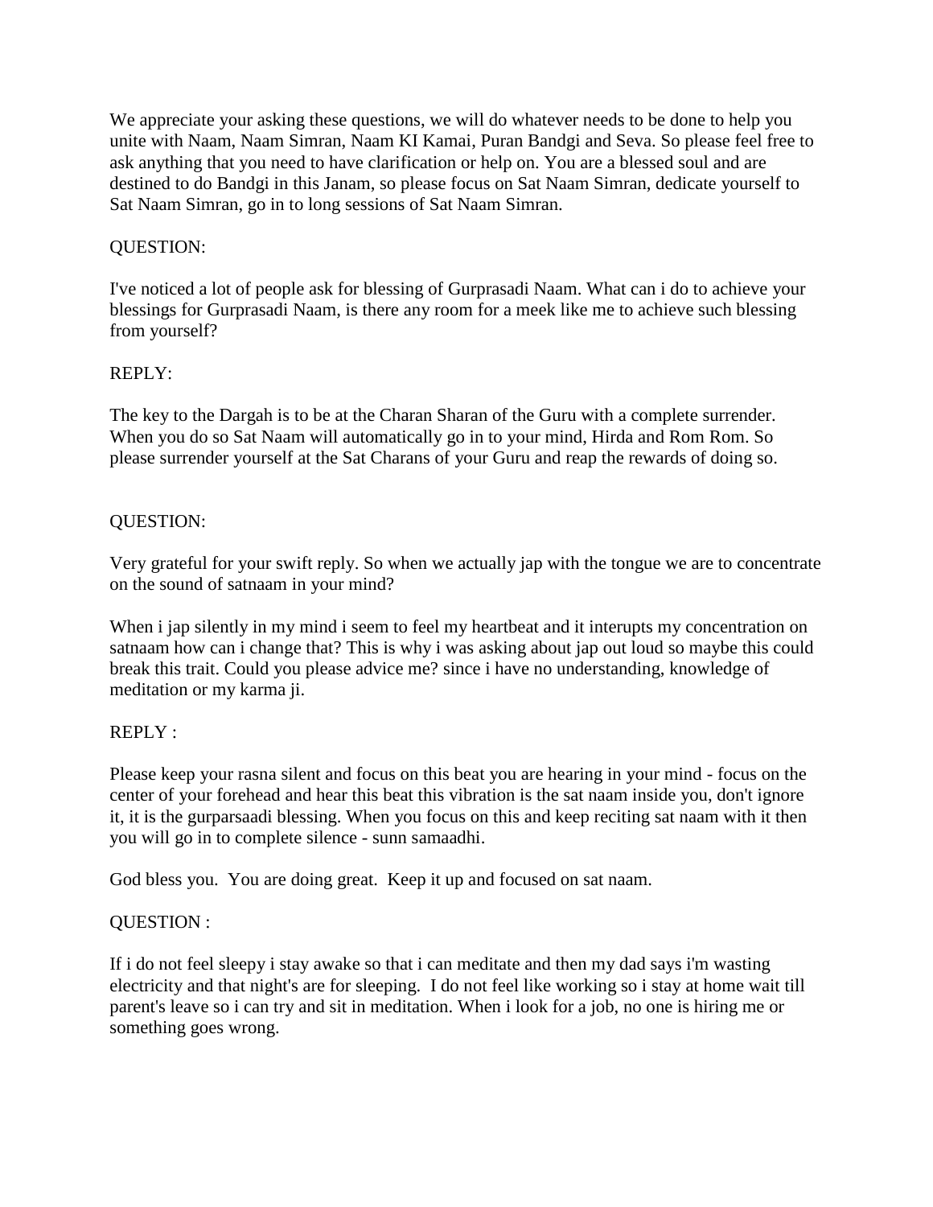We appreciate your asking these questions, we will do whatever needs to be done to help you unite with Naam, Naam Simran, Naam KI Kamai, Puran Bandgi and Seva. So please feel free to ask anything that you need to have clarification or help on. You are a blessed soul and are destined to do Bandgi in this Janam, so please focus on Sat Naam Simran, dedicate yourself to Sat Naam Simran, go in to long sessions of Sat Naam Simran.

QUESTION:

I've noticed a lot of people ask for blessing of Gurprasadi Naam. What can i do to achieve your blessings for Gurprasadi Naam, is there any room for a meek like me to achieve such blessing from yourself?

REPLY:

The key to the Dargah is to be at the Charan Sharan of the Guru with a complete surrender. When you do so Sat Naam will automatically go in to your mind, Hirda and Rom Rom. So please surrender yourself at the Sat Charans of your Guru and reap the rewards of doing so.

QUESTION:

Very grateful for your swift reply. So when we actually jap with the tongue we are to concentrate on the sound of satnaam in your mind?

When i jap silently in my mind i seem to feel my heartbeat and it interupts my concentration on satnaam how can i change that? This is why i was asking about jap out loud so maybe this could break this trait. Could you please advice me? since i have no understanding, knowledge of meditation or my karma ji.

REPLY :

Please keep your rasna silent and focus on this beat you are hearing in your mind - focus on the center of your forehead and hear this beat this vibration is the sat naam inside you, don't ignore it, it is the gurparsaadi blessing. When you focus on this and keep reciting sat naam with it then you will go in to complete silence - sunn samaadhi.

God bless you. You are doing great. Keep it up and focused on sat naam.

QUESTION :

If i do not feel sleepy i stay awake so that i can meditate and then my dad says i'm wasting electricity and that night's are for sleeping. I do not feel like working so i stay at home wait till parent's leave so i can try and sit in meditation. When i look for a job, no one is hiring me or something goes wrong.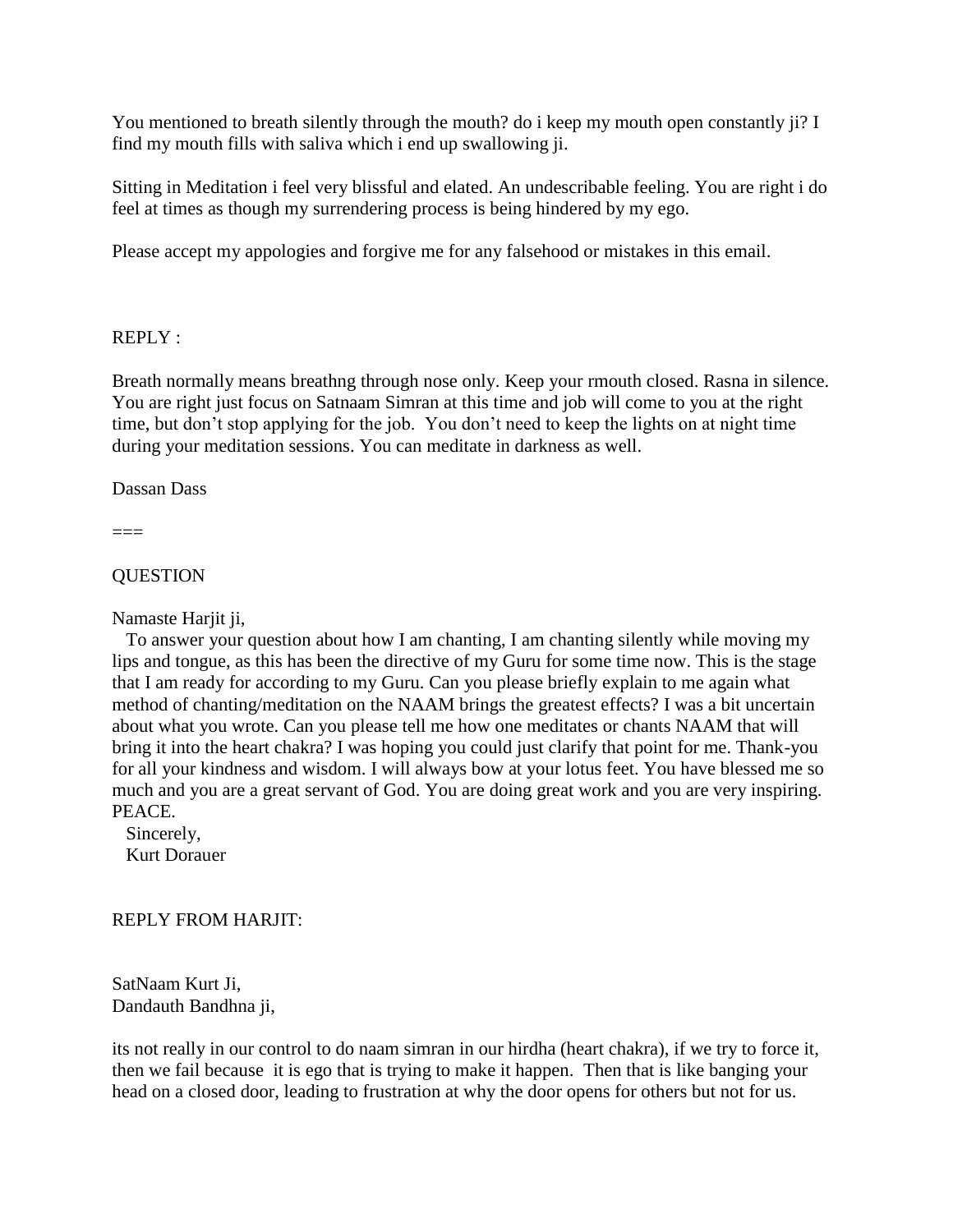You mentioned to breath silently through the mouth? do i keep my mouth open constantly ji? I find my mouth fills with saliva which i end up swallowing ji.

Sitting in Meditation i feel very blissful and elated. An undescribable feeling. You are right i do feel at times as though my surrendering process is being hindered by my ego.

Please accept my appologies and forgive me for any falsehood or mistakes in this email.

REPLY :

Breath normally means breathng through nose only. Keep your rmouth closed. Rasna in silence. You are right just focus on Satnaam Simran at this time and job will come to you at the right time, but don't stop applying for the job. You don't need to keep the lights on at night time during your meditation sessions. You can meditate in darkness as well.

Dassan Dass

===

QUESTION

Namaste Harjit ji,

To answer your question about how I am chanting, I am chanting silently while moving my lips and tongue, as this has been the directive of my Guru for some time now. This is the stage that I am ready for according to my Guru. Can you please briefly explain to me again what method of chanting/meditation on the NAAM brings the greatest effects? I was a bit uncertain about what you wrote. Can you please tell me how one meditates or chants NAAM that will bring it into the heart chakra? I was hoping you could just clarify that point for me. Thank-you for all your kindness and wisdom. I will always bow at your lotus feet. You have blessed me so much and you are a great servant of God. You are doing great work and you are very inspiring. PEACE.

Sincerely,
Kurt Dorauer

REPLY FROM HARJIT:

SatNaam Kurt Ji,
Dandauth Bandhna ji,

its not really in our control to do naam simran in our hirdha (heart chakra), if we try to force it, then we fail because it is ego that is trying to make it happen. Then that is like banging your head on a closed door, leading to frustration at why the door opens for others but not for us.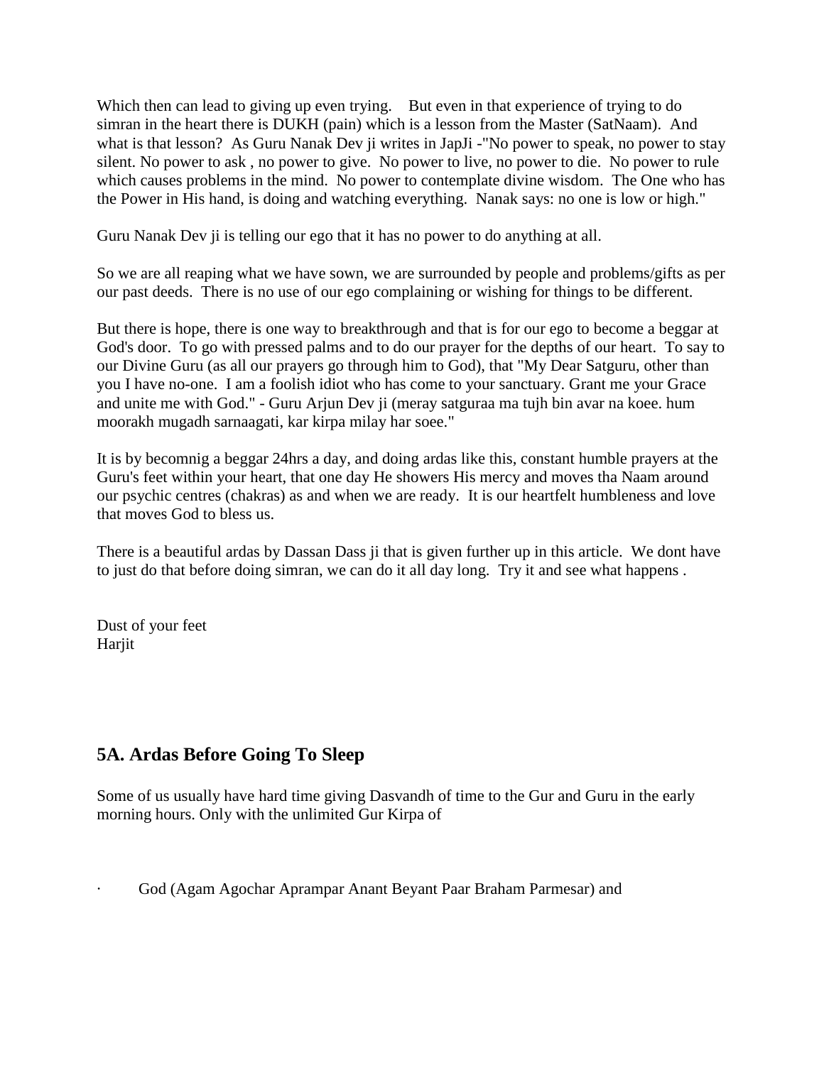Which then can lead to giving up even trying.   But even in that experience of trying to do simran in the heart there is DUKH (pain) which is a lesson from the Master (SatNaam).  And what is that lesson?  As Guru Nanak Dev ji writes in JapJi -"No power to speak, no power to stay silent. No power to ask , no power to give.  No power to live, no power to die.  No power to rule which causes problems in the mind.  No power to contemplate divine wisdom.  The One who has the Power in His hand, is doing and watching everything.  Nanak says: no one is low or high."

Guru Nanak Dev ji is telling our ego that it has no power to do anything at all.

So we are all reaping what we have sown, we are surrounded by people and problems/gifts as per our past deeds.  There is no use of our ego complaining or wishing for things to be different.

But there is hope, there is one way to breakthrough and that is for our ego to become a beggar at God's door.  To go with pressed palms and to do our prayer for the depths of our heart.  To say to our Divine Guru (as all our prayers go through him to God), that "My Dear Satguru, other than you I have no-one.  I am a foolish idiot who has come to your sanctuary. Grant me your Grace and unite me with God." - Guru Arjun Dev ji (meray satguraa ma tujh bin avar na koee. hum moorakh mugadh sarnaagati, kar kirpa milay har soee."

It is by becomnig a beggar 24hrs a day, and doing ardas like this, constant humble prayers at the Guru's feet within your heart, that one day He showers His mercy and moves tha Naam around our psychic centres (chakras) as and when we are ready.  It is our heartfelt humbleness and love that moves God to bless us.

There is a beautiful ardas by Dassan Dass ji that is given further up in this article.  We dont have to just do that before doing simran, we can do it all day long.  Try it and see what happens .

Dust of your feet
Harjit

## 5A. Ardas Before Going To Sleep

Some of us usually have hard time giving Dasvandh of time to the Gur and Guru in the early morning hours. Only with the unlimited Gur Kirpa of

- God (Agam Agochar Aprampar Anant Beyant Paar Braham Parmesar) and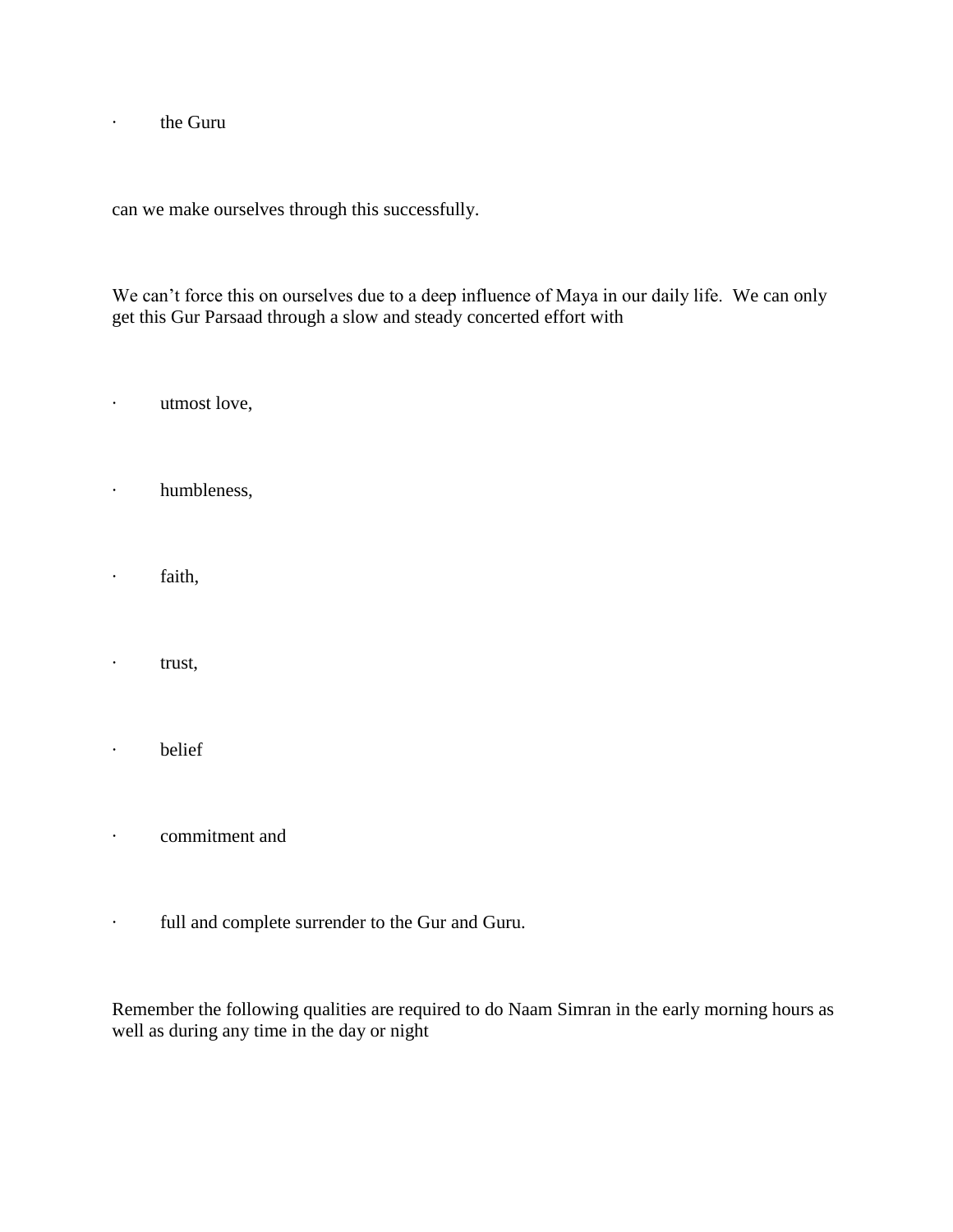- the Guru

can we make ourselves through this successfully.

We can't force this on ourselves due to a deep influence of Maya in our daily life.  We can only get this Gur Parsaad through a slow and steady concerted effort with

- utmost love,
- humbleness,
- faith,
- trust,
- belief
- commitment and
- full and complete surrender to the Gur and Guru.

Remember the following qualities are required to do Naam Simran in the early morning hours as well as during any time in the day or night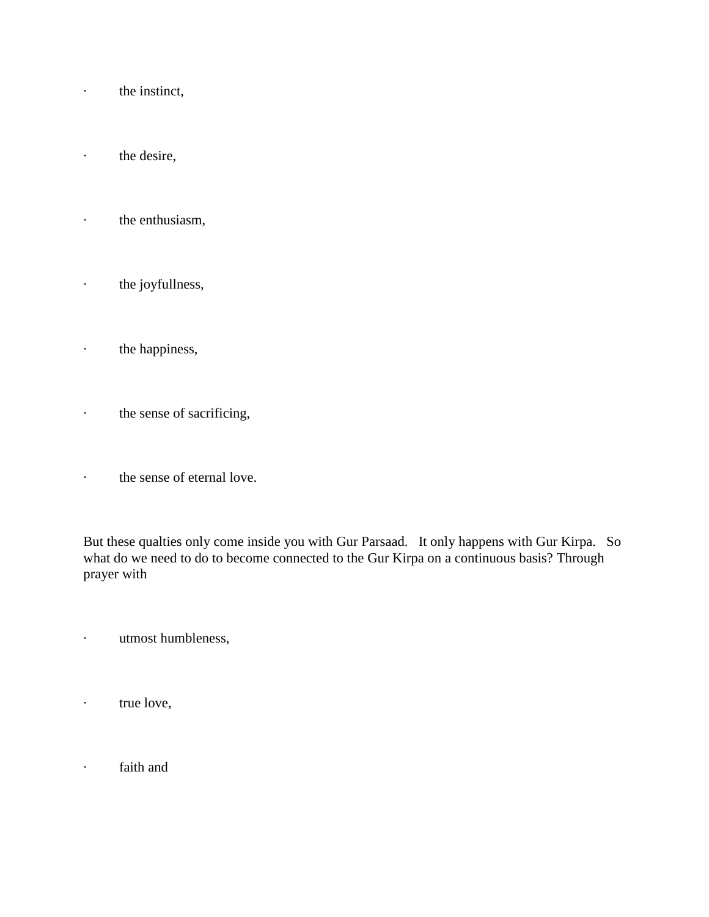- the instinct,
- the desire,
- the enthusiasm,
- the joyfullness,
- the happiness,
- the sense of sacrificing,
- the sense of eternal love.

But these qualties only come inside you with Gur Parsaad. It only happens with Gur Kirpa. So what do we need to do to become connected to the Gur Kirpa on a continuous basis? Through prayer with

- utmost humbleness,
- true love,
- faith and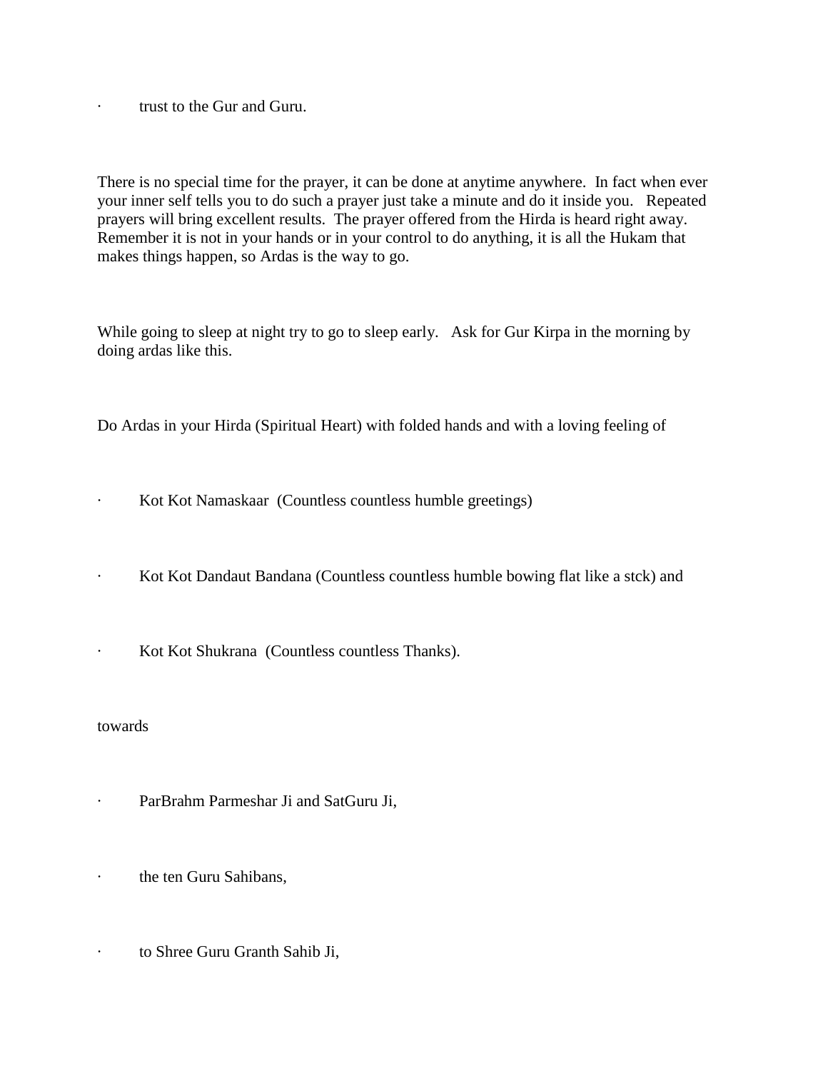- trust to the Gur and Guru.

There is no special time for the prayer, it can be done at anytime anywhere. In fact when ever your inner self tells you to do such a prayer just take a minute and do it inside you. Repeated prayers will bring excellent results. The prayer offered from the Hirda is heard right away. Remember it is not in your hands or in your control to do anything, it is all the Hukam that makes things happen, so Ardas is the way to go.

While going to sleep at night try to go to sleep early. Ask for Gur Kirpa in the morning by doing ardas like this.

Do Ardas in your Hirda (Spiritual Heart) with folded hands and with a loving feeling of

- Kot Kot Namaskaar (Countless countless humble greetings)

- Kot Kot Dandaut Bandana (Countless countless humble bowing flat like a stck) and

- Kot Kot Shukrana (Countless countless Thanks).

towards

- ParBrahm Parmeshar Ji and SatGuru Ji,

- the ten Guru Sahibans,

- to Shree Guru Granth Sahib Ji,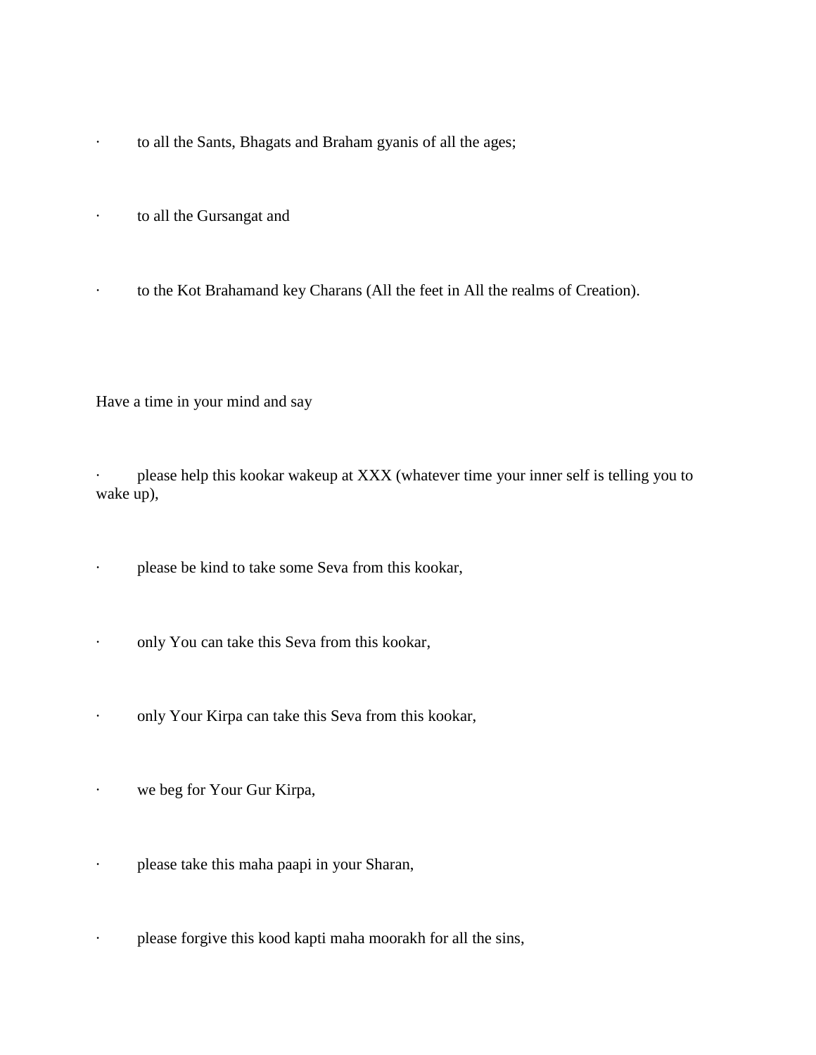- to all the Sants, Bhagats and Braham gyanis of all the ages;
- to all the Gursangat and
- to the Kot Brahamand key Charans (All the feet in All the realms of Creation).

Have a time in your mind and say

- please help this kookar wakeup at XXX (whatever time your inner self is telling you to wake up),
- please be kind to take some Seva from this kookar,
- only You can take this Seva from this kookar,
- only Your Kirpa can take this Seva from this kookar,
- we beg for Your Gur Kirpa,
- please take this maha paapi in your Sharan,
- please forgive this kood kapti maha moorakh for all the sins,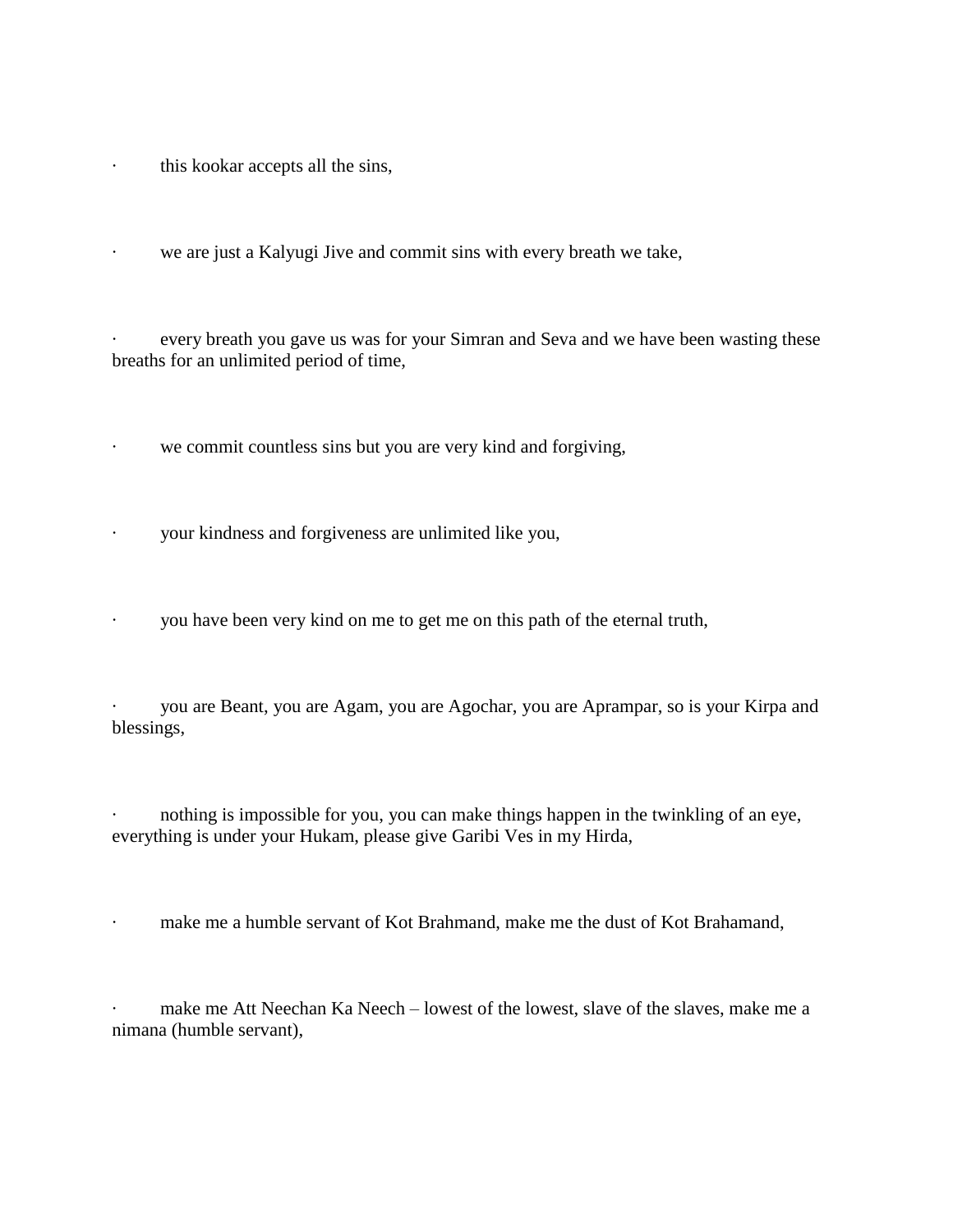- this kookar accepts all the sins,
- we are just a Kalyugi Jive and commit sins with every breath we take,
- every breath you gave us was for your Simran and Seva and we have been wasting these breaths for an unlimited period of time,
- we commit countless sins but you are very kind and forgiving,
- your kindness and forgiveness are unlimited like you,
- you have been very kind on me to get me on this path of the eternal truth,
- you are Beant, you are Agam, you are Agochar, you are Aprampar, so is your Kirpa and blessings,
- nothing is impossible for you, you can make things happen in the twinkling of an eye, everything is under your Hukam, please give Garibi Ves in my Hirda,
- make me a humble servant of Kot Brahmand, make me the dust of Kot Brahamand,
- make me Att Neechan Ka Neech – lowest of the lowest, slave of the slaves, make me a nimana (humble servant),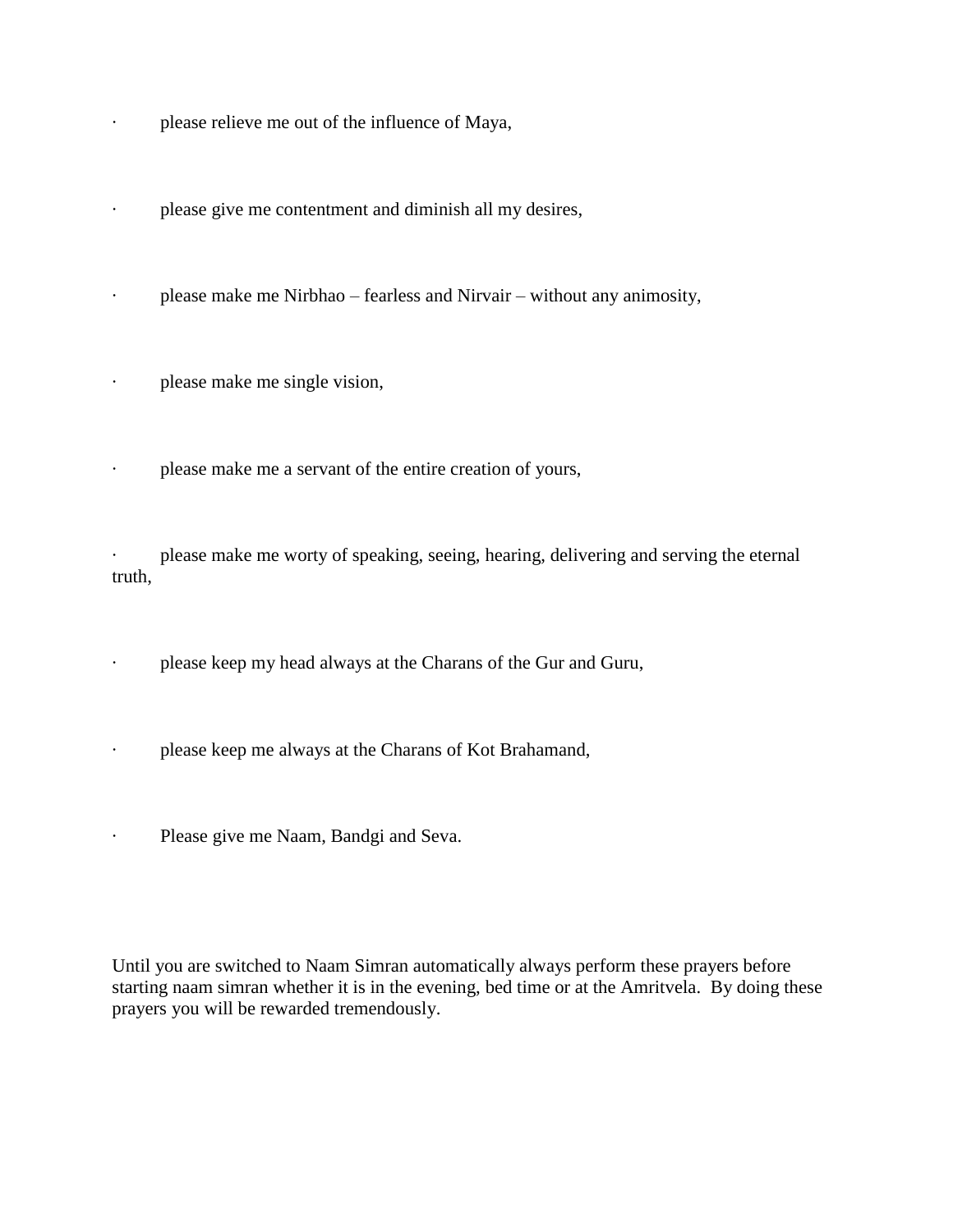- please relieve me out of the influence of Maya,
- please give me contentment and diminish all my desires,
- please make me Nirbhao – fearless and Nirvair – without any animosity,
- please make me single vision,
- please make me a servant of the entire creation of yours,
- please make me worty of speaking, seeing, hearing, delivering and serving the eternal truth,
- please keep my head always at the Charans of the Gur and Guru,
- please keep me always at the Charans of Kot Brahamand,
- Please give me Naam, Bandgi and Seva.

Until you are switched to Naam Simran automatically always perform these prayers before starting naam simran whether it is in the evening, bed time or at the Amritvela. By doing these prayers you will be rewarded tremendously.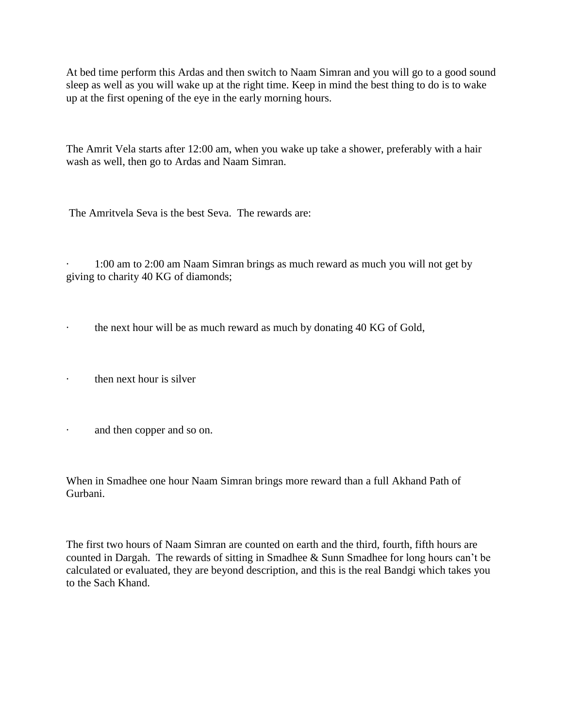At bed time perform this Ardas and then switch to Naam Simran and you will go to a good sound sleep as well as you will wake up at the right time. Keep in mind the best thing to do is to wake up at the first opening of the eye in the early morning hours.

The Amrit Vela starts after 12:00 am, when you wake up take a shower, preferably with a hair wash as well, then go to Ardas and Naam Simran.

The Amritvela Seva is the best Seva. The rewards are:

- 1:00 am to 2:00 am Naam Simran brings as much reward as much you will not get by giving to charity 40 KG of diamonds;
- the next hour will be as much reward as much by donating 40 KG of Gold,
- then next hour is silver
- and then copper and so on.

When in Smadhee one hour Naam Simran brings more reward than a full Akhand Path of Gurbani.

The first two hours of Naam Simran are counted on earth and the third, fourth, fifth hours are counted in Dargah. The rewards of sitting in Smadhee & Sunn Smadhee for long hours can't be calculated or evaluated, they are beyond description, and this is the real Bandgi which takes you to the Sach Khand.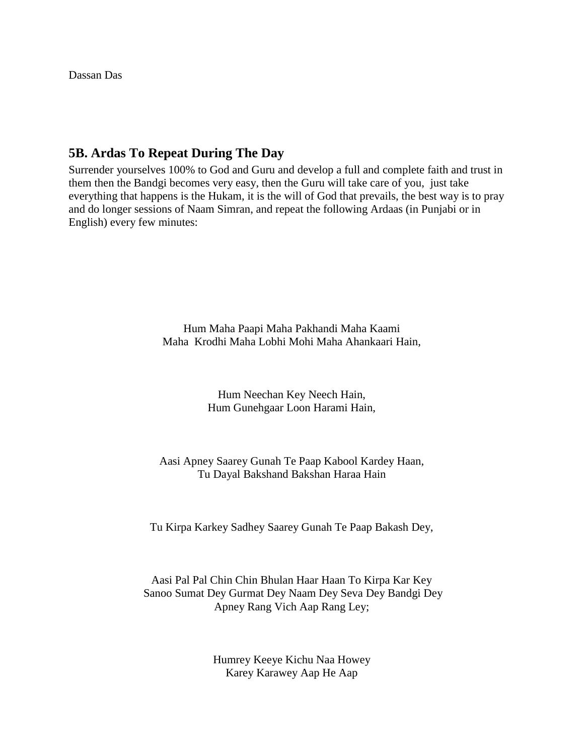Dassan Das

## 5B. Ardas To Repeat During The Day

Surrender yourselves 100% to God and Guru and develop a full and complete faith and trust in them then the Bandgi becomes very easy, then the Guru will take care of you, just take everything that happens is the Hukam, it is the will of God that prevails, the best way is to pray and do longer sessions of Naam Simran, and repeat the following Ardaas (in Punjabi or in English) every few minutes:

Hum Maha Paapi Maha Pakhandi Maha Kaami
Maha Krodhi Maha Lobhi Mohi Maha Ahankaari Hain,

Hum Neechan Key Neech Hain,
Hum Gunehgaar Loon Harami Hain,

Aasi Apney Saarey Gunah Te Paap Kabool Kardey Haan,
Tu Dayal Bakshand Bakshan Haraa Hain

Tu Kirpa Karkey Sadhey Saarey Gunah Te Paap Bakash Dey,

Aasi Pal Pal Chin Chin Bhulan Haar Haan To Kirpa Kar Key
Sanoo Sumat Dey Gurmat Dey Naam Dey Seva Dey Bandgi Dey
Apney Rang Vich Aap Rang Ley;

Humrey Keeye Kichu Naa Howey
Karey Karawey Aap He Aap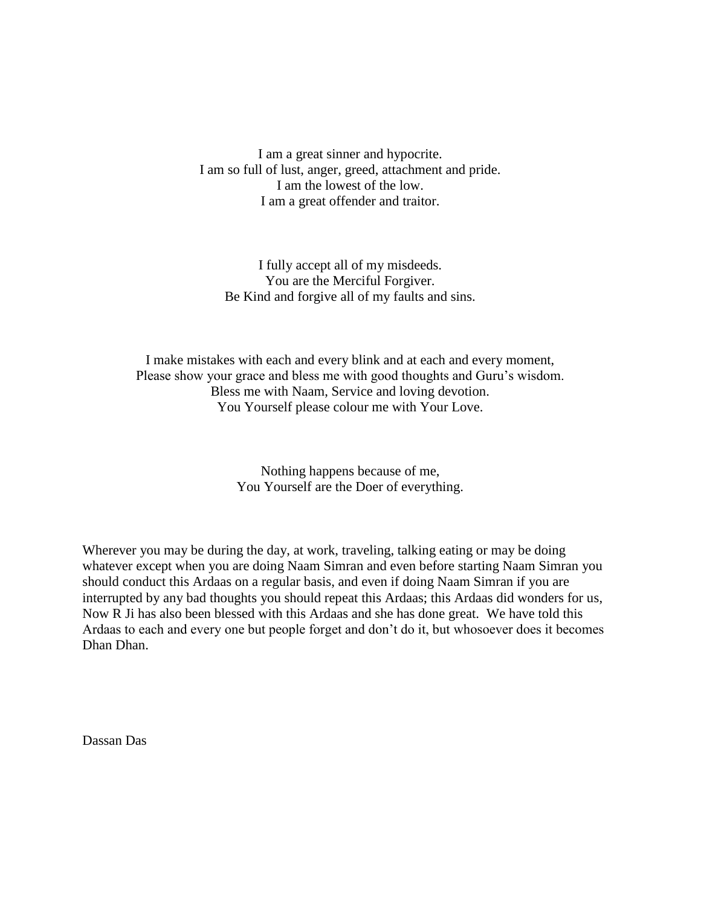I am a great sinner and hypocrite.  
I am so full of lust, anger, greed, attachment and pride.  
I am the lowest of the low.  
I am a great offender and traitor.

I fully accept all of my misdeeds.  
You are the Merciful Forgiver.  
Be Kind and forgive all of my faults and sins.

I make mistakes with each and every blink and at each and every moment,  
Please show your grace and bless me with good thoughts and Guru's wisdom.  
Bless me with Naam, Service and loving devotion.  
You Yourself please colour me with Your Love.

Nothing happens because of me,  
You Yourself are the Doer of everything.

Wherever you may be during the day, at work, traveling, talking eating or may be doing whatever except when you are doing Naam Simran and even before starting Naam Simran you should conduct this Ardaas on a regular basis, and even if doing Naam Simran if you are interrupted by any bad thoughts you should repeat this Ardaas; this Ardaas did wonders for us, Now R Ji has also been blessed with this Ardaas and she has done great. We have told this Ardaas to each and every one but people forget and don't do it, but whosoever does it becomes Dhan Dhan.

Dassan Das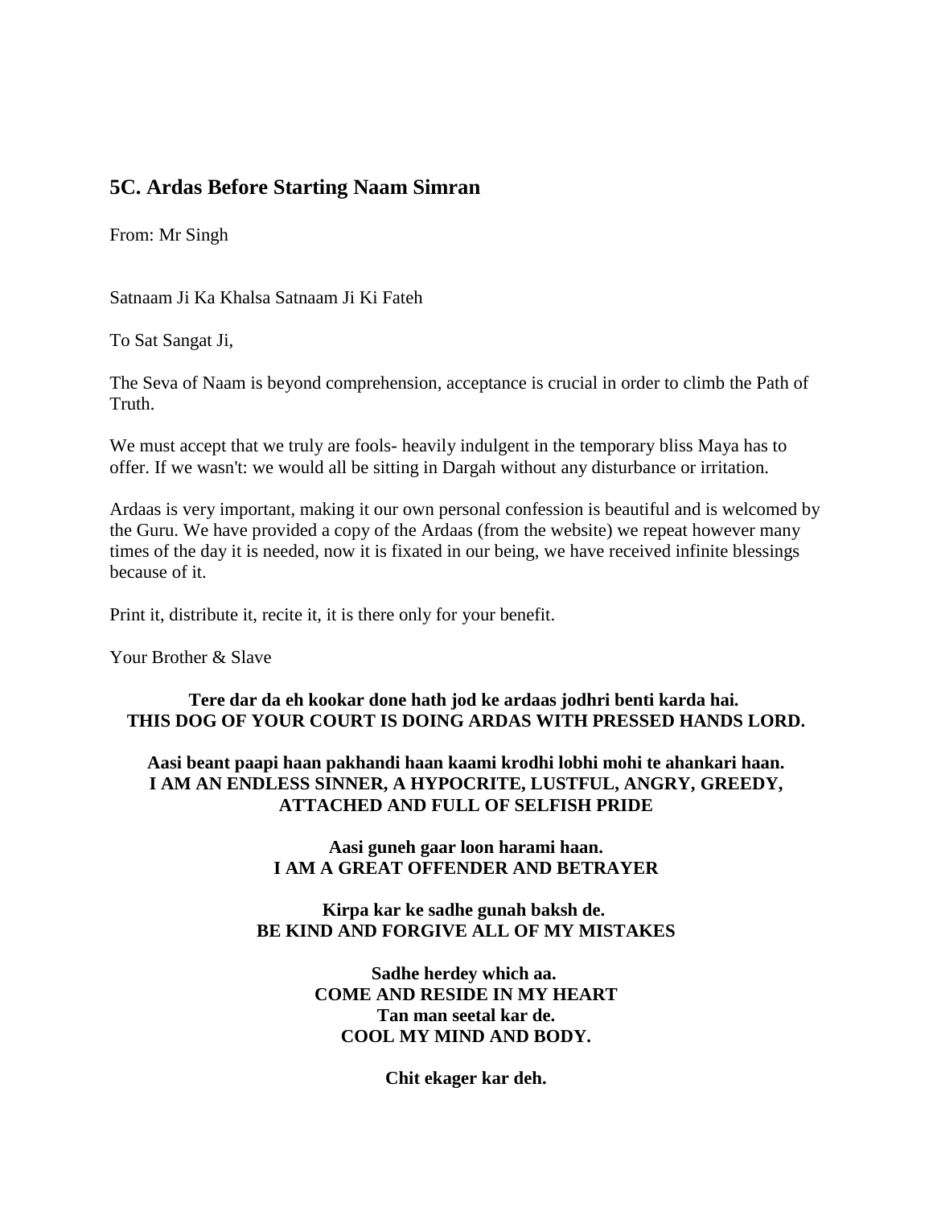## 5C. Ardas Before Starting Naam Simran

From: Mr Singh

Satnaam Ji Ka Khalsa Satnaam Ji Ki Fateh

To Sat Sangat Ji,

The Seva of Naam is beyond comprehension, acceptance is crucial in order to climb the Path of Truth.

We must accept that we truly are fools- heavily indulgent in the temporary bliss Maya has to offer. If we wasn't: we would all be sitting in Dargah without any disturbance or irritation.

Ardaas is very important, making it our own personal confession is beautiful and is welcomed by the Guru. We have provided a copy of the Ardaas (from the website) we repeat however many times of the day it is needed, now it is fixated in our being, we have received infinite blessings because of it.

Print it, distribute it, recite it, it is there only for your benefit.

Your Brother & Slave

**Tere dar da eh kookar done hath jod ke ardaas jodhri benti karda hai.**
**THIS DOG OF YOUR COURT IS DOING ARDAS WITH PRESSED HANDS LORD.**

**Aasi beant paapi haan pakhandi haan kaami krodhi lobhi mohi te ahankari haan.**
**I AM AN ENDLESS SINNER, A HYPOCRITE, LUSTFUL, ANGRY, GREEDY, ATTACHED AND FULL OF SELFISH PRIDE**

**Aasi guneh gaar loon harami haan.**
**I AM A GREAT OFFENDER AND BETRAYER**

**Kirpa kar ke sadhe gunah baksh de.**
**BE KIND AND FORGIVE ALL OF MY MISTAKES**

**Sadhe herdey which aa.**
**COME AND RESIDE IN MY HEART**
**Tan man seetal kar de.**
**COOL MY MIND AND BODY.**

**Chit ekager kar deh.**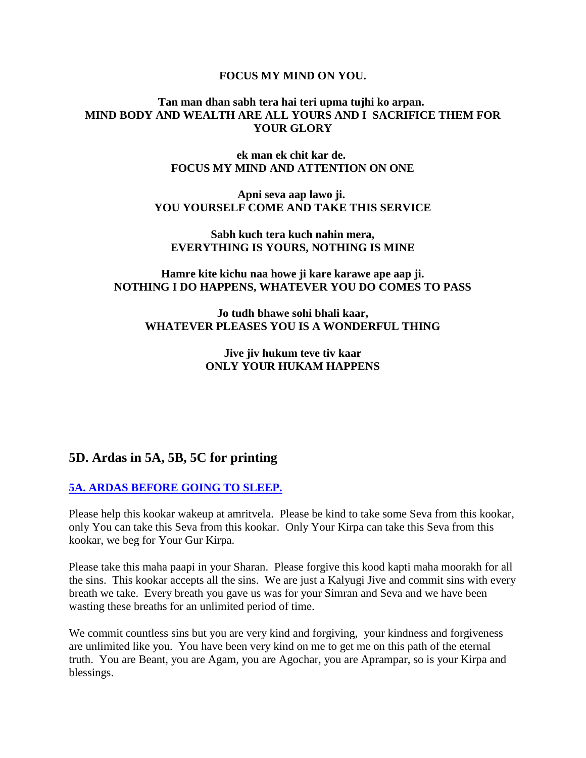**FOCUS MY MIND ON YOU.**

**Tan man dhan sabh tera hai teri upma tujhi ko arpan.**
**MIND BODY AND WEALTH ARE ALL YOURS AND I SACRIFICE THEM FOR YOUR GLORY**

**ek man ek chit kar de.**
**FOCUS MY MIND AND ATTENTION ON ONE**

**Apni seva aap lawo ji.**
**YOU YOURSELF COME AND TAKE THIS SERVICE**

**Sabh kuch tera kuch nahin mera,**
**EVERYTHING IS YOURS, NOTHING IS MINE**

**Hamre kite kichu naa howe ji kare karawe ape aap ji.**
**NOTHING I DO HAPPENS, WHATEVER YOU DO COMES TO PASS**

**Jo tudh bhawe sohi bhali kaar,**
**WHATEVER PLEASES YOU IS A WONDERFUL THING**

**Jive jiv hukum teve tiv kaar**
**ONLY YOUR HUKAM HAPPENS**

## 5D. Ardas in 5A, 5B, 5C for printing

### [5A. ARDAS BEFORE GOING TO SLEEP.]

Please help this kookar wakeup at amritvela. Please be kind to take some Seva from this kookar, only You can take this Seva from this kookar. Only Your Kirpa can take this Seva from this kookar, we beg for Your Gur Kirpa.

Please take this maha paapi in your Sharan. Please forgive this kood kapti maha moorakh for all the sins. This kookar accepts all the sins. We are just a Kalyugi Jive and commit sins with every breath we take. Every breath you gave us was for your Simran and Seva and we have been wasting these breaths for an unlimited period of time.

We commit countless sins but you are very kind and forgiving, your kindness and forgiveness are unlimited like you. You have been very kind on me to get me on this path of the eternal truth. You are Beant, you are Agam, you are Agochar, you are Aprampar, so is your Kirpa and blessings.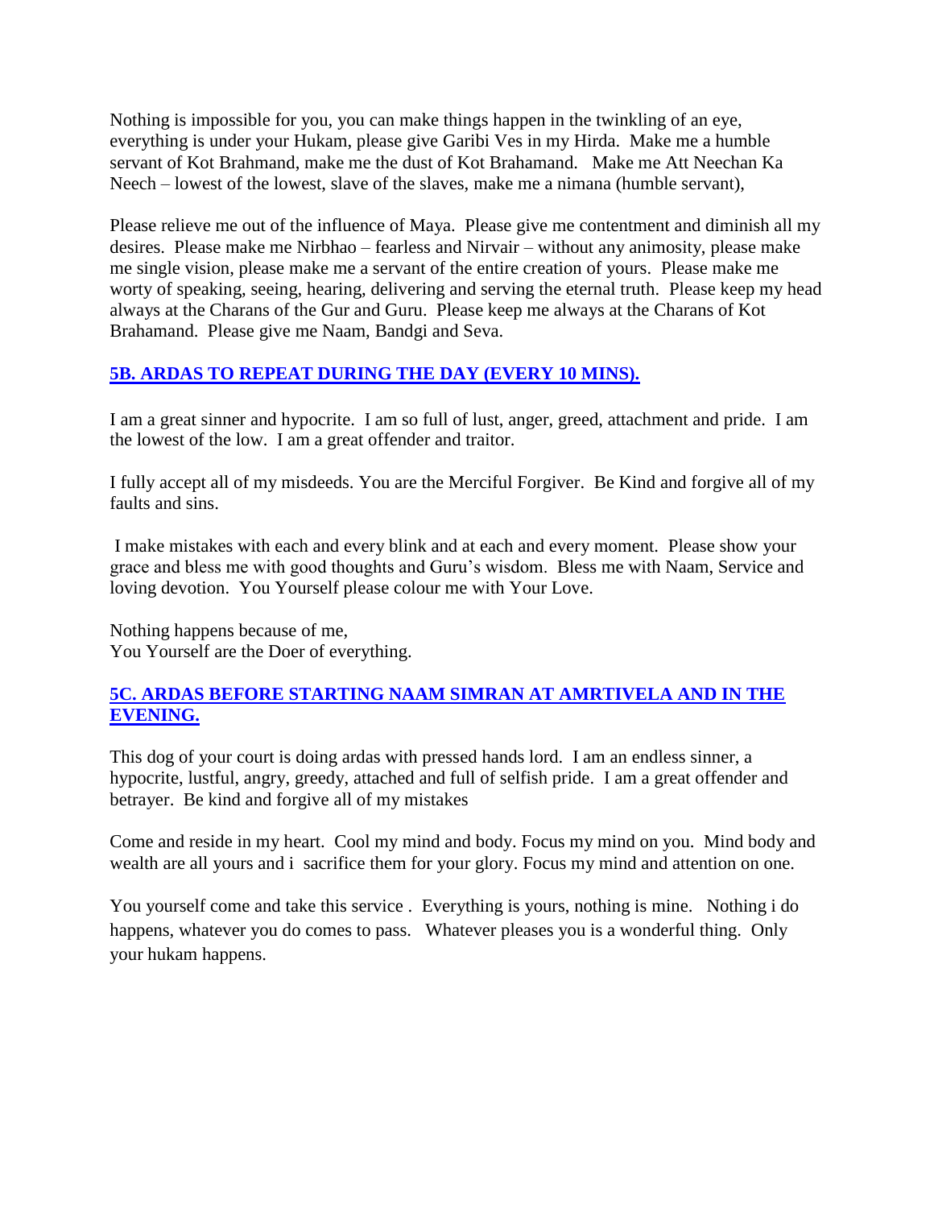Nothing is impossible for you, you can make things happen in the twinkling of an eye, everything is under your Hukam, please give Garibi Ves in my Hirda. Make me a humble servant of Kot Brahmand, make me the dust of Kot Brahamand. Make me Att Neechan Ka Neech – lowest of the lowest, slave of the slaves, make me a nimana (humble servant),

Please relieve me out of the influence of Maya. Please give me contentment and diminish all my desires. Please make me Nirbhao – fearless and Nirvair – without any animosity, please make me single vision, please make me a servant of the entire creation of yours. Please make me worty of speaking, seeing, hearing, delivering and serving the eternal truth. Please keep my head always at the Charans of the Gur and Guru. Please keep me always at the Charans of Kot Brahamand. Please give me Naam, Bandgi and Seva.

## 5B. ARDAS TO REPEAT DURING THE DAY (EVERY 10 MINS).

I am a great sinner and hypocrite. I am so full of lust, anger, greed, attachment and pride. I am the lowest of the low. I am a great offender and traitor.

I fully accept all of my misdeeds. You are the Merciful Forgiver. Be Kind and forgive all of my faults and sins.

I make mistakes with each and every blink and at each and every moment. Please show your grace and bless me with good thoughts and Guru's wisdom. Bless me with Naam, Service and loving devotion. You Yourself please colour me with Your Love.

Nothing happens because of me,
You Yourself are the Doer of everything.

## 5C. ARDAS BEFORE STARTING NAAM SIMRAN AT AMRTIVELA AND IN THE EVENING.

This dog of your court is doing ardas with pressed hands lord. I am an endless sinner, a hypocrite, lustful, angry, greedy, attached and full of selfish pride. I am a great offender and betrayer. Be kind and forgive all of my mistakes

Come and reside in my heart. Cool my mind and body. Focus my mind on you. Mind body and wealth are all yours and i sacrifice them for your glory. Focus my mind and attention on one.

You yourself come and take this service . Everything is yours, nothing is mine. Nothing i do happens, whatever you do comes to pass. Whatever pleases you is a wonderful thing. Only your hukam happens.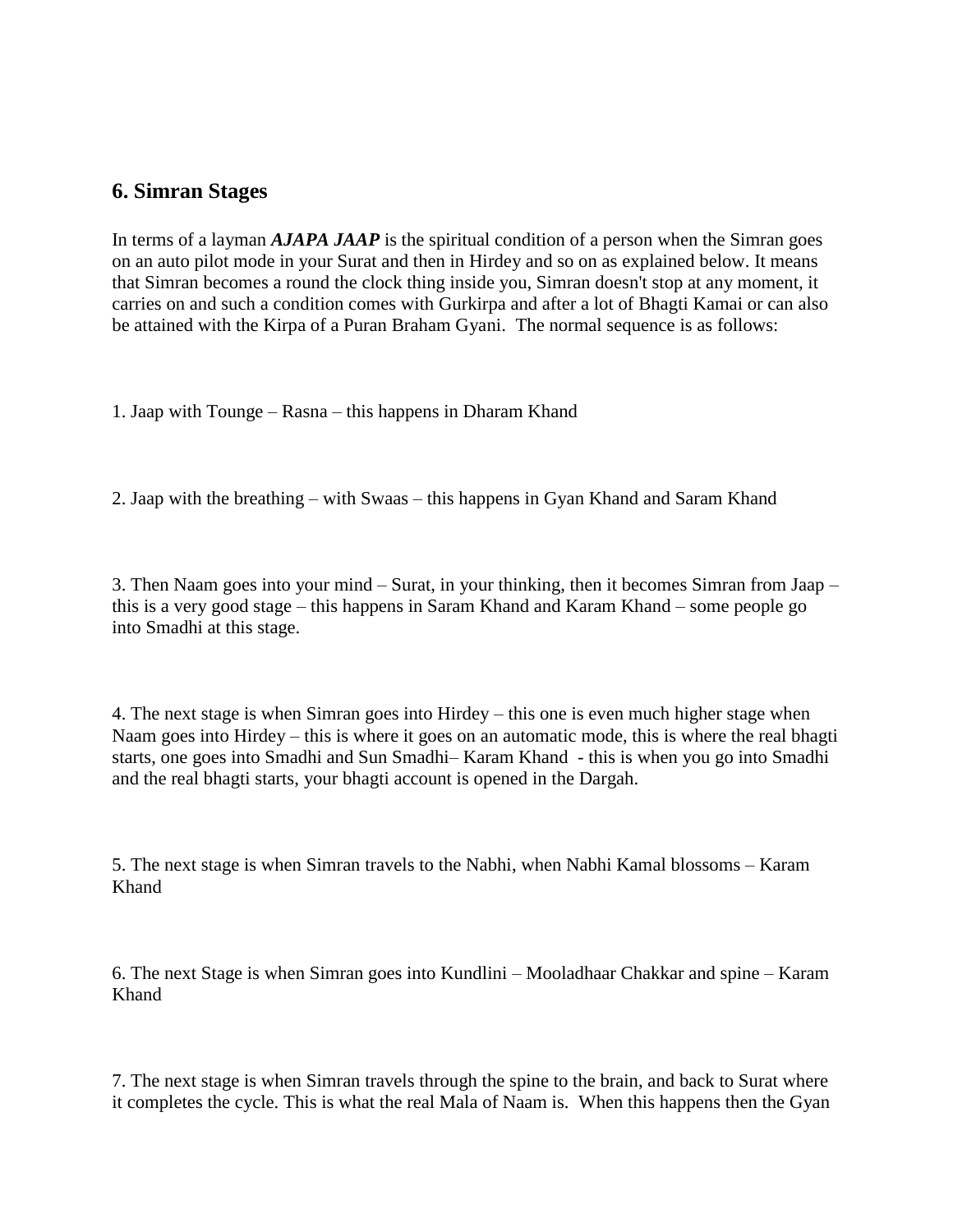## 6. Simran Stages

In terms of a layman ***AJAPA JAAP*** is the spiritual condition of a person when the Simran goes on an auto pilot mode in your Surat and then in Hirdey and so on as explained below. It means that Simran becomes a round the clock thing inside you, Simran doesn't stop at any moment, it carries on and such a condition comes with Gurkirpa and after a lot of Bhagti Kamai or can also be attained with the Kirpa of a Puran Braham Gyani. The normal sequence is as follows:

1. Jaap with Tounge – Rasna – this happens in Dharam Khand

2. Jaap with the breathing – with Swaas – this happens in Gyan Khand and Saram Khand

3. Then Naam goes into your mind – Surat, in your thinking, then it becomes Simran from Jaap – this is a very good stage – this happens in Saram Khand and Karam Khand – some people go into Smadhi at this stage.

4. The next stage is when Simran goes into Hirdey – this one is even much higher stage when Naam goes into Hirdey – this is where it goes on an automatic mode, this is where the real bhagti starts, one goes into Smadhi and Sun Smadhi– Karam Khand - this is when you go into Smadhi and the real bhagti starts, your bhagti account is opened in the Dargah.

5. The next stage is when Simran travels to the Nabhi, when Nabhi Kamal blossoms – Karam Khand

6. The next Stage is when Simran goes into Kundlini – Mooladhaar Chakkar and spine – Karam Khand

7. The next stage is when Simran travels through the spine to the brain, and back to Surat where it completes the cycle. This is what the real Mala of Naam is. When this happens then the Gyan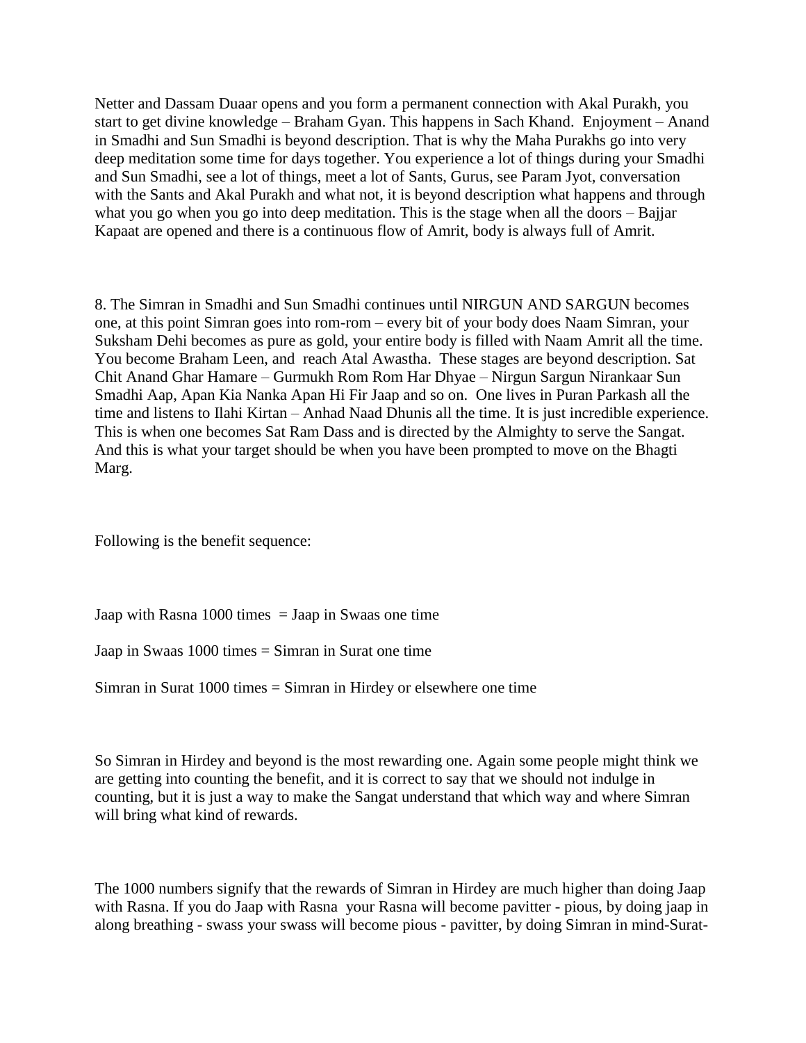Netter and Dassam Duaar opens and you form a permanent connection with Akal Purakh, you start to get divine knowledge – Braham Gyan. This happens in Sach Khand. Enjoyment – Anand in Smadhi and Sun Smadhi is beyond description. That is why the Maha Purakhs go into very deep meditation some time for days together. You experience a lot of things during your Smadhi and Sun Smadhi, see a lot of things, meet a lot of Sants, Gurus, see Param Jyot, conversation with the Sants and Akal Purakh and what not, it is beyond description what happens and through what you go when you go into deep meditation. This is the stage when all the doors – Bajjar Kapaat are opened and there is a continuous flow of Amrit, body is always full of Amrit.

8. The Simran in Smadhi and Sun Smadhi continues until NIRGUN AND SARGUN becomes one, at this point Simran goes into rom-rom – every bit of your body does Naam Simran, your Suksham Dehi becomes as pure as gold, your entire body is filled with Naam Amrit all the time. You become Braham Leen, and reach Atal Awastha. These stages are beyond description. Sat Chit Anand Ghar Hamare – Gurmukh Rom Rom Har Dhyae – Nirgun Sargun Nirankaar Sun Smadhi Aap, Apan Kia Nanka Apan Hi Fir Jaap and so on. One lives in Puran Parkash all the time and listens to Ilahi Kirtan – Anhad Naad Dhunis all the time. It is just incredible experience. This is when one becomes Sat Ram Dass and is directed by the Almighty to serve the Sangat. And this is what your target should be when you have been prompted to move on the Bhagti Marg.

Following is the benefit sequence:

Jaap with Rasna 1000 times = Jaap in Swaas one time

Jaap in Swaas 1000 times = Simran in Surat one time

Simran in Surat 1000 times = Simran in Hirdey or elsewhere one time

So Simran in Hirdey and beyond is the most rewarding one. Again some people might think we are getting into counting the benefit, and it is correct to say that we should not indulge in counting, but it is just a way to make the Sangat understand that which way and where Simran will bring what kind of rewards.

The 1000 numbers signify that the rewards of Simran in Hirdey are much higher than doing Jaap with Rasna. If you do Jaap with Rasna your Rasna will become pavitter - pious, by doing jaap in along breathing - swass your swass will become pious - pavitter, by doing Simran in mind-Surat-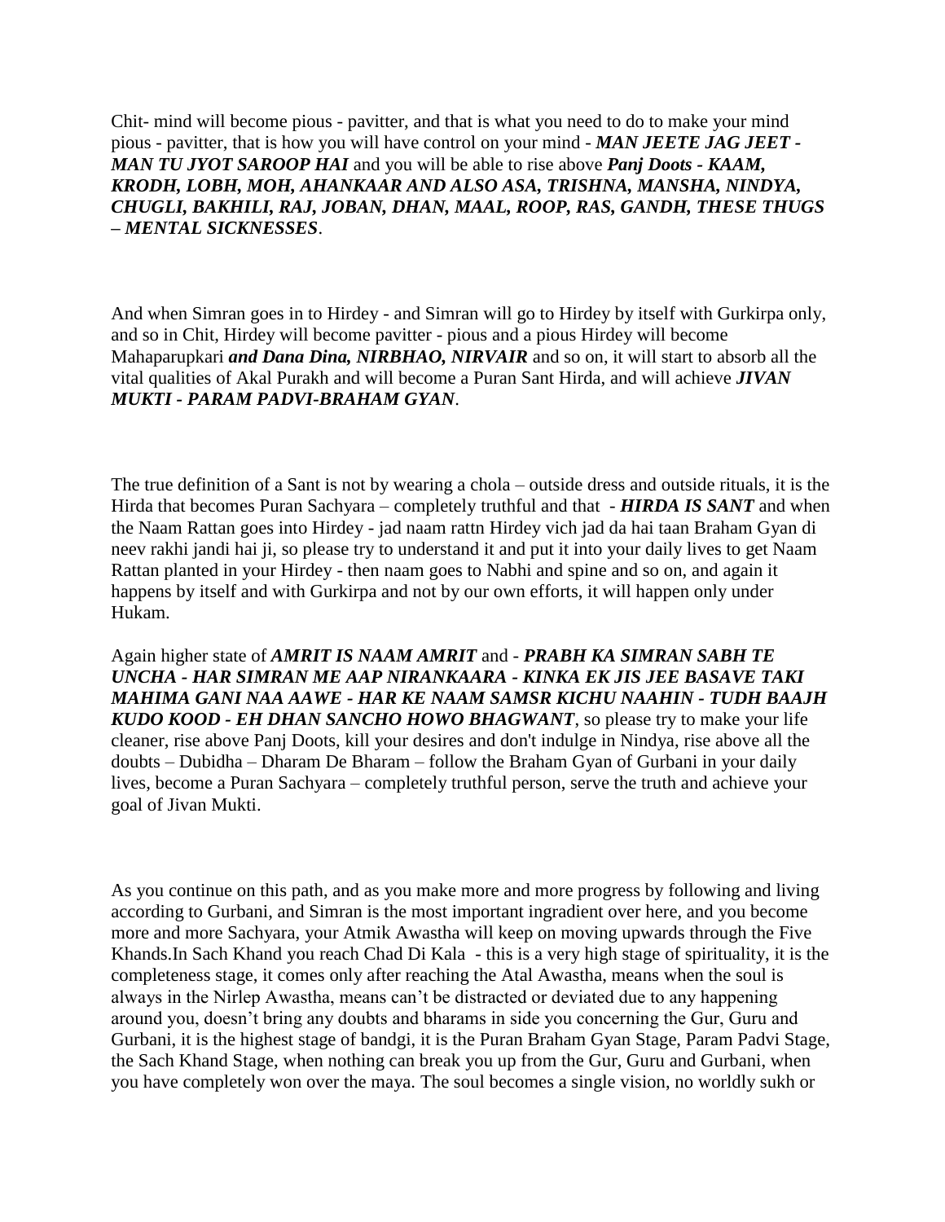Chit- mind will become pious - pavitter, and that is what you need to do to make your mind pious - pavitter, that is how you will have control on your mind - ***MAN JEETE JAG JEET - MAN TU JYOT SAROOP HAI*** and you will be able to rise above ***Panj Doots - KAAM, KRODH, LOBH, MOH, AHANKAAR AND ALSO ASA, TRISHNA, MANSHA, NINDYA, CHUGLI, BAKHILI, RAJ, JOBAN, DHAN, MAAL, ROOP, RAS, GANDH, THESE THUGS – MENTAL SICKNESSES***.

And when Simran goes in to Hirdey - and Simran will go to Hirdey by itself with Gurkirpa only, and so in Chit, Hirdey will become pavitter - pious and a pious Hirdey will become Mahaparupkari ***and Dana Dina, NIRBHAO, NIRVAIR*** and so on, it will start to absorb all the vital qualities of Akal Purakh and will become a Puran Sant Hirda, and will achieve ***JIVAN MUKTI - PARAM PADVI-BRAHAM GYAN***.

The true definition of a Sant is not by wearing a chola – outside dress and outside rituals, it is the Hirda that becomes Puran Sachyara – completely truthful and that - ***HIRDA IS SANT*** and when the Naam Rattan goes into Hirdey - jad naam rattn Hirdey vich jad da hai taan Braham Gyan di neev rakhi jandi hai ji, so please try to understand it and put it into your daily lives to get Naam Rattan planted in your Hirdey - then naam goes to Nabhi and spine and so on, and again it happens by itself and with Gurkirpa and not by our own efforts, it will happen only under Hukam.

Again higher state of ***AMRIT IS NAAM AMRIT*** and - ***PRABH KA SIMRAN SABH TE UNCHA - HAR SIMRAN ME AAP NIRANKAARA - KINKA EK JIS JEE BASAVE TAKI MAHIMA GANI NAA AAWE - HAR KE NAAM SAMSR KICHU NAAHIN - TUDH BAAJH KUDO KOOD - EH DHAN SANCHO HOWO BHAGWANT***, so please try to make your life cleaner, rise above Panj Doots, kill your desires and don't indulge in Nindya, rise above all the doubts – Dubidha – Dharam De Bharam – follow the Braham Gyan of Gurbani in your daily lives, become a Puran Sachyara – completely truthful person, serve the truth and achieve your goal of Jivan Mukti.

As you continue on this path, and as you make more and more progress by following and living according to Gurbani, and Simran is the most important ingradient over here, and you become more and more Sachyara, your Atmik Awastha will keep on moving upwards through the Five Khands.In Sach Khand you reach Chad Di Kala - this is a very high stage of spirituality, it is the completeness stage, it comes only after reaching the Atal Awastha, means when the soul is always in the Nirlep Awastha, means can't be distracted or deviated due to any happening around you, doesn't bring any doubts and bharams in side you concerning the Gur, Guru and Gurbani, it is the highest stage of bandgi, it is the Puran Braham Gyan Stage, Param Padvi Stage, the Sach Khand Stage, when nothing can break you up from the Gur, Guru and Gurbani, when you have completely won over the maya. The soul becomes a single vision, no worldly sukh or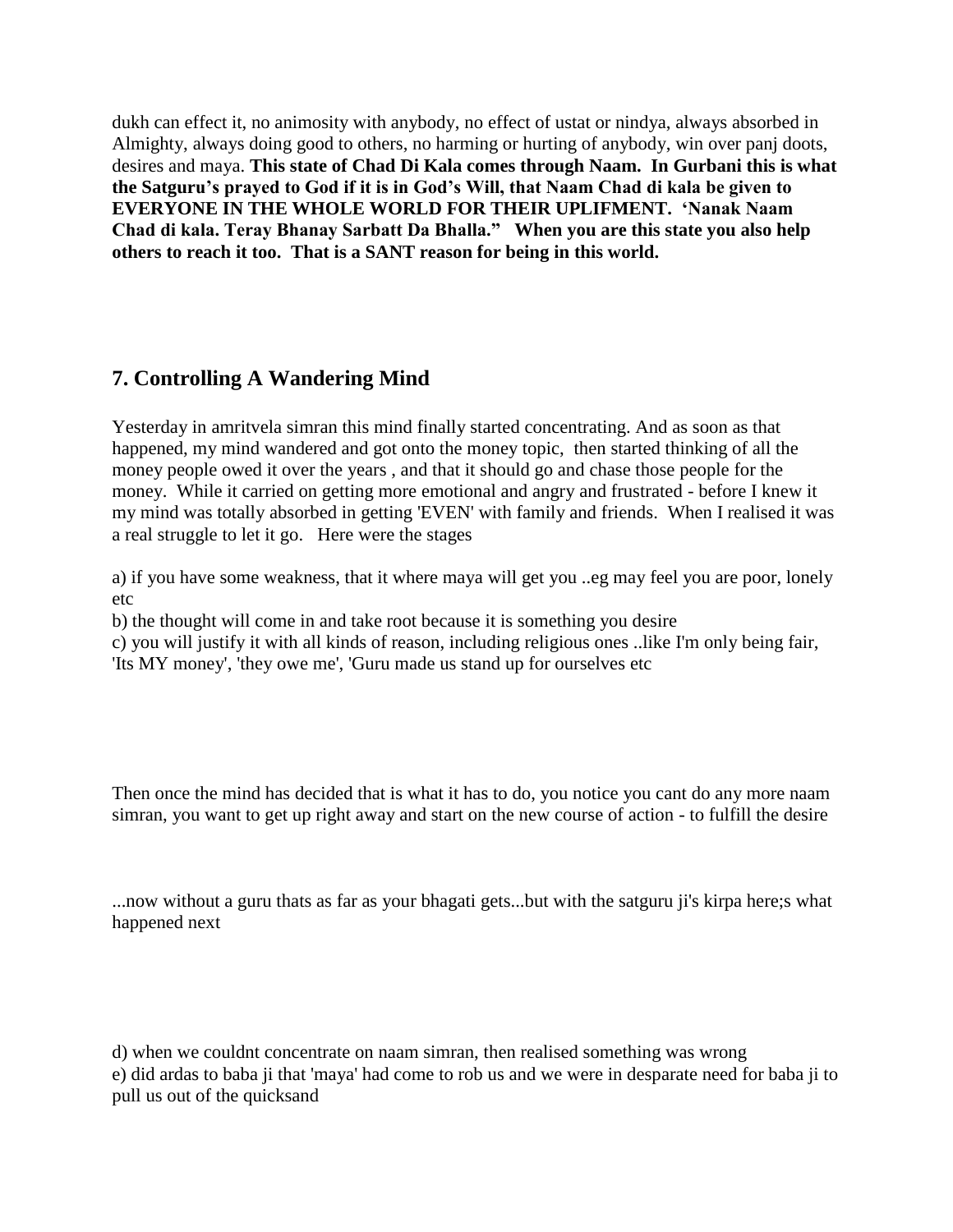dukh can effect it, no animosity with anybody, no effect of ustat or nindya, always absorbed in Almighty, always doing good to others, no harming or hurting of anybody, win over panj doots, desires and maya. **This state of Chad Di Kala comes through Naam. In Gurbani this is what the Satguru's prayed to God if it is in God's Will, that Naam Chad di kala be given to EVERYONE IN THE WHOLE WORLD FOR THEIR UPLIFMENT. 'Nanak Naam Chad di kala. Teray Bhanay Sarbatt Da Bhalla." When you are this state you also help others to reach it too. That is a SANT reason for being in this world.**

## 7. Controlling A Wandering Mind

Yesterday in amritvela simran this mind finally started concentrating. And as soon as that happened, my mind wandered and got onto the money topic, then started thinking of all the money people owed it over the years , and that it should go and chase those people for the money. While it carried on getting more emotional and angry and frustrated - before I knew it my mind was totally absorbed in getting 'EVEN' with family and friends. When I realised it was a real struggle to let it go. Here were the stages

a) if you have some weakness, that it where maya will get you ..eg may feel you are poor, lonely etc
b) the thought will come in and take root because it is something you desire
c) you will justify it with all kinds of reason, including religious ones ..like I'm only being fair, 'Its MY money', 'they owe me', 'Guru made us stand up for ourselves etc

Then once the mind has decided that is what it has to do, you notice you cant do any more naam simran, you want to get up right away and start on the new course of action - to fulfill the desire

...now without a guru thats as far as your bhagati gets...but with the satguru ji's kirpa here;s what happened next

d) when we couldnt concentrate on naam simran, then realised something was wrong
e) did ardas to baba ji that 'maya' had come to rob us and we were in desparate need for baba ji to pull us out of the quicksand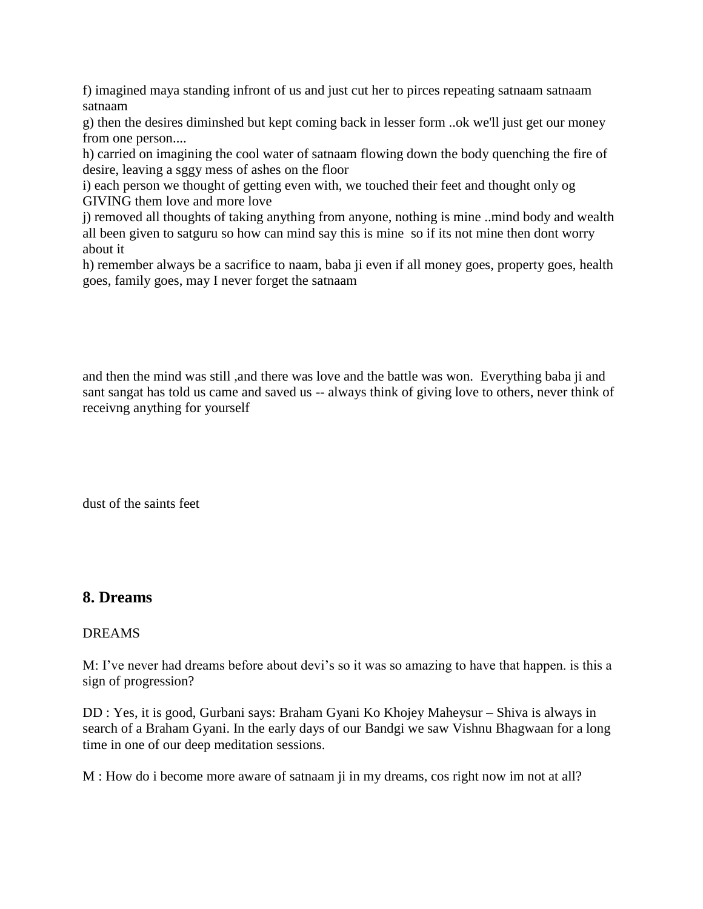f) imagined maya standing infront of us and just cut her to pirces repeating satnaam satnaam satnaam

g) then the desires diminshed but kept coming back in lesser form ..ok we'll just get our money from one person....

h) carried on imagining the cool water of satnaam flowing down the body quenching the fire of desire, leaving a sggy mess of ashes on the floor

i) each person we thought of getting even with, we touched their feet and thought only og GIVING them love and more love

j) removed all thoughts of taking anything from anyone, nothing is mine ..mind body and wealth all been given to satguru so how can mind say this is mine  so if its not mine then dont worry about it

h) remember always be a sacrifice to naam, baba ji even if all money goes, property goes, health goes, family goes, may I never forget the satnaam

and then the mind was still ,and there was love and the battle was won.  Everything baba ji and sant sangat has told us came and saved us -- always think of giving love to others, never think of receivng anything for yourself

dust of the saints feet

## 8. Dreams

DREAMS

M: I've never had dreams before about devi's so it was so amazing to have that happen. is this a sign of progression?

DD : Yes, it is good, Gurbani says: Braham Gyani Ko Khojey Maheysur – Shiva is always in search of a Braham Gyani. In the early days of our Bandgi we saw Vishnu Bhagwaan for a long time in one of our deep meditation sessions.

M : How do i become more aware of satnaam ji in my dreams, cos right now im not at all?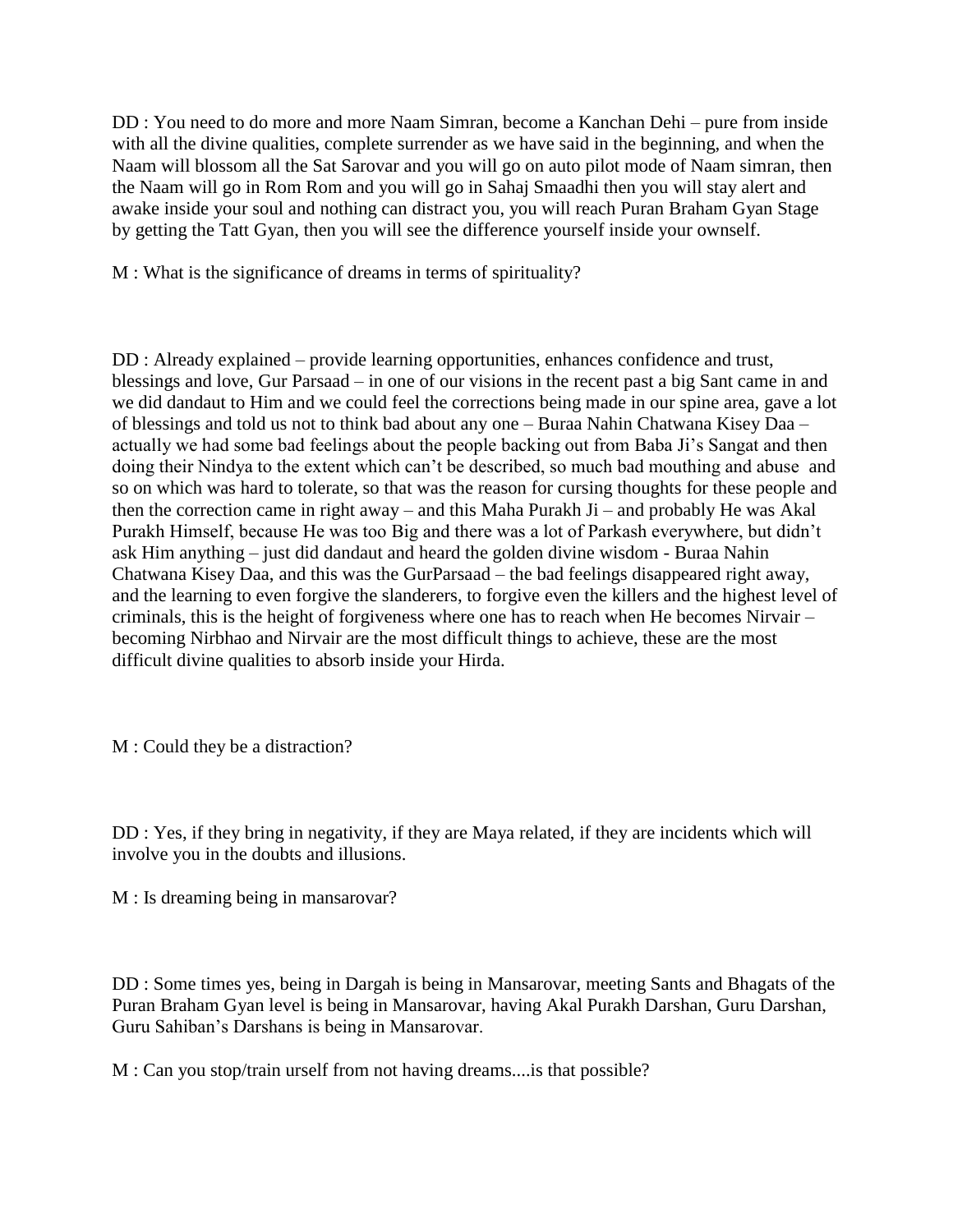DD : You need to do more and more Naam Simran, become a Kanchan Dehi – pure from inside with all the divine qualities, complete surrender as we have said in the beginning, and when the Naam will blossom all the Sat Sarovar and you will go on auto pilot mode of Naam simran, then the Naam will go in Rom Rom and you will go in Sahaj Smaadhi then you will stay alert and awake inside your soul and nothing can distract you, you will reach Puran Braham Gyan Stage by getting the Tatt Gyan, then you will see the difference yourself inside your ownself.

M : What is the significance of dreams in terms of spirituality?

DD : Already explained – provide learning opportunities, enhances confidence and trust, blessings and love, Gur Parsaad – in one of our visions in the recent past a big Sant came in and we did dandaut to Him and we could feel the corrections being made in our spine area, gave a lot of blessings and told us not to think bad about any one – Buraa Nahin Chatwana Kisey Daa – actually we had some bad feelings about the people backing out from Baba Ji's Sangat and then doing their Nindya to the extent which can't be described, so much bad mouthing and abuse and so on which was hard to tolerate, so that was the reason for cursing thoughts for these people and then the correction came in right away – and this Maha Purakh Ji – and probably He was Akal Purakh Himself, because He was too Big and there was a lot of Parkash everywhere, but didn't ask Him anything – just did dandaut and heard the golden divine wisdom - Buraa Nahin Chatwana Kisey Daa, and this was the GurParsaad – the bad feelings disappeared right away, and the learning to even forgive the slanderers, to forgive even the killers and the highest level of criminals, this is the height of forgiveness where one has to reach when He becomes Nirvair – becoming Nirbhao and Nirvair are the most difficult things to achieve, these are the most difficult divine qualities to absorb inside your Hirda.

M : Could they be a distraction?

DD : Yes, if they bring in negativity, if they are Maya related, if they are incidents which will involve you in the doubts and illusions.

M : Is dreaming being in mansarovar?

DD : Some times yes, being in Dargah is being in Mansarovar, meeting Sants and Bhagats of the Puran Braham Gyan level is being in Mansarovar, having Akal Purakh Darshan, Guru Darshan, Guru Sahiban's Darshans is being in Mansarovar.

M : Can you stop/train urself from not having dreams....is that possible?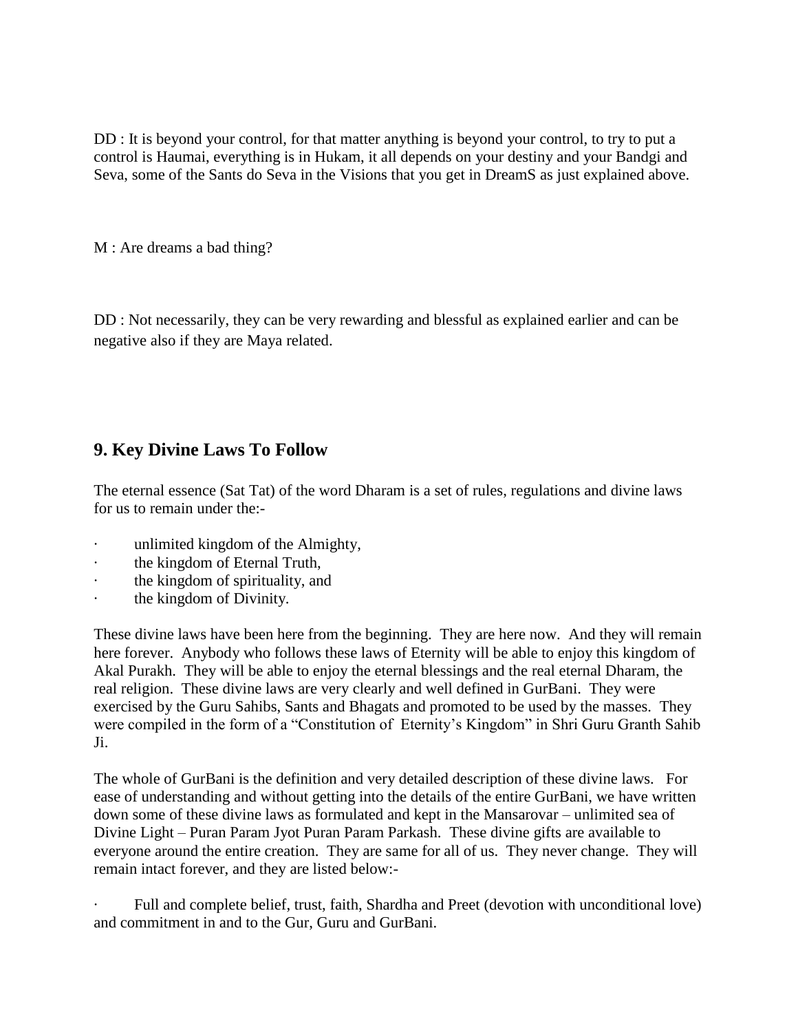DD : It is beyond your control, for that matter anything is beyond your control, to try to put a control is Haumai, everything is in Hukam, it all depends on your destiny and your Bandgi and Seva, some of the Sants do Seva in the Visions that you get in DreamS as just explained above.

M : Are dreams a bad thing?

DD : Not necessarily, they can be very rewarding and blessful as explained earlier and can be negative also if they are Maya related.

## 9. Key Divine Laws To Follow

The eternal essence (Sat Tat) of the word Dharam is a set of rules, regulations and divine laws for us to remain under the:-

- unlimited kingdom of the Almighty,
- the kingdom of Eternal Truth,
- the kingdom of spirituality, and
- the kingdom of Divinity.

These divine laws have been here from the beginning. They are here now. And they will remain here forever. Anybody who follows these laws of Eternity will be able to enjoy this kingdom of Akal Purakh. They will be able to enjoy the eternal blessings and the real eternal Dharam, the real religion. These divine laws are very clearly and well defined in GurBani. They were exercised by the Guru Sahibs, Sants and Bhagats and promoted to be used by the masses. They were compiled in the form of a "Constitution of Eternity's Kingdom" in Shri Guru Granth Sahib Ji.

The whole of GurBani is the definition and very detailed description of these divine laws. For ease of understanding and without getting into the details of the entire GurBani, we have written down some of these divine laws as formulated and kept in the Mansarovar – unlimited sea of Divine Light – Puran Param Jyot Puran Param Parkash. These divine gifts are available to everyone around the entire creation. They are same for all of us. They never change. They will remain intact forever, and they are listed below:-

- Full and complete belief, trust, faith, Shardha and Preet (devotion with unconditional love) and commitment in and to the Gur, Guru and GurBani.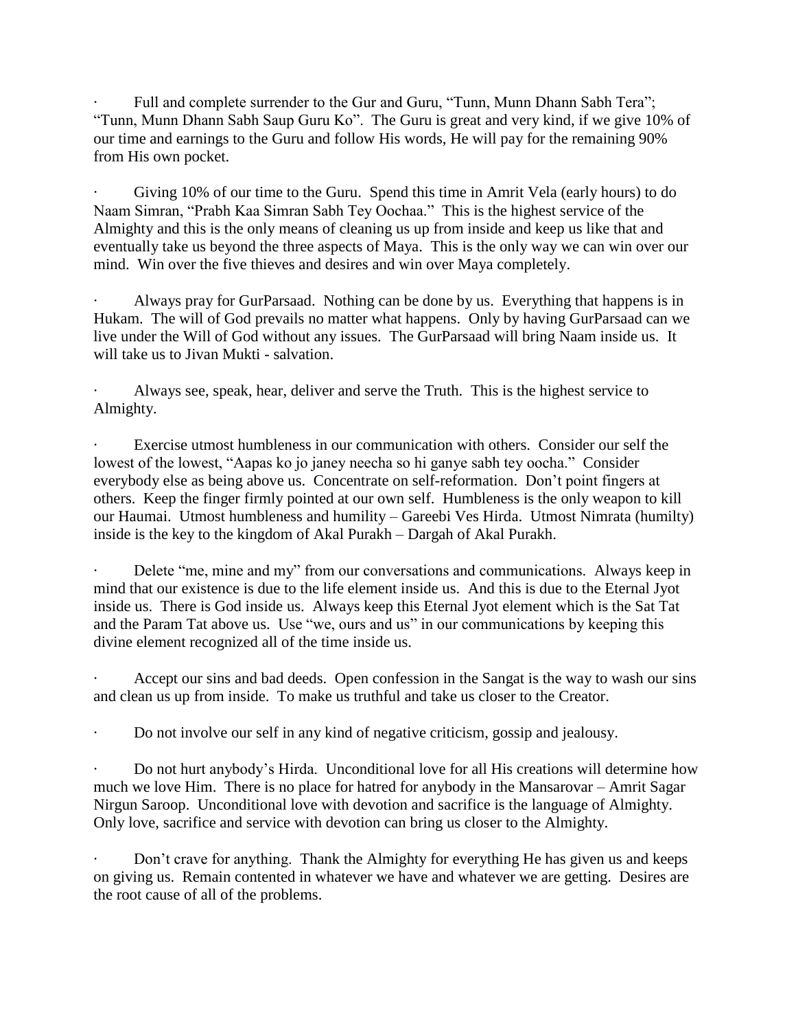- Full and complete surrender to the Gur and Guru, "Tunn, Munn Dhann Sabh Tera"; "Tunn, Munn Dhann Sabh Saup Guru Ko". The Guru is great and very kind, if we give 10% of our time and earnings to the Guru and follow His words, He will pay for the remaining 90% from His own pocket.

- Giving 10% of our time to the Guru. Spend this time in Amrit Vela (early hours) to do Naam Simran, "Prabh Kaa Simran Sabh Tey Oochaa." This is the highest service of the Almighty and this is the only means of cleaning us up from inside and keep us like that and eventually take us beyond the three aspects of Maya. This is the only way we can win over our mind. Win over the five thieves and desires and win over Maya completely.

- Always pray for GurParsaad. Nothing can be done by us. Everything that happens is in Hukam. The will of God prevails no matter what happens. Only by having GurParsaad can we live under the Will of God without any issues. The GurParsaad will bring Naam inside us. It will take us to Jivan Mukti - salvation.

- Always see, speak, hear, deliver and serve the Truth. This is the highest service to Almighty.

- Exercise utmost humbleness in our communication with others. Consider our self the lowest of the lowest, "Aapas ko jo janey neecha so hi ganye sabh tey oocha." Consider everybody else as being above us. Concentrate on self-reformation. Don't point fingers at others. Keep the finger firmly pointed at our own self. Humbleness is the only weapon to kill our Haumai. Utmost humbleness and humility – Gareebi Ves Hirda. Utmost Nimrata (humilty) inside is the key to the kingdom of Akal Purakh – Dargah of Akal Purakh.

- Delete "me, mine and my" from our conversations and communications. Always keep in mind that our existence is due to the life element inside us. And this is due to the Eternal Jyot inside us. There is God inside us. Always keep this Eternal Jyot element which is the Sat Tat and the Param Tat above us. Use "we, ours and us" in our communications by keeping this divine element recognized all of the time inside us.

- Accept our sins and bad deeds. Open confession in the Sangat is the way to wash our sins and clean us up from inside. To make us truthful and take us closer to the Creator.

- Do not involve our self in any kind of negative criticism, gossip and jealousy.

- Do not hurt anybody's Hirda. Unconditional love for all His creations will determine how much we love Him. There is no place for hatred for anybody in the Mansarovar – Amrit Sagar Nirgun Saroop. Unconditional love with devotion and sacrifice is the language of Almighty. Only love, sacrifice and service with devotion can bring us closer to the Almighty.

- Don't crave for anything. Thank the Almighty for everything He has given us and keeps on giving us. Remain contented in whatever we have and whatever we are getting. Desires are the root cause of all of the problems.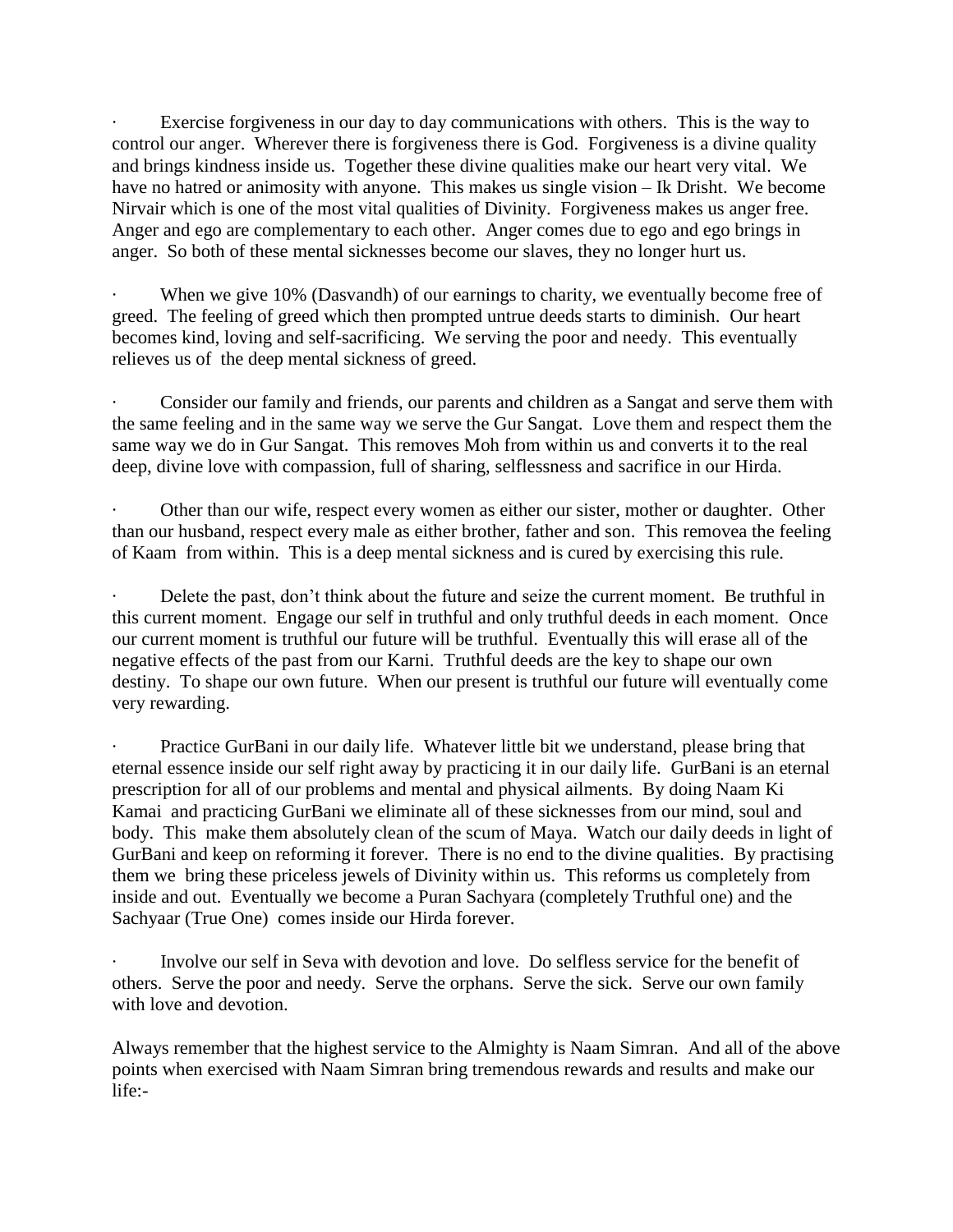- Exercise forgiveness in our day to day communications with others. This is the way to control our anger. Wherever there is forgiveness there is God. Forgiveness is a divine quality and brings kindness inside us. Together these divine qualities make our heart very vital. We have no hatred or animosity with anyone. This makes us single vision – Ik Drisht. We become Nirvair which is one of the most vital qualities of Divinity. Forgiveness makes us anger free. Anger and ego are complementary to each other. Anger comes due to ego and ego brings in anger. So both of these mental sicknesses become our slaves, they no longer hurt us.

- When we give 10% (Dasvandh) of our earnings to charity, we eventually become free of greed. The feeling of greed which then prompted untrue deeds starts to diminish. Our heart becomes kind, loving and self-sacrificing. We serving the poor and needy. This eventually relieves us of the deep mental sickness of greed.

- Consider our family and friends, our parents and children as a Sangat and serve them with the same feeling and in the same way we serve the Gur Sangat. Love them and respect them the same way we do in Gur Sangat. This removes Moh from within us and converts it to the real deep, divine love with compassion, full of sharing, selflessness and sacrifice in our Hirda.

- Other than our wife, respect every women as either our sister, mother or daughter. Other than our husband, respect every male as either brother, father and son. This removea the feeling of Kaam from within. This is a deep mental sickness and is cured by exercising this rule.

- Delete the past, don't think about the future and seize the current moment. Be truthful in this current moment. Engage our self in truthful and only truthful deeds in each moment. Once our current moment is truthful our future will be truthful. Eventually this will erase all of the negative effects of the past from our Karni. Truthful deeds are the key to shape our own destiny. To shape our own future. When our present is truthful our future will eventually come very rewarding.

- Practice GurBani in our daily life. Whatever little bit we understand, please bring that eternal essence inside our self right away by practicing it in our daily life. GurBani is an eternal prescription for all of our problems and mental and physical ailments. By doing Naam Ki Kamai and practicing GurBani we eliminate all of these sicknesses from our mind, soul and body. This make them absolutely clean of the scum of Maya. Watch our daily deeds in light of GurBani and keep on reforming it forever. There is no end to the divine qualities. By practising them we bring these priceless jewels of Divinity within us. This reforms us completely from inside and out. Eventually we become a Puran Sachyara (completely Truthful one) and the Sachyaar (True One) comes inside our Hirda forever.

- Involve our self in Seva with devotion and love. Do selfless service for the benefit of others. Serve the poor and needy. Serve the orphans. Serve the sick. Serve our own family with love and devotion.

Always remember that the highest service to the Almighty is Naam Simran. And all of the above points when exercised with Naam Simran bring tremendous rewards and results and make our life:-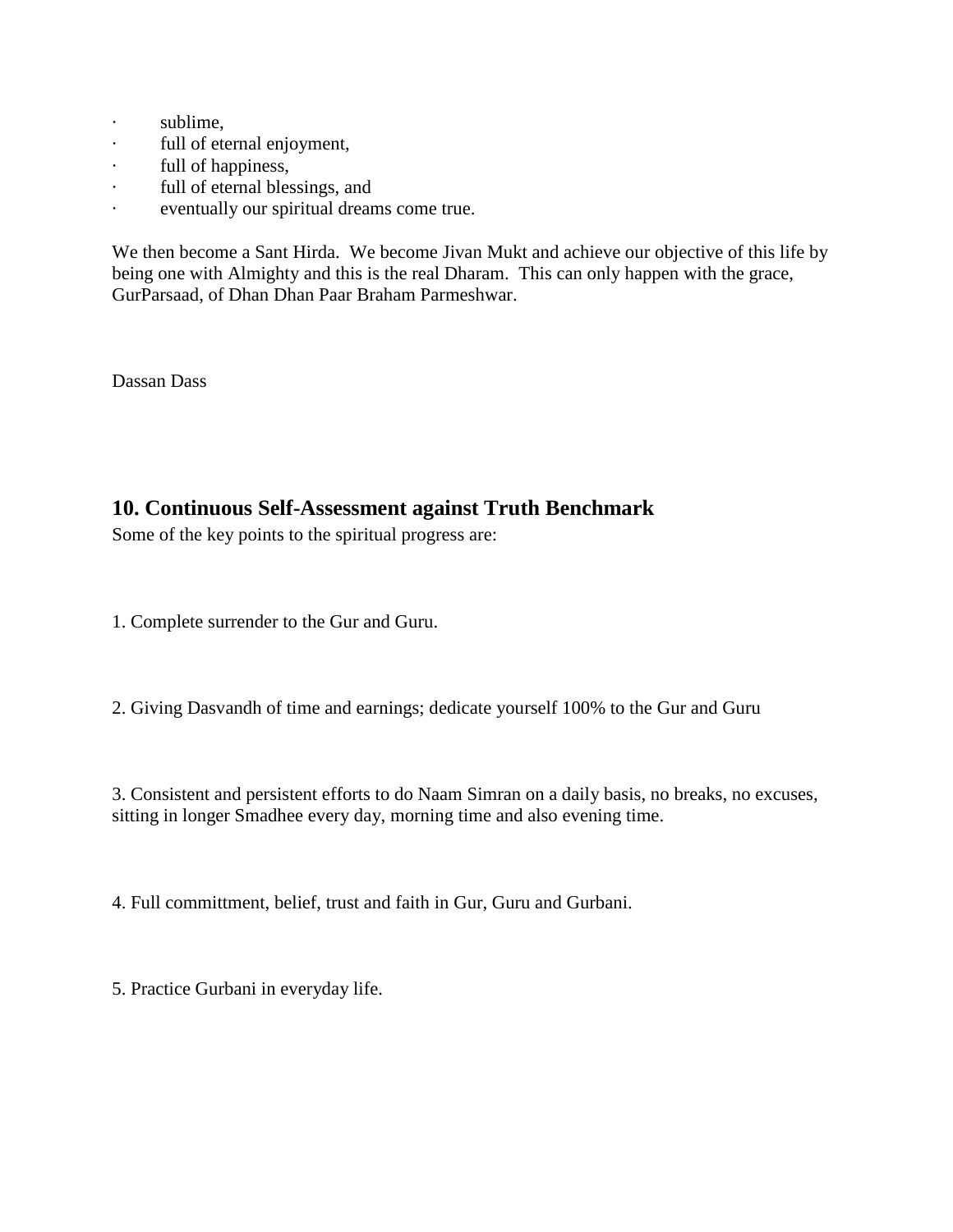- sublime,
- full of eternal enjoyment,
- full of happiness,
- full of eternal blessings, and
- eventually our spiritual dreams come true.

We then become a Sant Hirda. We become Jivan Mukt and achieve our objective of this life by being one with Almighty and this is the real Dharam. This can only happen with the grace, GurParsaad, of Dhan Dhan Paar Braham Parmeshwar.

Dassan Dass

## 10. Continuous Self-Assessment against Truth Benchmark

Some of the key points to the spiritual progress are:

1. Complete surrender to the Gur and Guru.

2. Giving Dasvandh of time and earnings; dedicate yourself 100% to the Gur and Guru

3. Consistent and persistent efforts to do Naam Simran on a daily basis, no breaks, no excuses, sitting in longer Smadhee every day, morning time and also evening time.

4. Full committment, belief, trust and faith in Gur, Guru and Gurbani.

5. Practice Gurbani in everyday life.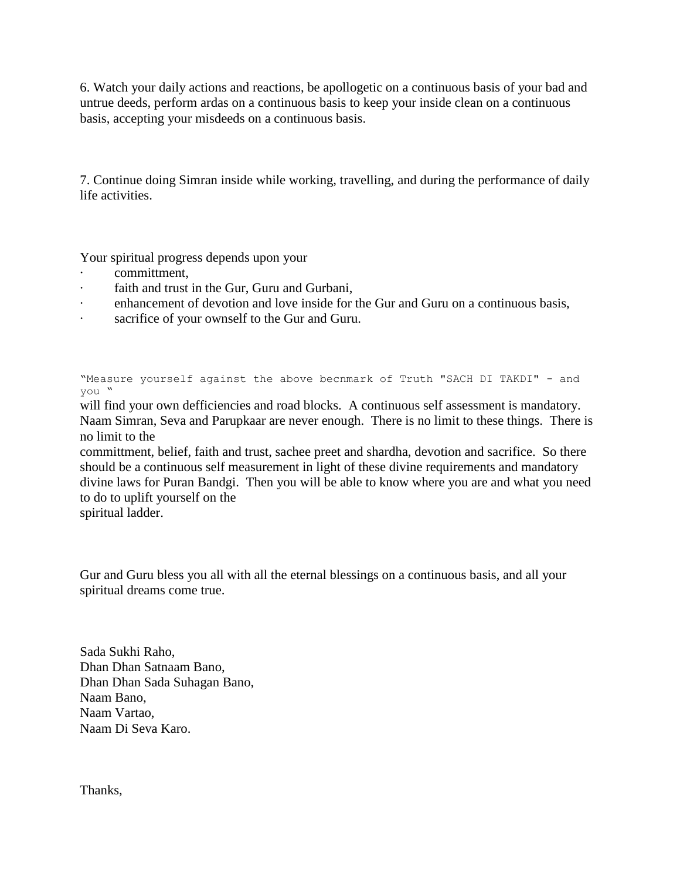6. Watch your daily actions and reactions, be apollogetic on a continuous basis of your bad and untrue deeds, perform ardas on a continuous basis to keep your inside clean on a continuous basis, accepting your misdeeds on a continuous basis.

7. Continue doing Simran inside while working, travelling, and during the performance of daily life activities.

Your spiritual progress depends upon your

- committment,
- faith and trust in the Gur, Guru and Gurbani,
- enhancement of devotion and love inside for the Gur and Guru on a continuous basis,
- sacrifice of your ownself to the Gur and Guru.

"Measure yourself against the above becnmark of Truth "SACH DI TAKDI" - and you "
will find your own defficiencies and road blocks. A continuous self assessment is mandatory. Naam Simran, Seva and Parupkaar are never enough. There is no limit to these things. There is no limit to the
committment, belief, faith and trust, sachee preet and shardha, devotion and sacrifice. So there should be a continuous self measurement in light of these divine requirements and mandatory divine laws for Puran Bandgi. Then you will be able to know where you are and what you need to do to uplift yourself on the
spiritual ladder.

Gur and Guru bless you all with all the eternal blessings on a continuous basis, and all your spiritual dreams come true.

Sada Sukhi Raho,
Dhan Dhan Satnaam Bano,
Dhan Dhan Sada Suhagan Bano,
Naam Bano,
Naam Vartao,
Naam Di Seva Karo.

Thanks,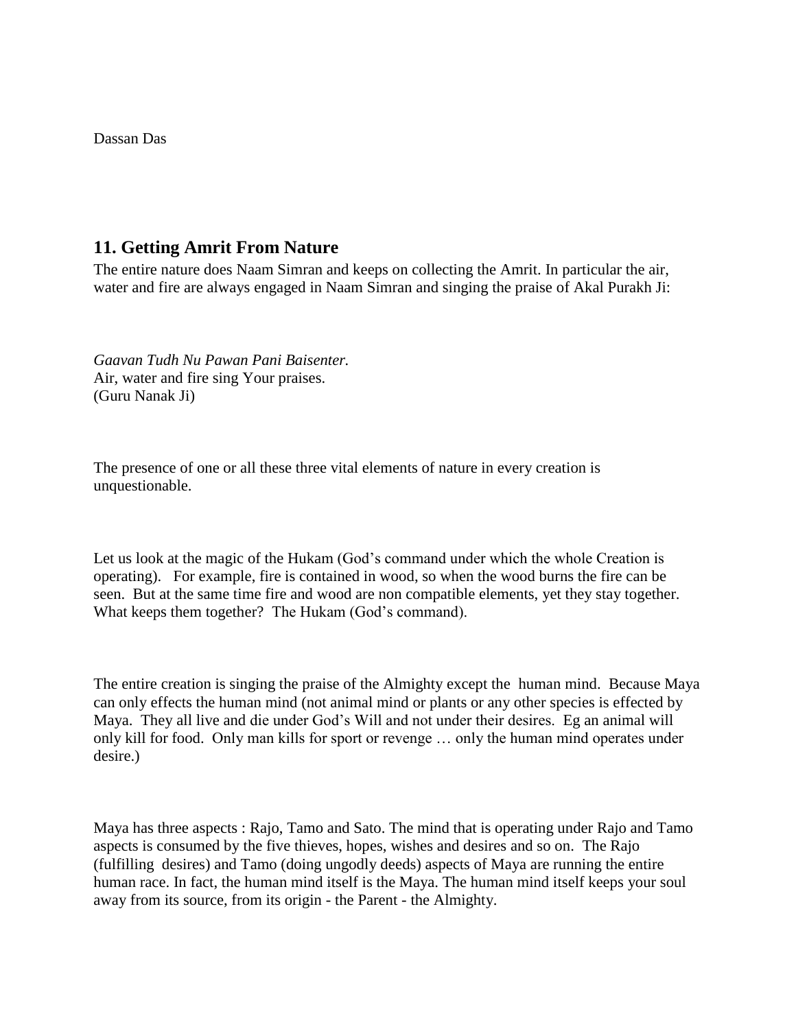Dassan Das

## 11. Getting Amrit From Nature

The entire nature does Naam Simran and keeps on collecting the Amrit. In particular the air, water and fire are always engaged in Naam Simran and singing the praise of Akal Purakh Ji:

*Gaavan Tudh Nu Pawan Pani Baisenter.*
Air, water and fire sing Your praises.
(Guru Nanak Ji)

The presence of one or all these three vital elements of nature in every creation is unquestionable.

Let us look at the magic of the Hukam (God's command under which the whole Creation is operating). For example, fire is contained in wood, so when the wood burns the fire can be seen. But at the same time fire and wood are non compatible elements, yet they stay together. What keeps them together? The Hukam (God's command).

The entire creation is singing the praise of the Almighty except the human mind. Because Maya can only effects the human mind (not animal mind or plants or any other species is effected by Maya. They all live and die under God's Will and not under their desires. Eg an animal will only kill for food. Only man kills for sport or revenge … only the human mind operates under desire.)

Maya has three aspects : Rajo, Tamo and Sato. The mind that is operating under Rajo and Tamo aspects is consumed by the five thieves, hopes, wishes and desires and so on. The Rajo (fulfilling desires) and Tamo (doing ungodly deeds) aspects of Maya are running the entire human race. In fact, the human mind itself is the Maya. The human mind itself keeps your soul away from its source, from its origin - the Parent - the Almighty.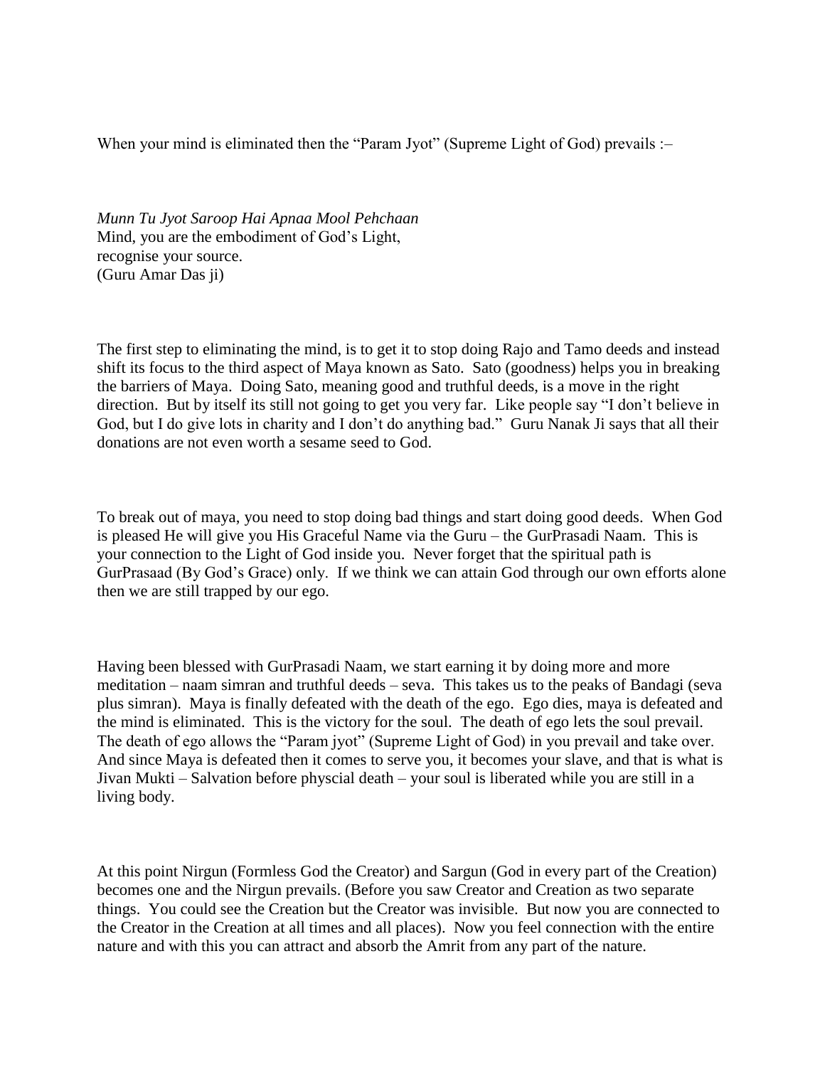When your mind is eliminated then the "Param Jyot" (Supreme Light of God) prevails :–

*Munn Tu Jyot Saroop Hai Apnaa Mool Pehchaan*
Mind, you are the embodiment of God's Light,
recognise your source.
(Guru Amar Das ji)

The first step to eliminating the mind, is to get it to stop doing Rajo and Tamo deeds and instead shift its focus to the third aspect of Maya known as Sato. Sato (goodness) helps you in breaking the barriers of Maya. Doing Sato, meaning good and truthful deeds, is a move in the right direction. But by itself its still not going to get you very far. Like people say "I don't believe in God, but I do give lots in charity and I don't do anything bad." Guru Nanak Ji says that all their donations are not even worth a sesame seed to God.

To break out of maya, you need to stop doing bad things and start doing good deeds. When God is pleased He will give you His Graceful Name via the Guru – the GurPrasadi Naam. This is your connection to the Light of God inside you. Never forget that the spiritual path is GurPrasaad (By God's Grace) only. If we think we can attain God through our own efforts alone then we are still trapped by our ego.

Having been blessed with GurPrasadi Naam, we start earning it by doing more and more meditation – naam simran and truthful deeds – seva. This takes us to the peaks of Bandagi (seva plus simran). Maya is finally defeated with the death of the ego. Ego dies, maya is defeated and the mind is eliminated. This is the victory for the soul. The death of ego lets the soul prevail. The death of ego allows the "Param jyot" (Supreme Light of God) in you prevail and take over. And since Maya is defeated then it comes to serve you, it becomes your slave, and that is what is Jivan Mukti – Salvation before physcial death – your soul is liberated while you are still in a living body.

At this point Nirgun (Formless God the Creator) and Sargun (God in every part of the Creation) becomes one and the Nirgun prevails. (Before you saw Creator and Creation as two separate things. You could see the Creation but the Creator was invisible. But now you are connected to the Creator in the Creation at all times and all places). Now you feel connection with the entire nature and with this you can attract and absorb the Amrit from any part of the nature.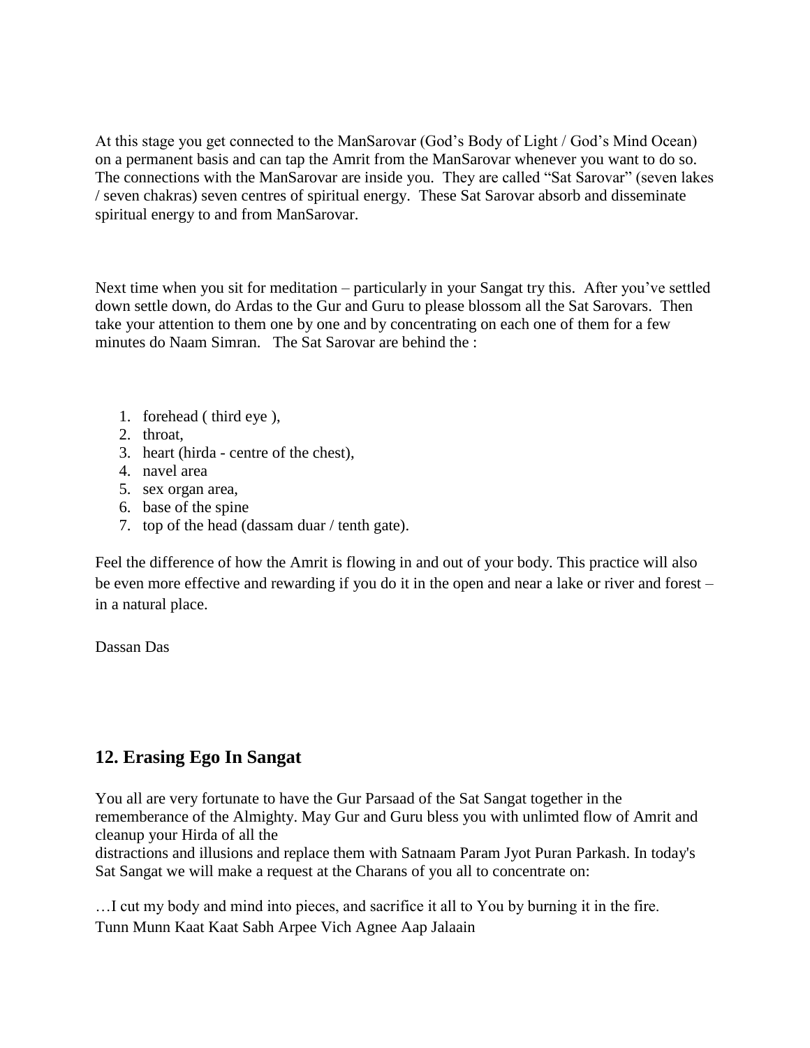At this stage you get connected to the ManSarovar (God's Body of Light / God's Mind Ocean) on a permanent basis and can tap the Amrit from the ManSarovar whenever you want to do so. The connections with the ManSarovar are inside you. They are called "Sat Sarovar" (seven lakes / seven chakras) seven centres of spiritual energy. These Sat Sarovar absorb and disseminate spiritual energy to and from ManSarovar.

Next time when you sit for meditation – particularly in your Sangat try this. After you've settled down settle down, do Ardas to the Gur and Guru to please blossom all the Sat Sarovars. Then take your attention to them one by one and by concentrating on each one of them for a few minutes do Naam Simran. The Sat Sarovar are behind the :

1. forehead ( third eye ),
2. throat,
3. heart (hirda - centre of the chest),
4. navel area
5. sex organ area,
6. base of the spine
7. top of the head (dassam duar / tenth gate).

Feel the difference of how the Amrit is flowing in and out of your body. This practice will also be even more effective and rewarding if you do it in the open and near a lake or river and forest – in a natural place.

Dassan Das

## 12. Erasing Ego In Sangat

You all are very fortunate to have the Gur Parsaad of the Sat Sangat together in the rememberance of the Almighty. May Gur and Guru bless you with unlimted flow of Amrit and cleanup your Hirda of all the distractions and illusions and replace them with Satnaam Param Jyot Puran Parkash. In today's Sat Sangat we will make a request at the Charans of you all to concentrate on:

…I cut my body and mind into pieces, and sacrifice it all to You by burning it in the fire.
Tunn Munn Kaat Kaat Sabh Arpee Vich Agnee Aap Jalaain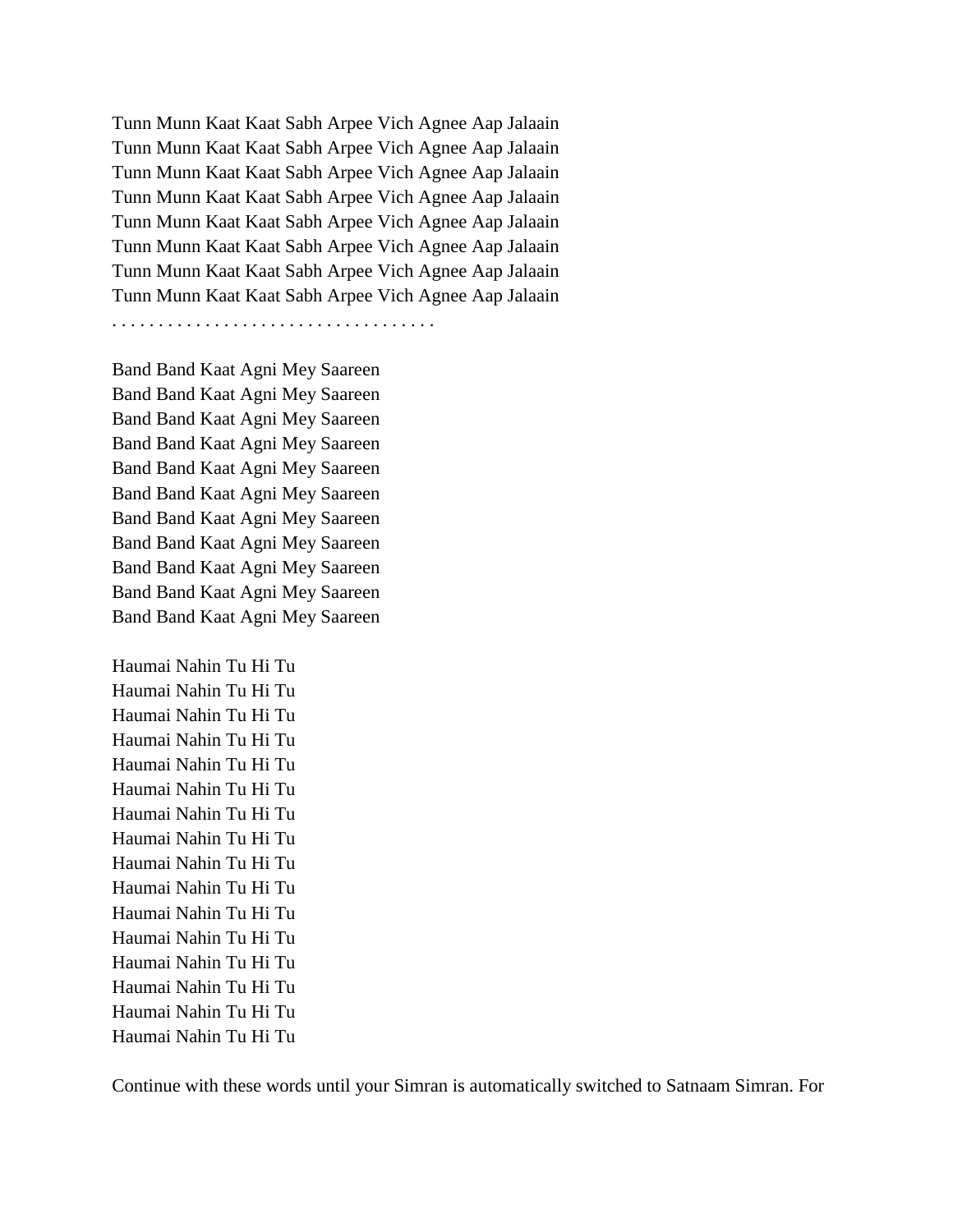Tunn Munn Kaat Kaat Sabh Arpee Vich Agnee Aap Jalaain
Tunn Munn Kaat Kaat Sabh Arpee Vich Agnee Aap Jalaain
Tunn Munn Kaat Kaat Sabh Arpee Vich Agnee Aap Jalaain
Tunn Munn Kaat Kaat Sabh Arpee Vich Agnee Aap Jalaain
Tunn Munn Kaat Kaat Sabh Arpee Vich Agnee Aap Jalaain
Tunn Munn Kaat Kaat Sabh Arpee Vich Agnee Aap Jalaain
Tunn Munn Kaat Kaat Sabh Arpee Vich Agnee Aap Jalaain
Tunn Munn Kaat Kaat Sabh Arpee Vich Agnee Aap Jalaain
. . . . . . . . . . . . . . . . . . . . . . . . . . . . . . . . .

Band Band Kaat Agni Mey Saareen
Band Band Kaat Agni Mey Saareen
Band Band Kaat Agni Mey Saareen
Band Band Kaat Agni Mey Saareen
Band Band Kaat Agni Mey Saareen
Band Band Kaat Agni Mey Saareen
Band Band Kaat Agni Mey Saareen
Band Band Kaat Agni Mey Saareen
Band Band Kaat Agni Mey Saareen
Band Band Kaat Agni Mey Saareen
Band Band Kaat Agni Mey Saareen

Haumai Nahin Tu Hi Tu
Haumai Nahin Tu Hi Tu
Haumai Nahin Tu Hi Tu
Haumai Nahin Tu Hi Tu
Haumai Nahin Tu Hi Tu
Haumai Nahin Tu Hi Tu
Haumai Nahin Tu Hi Tu
Haumai Nahin Tu Hi Tu
Haumai Nahin Tu Hi Tu
Haumai Nahin Tu Hi Tu
Haumai Nahin Tu Hi Tu
Haumai Nahin Tu Hi Tu
Haumai Nahin Tu Hi Tu
Haumai Nahin Tu Hi Tu
Haumai Nahin Tu Hi Tu
Haumai Nahin Tu Hi Tu

Continue with these words until your Simran is automatically switched to Satnaam Simran. For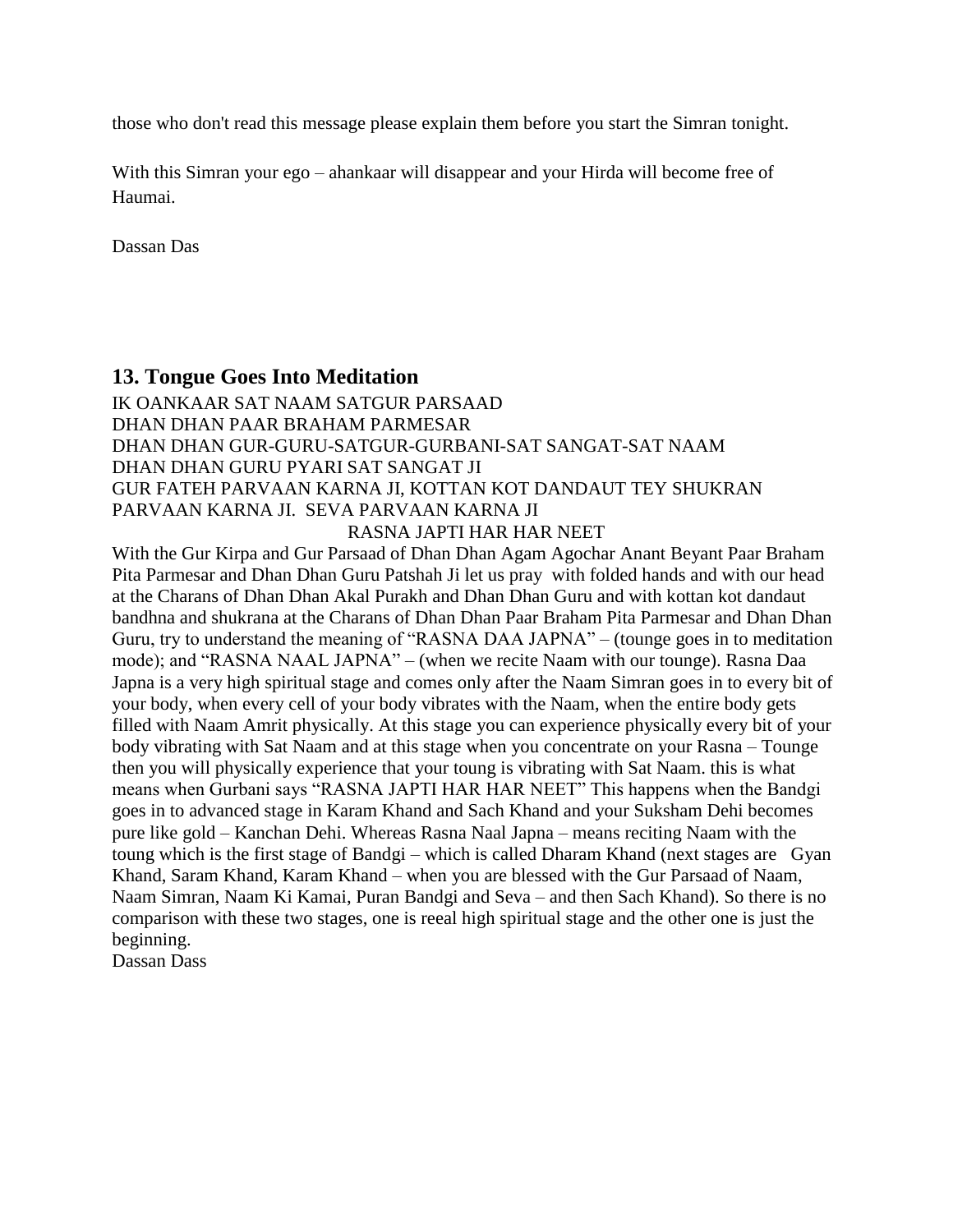those who don't read this message please explain them before you start the Simran tonight.

With this Simran your ego – ahankaar will disappear and your Hirda will become free of Haumai.

Dassan Das

## 13. Tongue Goes Into Meditation

IK OANKAAR SAT NAAM SATGUR PARSAAD
DHAN DHAN PAAR BRAHAM PARMESAR
DHAN DHAN GUR-GURU-SATGUR-GURBANI-SAT SANGAT-SAT NAAM
DHAN DHAN GURU PYARI SAT SANGAT JI
GUR FATEH PARVAAN KARNA JI, KOTTAN KOT DANDAUT TEY SHUKRAN PARVAAN KARNA JI. SEVA PARVAAN KARNA JI

RASNA JAPTI HAR HAR NEET

With the Gur Kirpa and Gur Parsaad of Dhan Dhan Agam Agochar Anant Beyant Paar Braham Pita Parmesar and Dhan Dhan Guru Patshah Ji let us pray with folded hands and with our head at the Charans of Dhan Dhan Akal Purakh and Dhan Dhan Guru and with kottan kot dandaut bandhna and shukrana at the Charans of Dhan Dhan Paar Braham Pita Parmesar and Dhan Dhan Guru, try to understand the meaning of "RASNA DAA JAPNA" – (tounge goes in to meditation mode); and "RASNA NAAL JAPNA" – (when we recite Naam with our tounge). Rasna Daa Japna is a very high spiritual stage and comes only after the Naam Simran goes in to every bit of your body, when every cell of your body vibrates with the Naam, when the entire body gets filled with Naam Amrit physically. At this stage you can experience physically every bit of your body vibrating with Sat Naam and at this stage when you concentrate on your Rasna – Tounge then you will physically experience that your toung is vibrating with Sat Naam. this is what means when Gurbani says "RASNA JAPTI HAR HAR NEET" This happens when the Bandgi goes in to advanced stage in Karam Khand and Sach Khand and your Suksham Dehi becomes pure like gold – Kanchan Dehi. Whereas Rasna Naal Japna – means reciting Naam with the toung which is the first stage of Bandgi – which is called Dharam Khand (next stages are Gyan Khand, Saram Khand, Karam Khand – when you are blessed with the Gur Parsaad of Naam, Naam Simran, Naam Ki Kamai, Puran Bandgi and Seva – and then Sach Khand). So there is no comparison with these two stages, one is reeal high spiritual stage and the other one is just the beginning.
Dassan Dass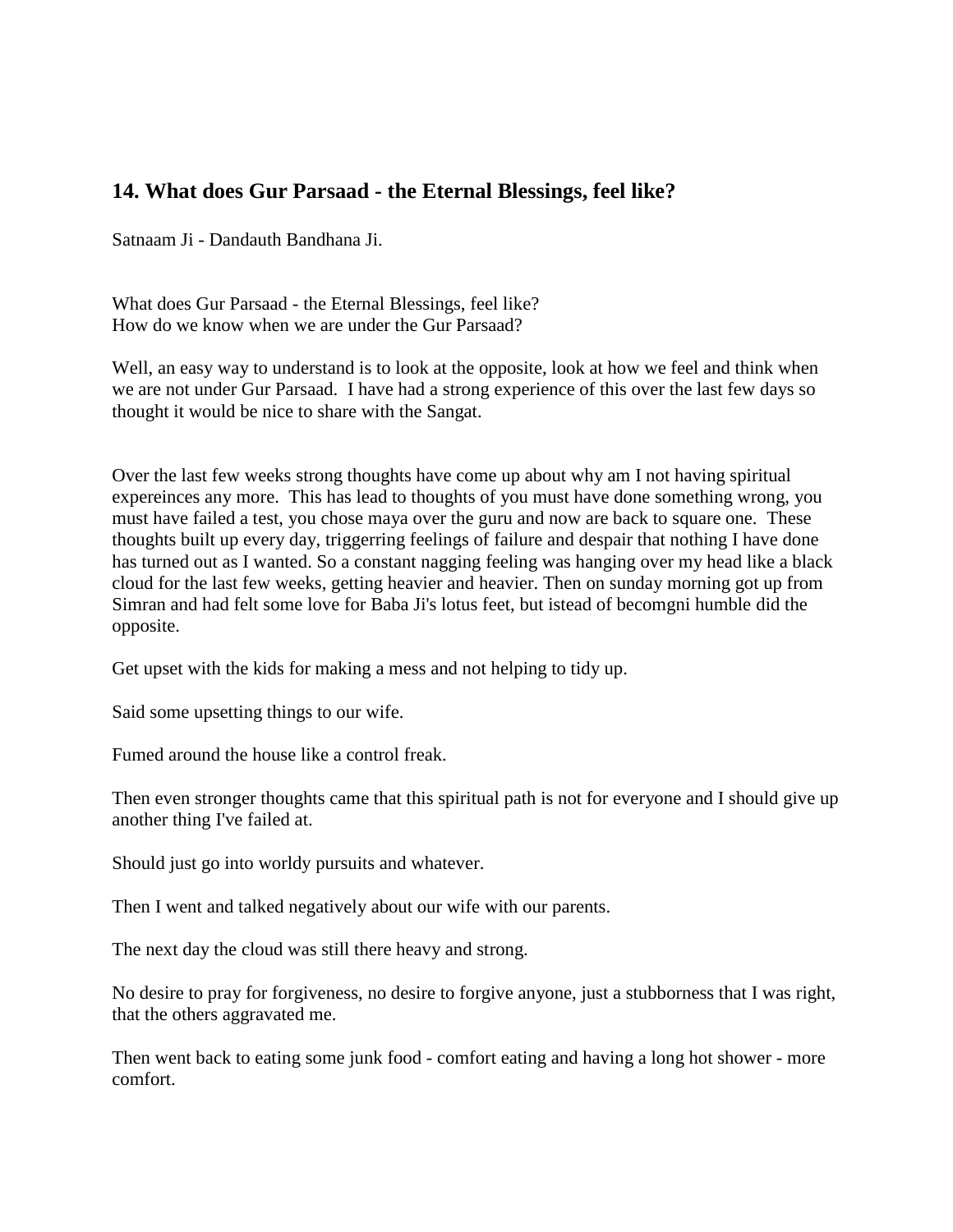## 14. What does Gur Parsaad - the Eternal Blessings, feel like?

Satnaam Ji - Dandauth Bandhana Ji.

What does Gur Parsaad - the Eternal Blessings, feel like?
How do we know when we are under the Gur Parsaad?

Well, an easy way to understand is to look at the opposite, look at how we feel and think when we are not under Gur Parsaad. I have had a strong experience of this over the last few days so thought it would be nice to share with the Sangat.

Over the last few weeks strong thoughts have come up about why am I not having spiritual expereinces any more. This has lead to thoughts of you must have done something wrong, you must have failed a test, you chose maya over the guru and now are back to square one. These thoughts built up every day, triggerring feelings of failure and despair that nothing I have done has turned out as I wanted. So a constant nagging feeling was hanging over my head like a black cloud for the last few weeks, getting heavier and heavier. Then on sunday morning got up from Simran and had felt some love for Baba Ji's lotus feet, but istead of becomgni humble did the opposite.

Get upset with the kids for making a mess and not helping to tidy up.

Said some upsetting things to our wife.

Fumed around the house like a control freak.

Then even stronger thoughts came that this spiritual path is not for everyone and I should give up another thing I've failed at.

Should just go into worldy pursuits and whatever.

Then I went and talked negatively about our wife with our parents.

The next day the cloud was still there heavy and strong.

No desire to pray for forgiveness, no desire to forgive anyone, just a stubborness that I was right, that the others aggravated me.

Then went back to eating some junk food - comfort eating and having a long hot shower - more comfort.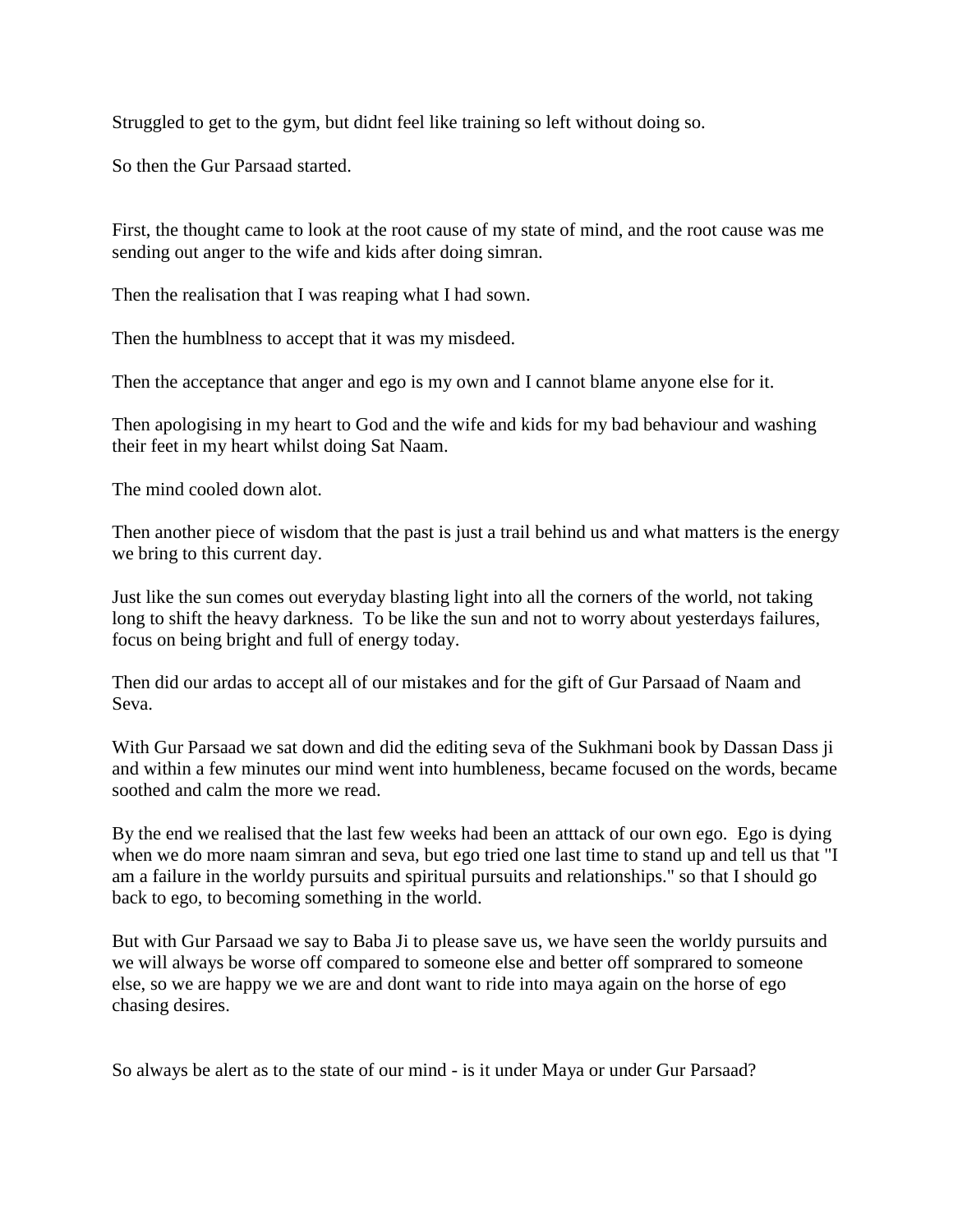Struggled to get to the gym, but didnt feel like training so left without doing so.

So then the Gur Parsaad started.

First, the thought came to look at the root cause of my state of mind, and the root cause was me sending out anger to the wife and kids after doing simran.

Then the realisation that I was reaping what I had sown.

Then the humblness to accept that it was my misdeed.

Then the acceptance that anger and ego is my own and I cannot blame anyone else for it.

Then apologising in my heart to God and the wife and kids for my bad behaviour and washing their feet in my heart whilst doing Sat Naam.

The mind cooled down alot.

Then another piece of wisdom that the past is just a trail behind us and what matters is the energy we bring to this current day.

Just like the sun comes out everyday blasting light into all the corners of the world, not taking long to shift the heavy darkness. To be like the sun and not to worry about yesterdays failures, focus on being bright and full of energy today.

Then did our ardas to accept all of our mistakes and for the gift of Gur Parsaad of Naam and Seva.

With Gur Parsaad we sat down and did the editing seva of the Sukhmani book by Dassan Dass ji and within a few minutes our mind went into humbleness, became focused on the words, became soothed and calm the more we read.

By the end we realised that the last few weeks had been an atttack of our own ego. Ego is dying when we do more naam simran and seva, but ego tried one last time to stand up and tell us that "I am a failure in the worldy pursuits and spiritual pursuits and relationships." so that I should go back to ego, to becoming something in the world.

But with Gur Parsaad we say to Baba Ji to please save us, we have seen the worldy pursuits and we will always be worse off compared to someone else and better off somprared to someone else, so we are happy we we are and dont want to ride into maya again on the horse of ego chasing desires.

So always be alert as to the state of our mind - is it under Maya or under Gur Parsaad?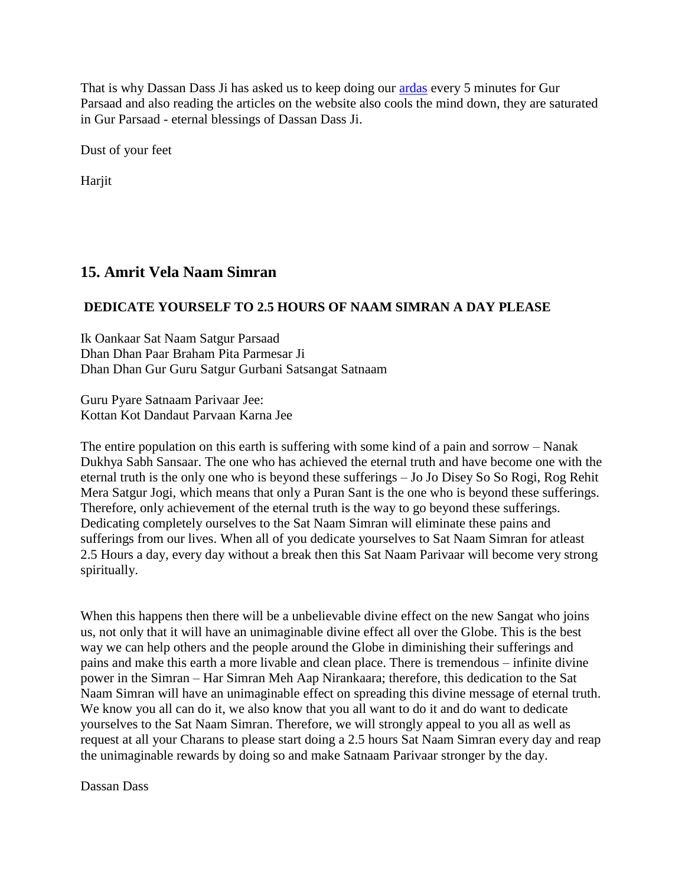That is why Dassan Dass Ji has asked us to keep doing our ardas every 5 minutes for Gur Parsaad and also reading the articles on the website also cools the mind down, they are saturated in Gur Parsaad - eternal blessings of Dassan Dass Ji.

Dust of your feet

Harjit

## 15. Amrit Vela Naam Simran

**DEDICATE YOURSELF TO 2.5 HOURS OF NAAM SIMRAN A DAY PLEASE**

Ik Oankaar Sat Naam Satgur Parsaad
Dhan Dhan Paar Braham Pita Parmesar Ji
Dhan Dhan Gur Guru Satgur Gurbani Satsangat Satnaam

Guru Pyare Satnaam Parivaar Jee:
Kottan Kot Dandaut Parvaan Karna Jee

The entire population on this earth is suffering with some kind of a pain and sorrow – Nanak Dukhya Sabh Sansaar. The one who has achieved the eternal truth and have become one with the eternal truth is the only one who is beyond these sufferings – Jo Jo Disey So So Rogi, Rog Rehit Mera Satgur Jogi, which means that only a Puran Sant is the one who is beyond these sufferings. Therefore, only achievement of the eternal truth is the way to go beyond these sufferings. Dedicating completely ourselves to the Sat Naam Simran will eliminate these pains and sufferings from our lives. When all of you dedicate yourselves to Sat Naam Simran for atleast 2.5 Hours a day, every day without a break then this Sat Naam Parivaar will become very strong spiritually.

When this happens then there will be a unbelievable divine effect on the new Sangat who joins us, not only that it will have an unimaginable divine effect all over the Globe. This is the best way we can help others and the people around the Globe in diminishing their sufferings and pains and make this earth a more livable and clean place. There is tremendous – infinite divine power in the Simran – Har Simran Meh Aap Nirankaara; therefore, this dedication to the Sat Naam Simran will have an unimaginable effect on spreading this divine message of eternal truth. We know you all can do it, we also know that you all want to do it and do want to dedicate yourselves to the Sat Naam Simran. Therefore, we will strongly appeal to you all as well as request at all your Charans to please start doing a 2.5 hours Sat Naam Simran every day and reap the unimaginable rewards by doing so and make Satnaam Parivaar stronger by the day.

Dassan Dass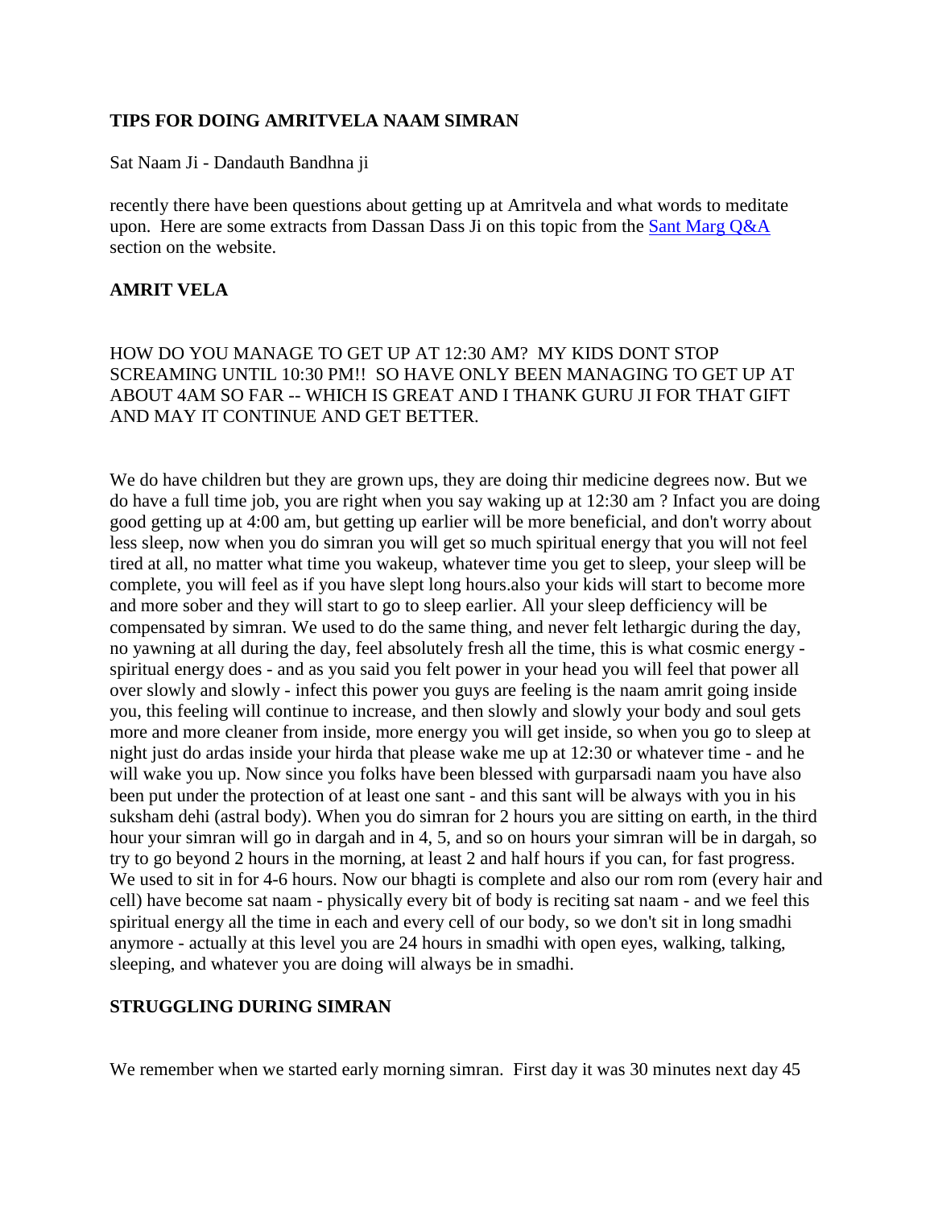## TIPS FOR DOING AMRITVELA NAAM SIMRAN

Sat Naam Ji - Dandauth Bandhna ji

recently there have been questions about getting up at Amritvela and what words to meditate upon. Here are some extracts from Dassan Dass Ji on this topic from the Sant Marg Q&A section on the website.

### AMRIT VELA

HOW DO YOU MANAGE TO GET UP AT 12:30 AM? MY KIDS DONT STOP SCREAMING UNTIL 10:30 PM!! SO HAVE ONLY BEEN MANAGING TO GET UP AT ABOUT 4AM SO FAR -- WHICH IS GREAT AND I THANK GURU JI FOR THAT GIFT AND MAY IT CONTINUE AND GET BETTER.

We do have children but they are grown ups, they are doing thir medicine degrees now. But we do have a full time job, you are right when you say waking up at 12:30 am ? Infact you are doing good getting up at 4:00 am, but getting up earlier will be more beneficial, and don't worry about less sleep, now when you do simran you will get so much spiritual energy that you will not feel tired at all, no matter what time you wakeup, whatever time you get to sleep, your sleep will be complete, you will feel as if you have slept long hours.also your kids will start to become more and more sober and they will start to go to sleep earlier. All your sleep defficiency will be compensated by simran. We used to do the same thing, and never felt lethargic during the day, no yawning at all during the day, feel absolutely fresh all the time, this is what cosmic energy - spiritual energy does - and as you said you felt power in your head you will feel that power all over slowly and slowly - infect this power you guys are feeling is the naam amrit going inside you, this feeling will continue to increase, and then slowly and slowly your body and soul gets more and more cleaner from inside, more energy you will get inside, so when you go to sleep at night just do ardas inside your hirda that please wake me up at 12:30 or whatever time - and he will wake you up. Now since you folks have been blessed with gurparsadi naam you have also been put under the protection of at least one sant - and this sant will be always with you in his suksham dehi (astral body). When you do simran for 2 hours you are sitting on earth, in the third hour your simran will go in dargah and in 4, 5, and so on hours your simran will be in dargah, so try to go beyond 2 hours in the morning, at least 2 and half hours if you can, for fast progress. We used to sit in for 4-6 hours. Now our bhagti is complete and also our rom rom (every hair and cell) have become sat naam - physically every bit of body is reciting sat naam - and we feel this spiritual energy all the time in each and every cell of our body, so we don't sit in long smadhi anymore - actually at this level you are 24 hours in smadhi with open eyes, walking, talking, sleeping, and whatever you are doing will always be in smadhi.

### STRUGGLING DURING SIMRAN

We remember when we started early morning simran. First day it was 30 minutes next day 45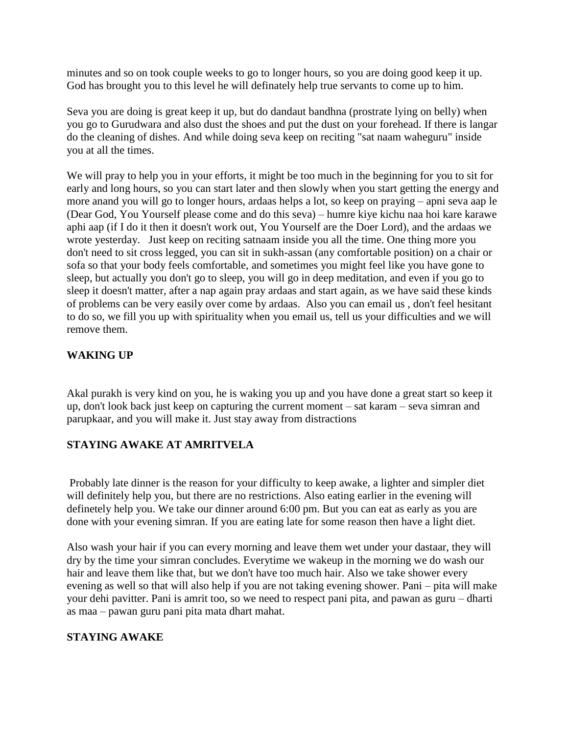minutes and so on took couple weeks to go to longer hours, so you are doing good keep it up. God has brought you to this level he will definately help true servants to come up to him.

Seva you are doing is great keep it up, but do dandaut bandhna (prostrate lying on belly) when you go to Gurudwara and also dust the shoes and put the dust on your forehead. If there is langar do the cleaning of dishes. And while doing seva keep on reciting "sat naam waheguru" inside you at all the times.

We will pray to help you in your efforts, it might be too much in the beginning for you to sit for early and long hours, so you can start later and then slowly when you start getting the energy and more anand you will go to longer hours, ardaas helps a lot, so keep on praying – apni seva aap le (Dear God, You Yourself please come and do this seva) – humre kiye kichu naa hoi kare karawe aphi aap (if I do it then it doesn't work out, You Yourself are the Doer Lord), and the ardaas we wrote yesterday. Just keep on reciting satnaam inside you all the time. One thing more you don't need to sit cross legged, you can sit in sukh-assan (any comfortable position) on a chair or sofa so that your body feels comfortable, and sometimes you might feel like you have gone to sleep, but actually you don't go to sleep, you will go in deep meditation, and even if you go to sleep it doesn't matter, after a nap again pray ardaas and start again, as we have said these kinds of problems can be very easily over come by ardaas. Also you can email us , don't feel hesitant to do so, we fill you up with spirituality when you email us, tell us your difficulties and we will remove them.

**WAKING UP**

Akal purakh is very kind on you, he is waking you up and you have done a great start so keep it up, don't look back just keep on capturing the current moment – sat karam – seva simran and parupkaar, and you will make it. Just stay away from distractions

**STAYING AWAKE AT AMRITVELA**

Probably late dinner is the reason for your difficulty to keep awake, a lighter and simpler diet will definitely help you, but there are no restrictions. Also eating earlier in the evening will definetely help you. We take our dinner around 6:00 pm. But you can eat as early as you are done with your evening simran. If you are eating late for some reason then have a light diet.

Also wash your hair if you can every morning and leave them wet under your dastaar, they will dry by the time your simran concludes. Everytime we wakeup in the morning we do wash our hair and leave them like that, but we don't have too much hair. Also we take shower every evening as well so that will also help if you are not taking evening shower. Pani – pita will make your dehi pavitter. Pani is amrit too, so we need to respect pani pita, and pawan as guru – dharti as maa – pawan guru pani pita mata dhart mahat.

**STAYING AWAKE**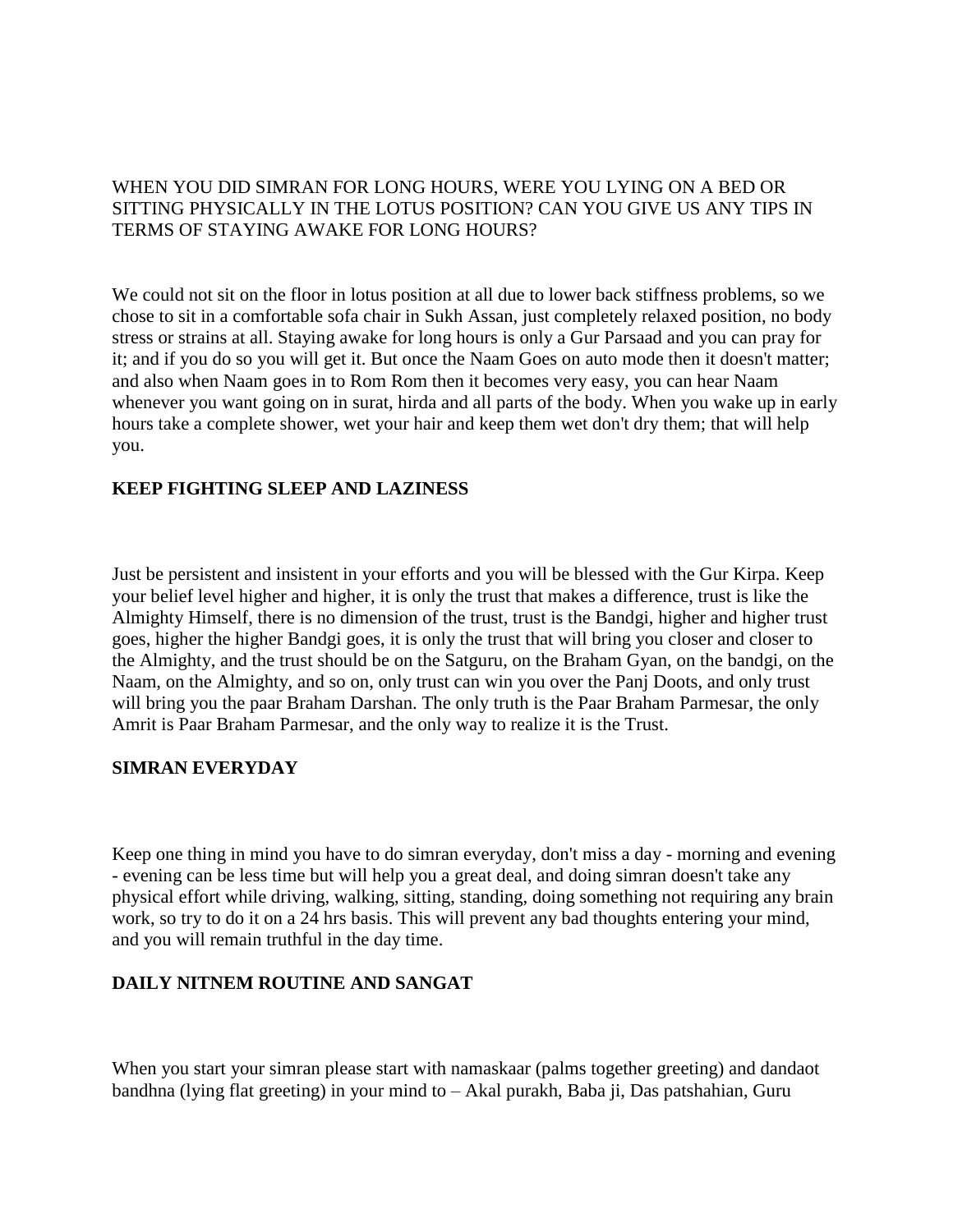WHEN YOU DID SIMRAN FOR LONG HOURS, WERE YOU LYING ON A BED OR SITTING PHYSICALLY IN THE LOTUS POSITION? CAN YOU GIVE US ANY TIPS IN TERMS OF STAYING AWAKE FOR LONG HOURS?

We could not sit on the floor in lotus position at all due to lower back stiffness problems, so we chose to sit in a comfortable sofa chair in Sukh Assan, just completely relaxed position, no body stress or strains at all. Staying awake for long hours is only a Gur Parsaad and you can pray for it; and if you do so you will get it. But once the Naam Goes on auto mode then it doesn't matter; and also when Naam goes in to Rom Rom then it becomes very easy, you can hear Naam whenever you want going on in surat, hirda and all parts of the body. When you wake up in early hours take a complete shower, wet your hair and keep them wet don't dry them; that will help you.

**KEEP FIGHTING SLEEP AND LAZINESS**

Just be persistent and insistent in your efforts and you will be blessed with the Gur Kirpa. Keep your belief level higher and higher, it is only the trust that makes a difference, trust is like the Almighty Himself, there is no dimension of the trust, trust is the Bandgi, higher and higher trust goes, higher the higher Bandgi goes, it is only the trust that will bring you closer and closer to the Almighty, and the trust should be on the Satguru, on the Braham Gyan, on the bandgi, on the Naam, on the Almighty, and so on, only trust can win you over the Panj Doots, and only trust will bring you the paar Braham Darshan. The only truth is the Paar Braham Parmesar, the only Amrit is Paar Braham Parmesar, and the only way to realize it is the Trust.

**SIMRAN EVERYDAY**

Keep one thing in mind you have to do simran everyday, don't miss a day - morning and evening - evening can be less time but will help you a great deal, and doing simran doesn't take any physical effort while driving, walking, sitting, standing, doing something not requiring any brain work, so try to do it on a 24 hrs basis. This will prevent any bad thoughts entering your mind, and you will remain truthful in the day time.

**DAILY NITNEM ROUTINE AND SANGAT**

When you start your simran please start with namaskaar (palms together greeting) and dandaot bandhna (lying flat greeting) in your mind to – Akal purakh, Baba ji, Das patshahian, Guru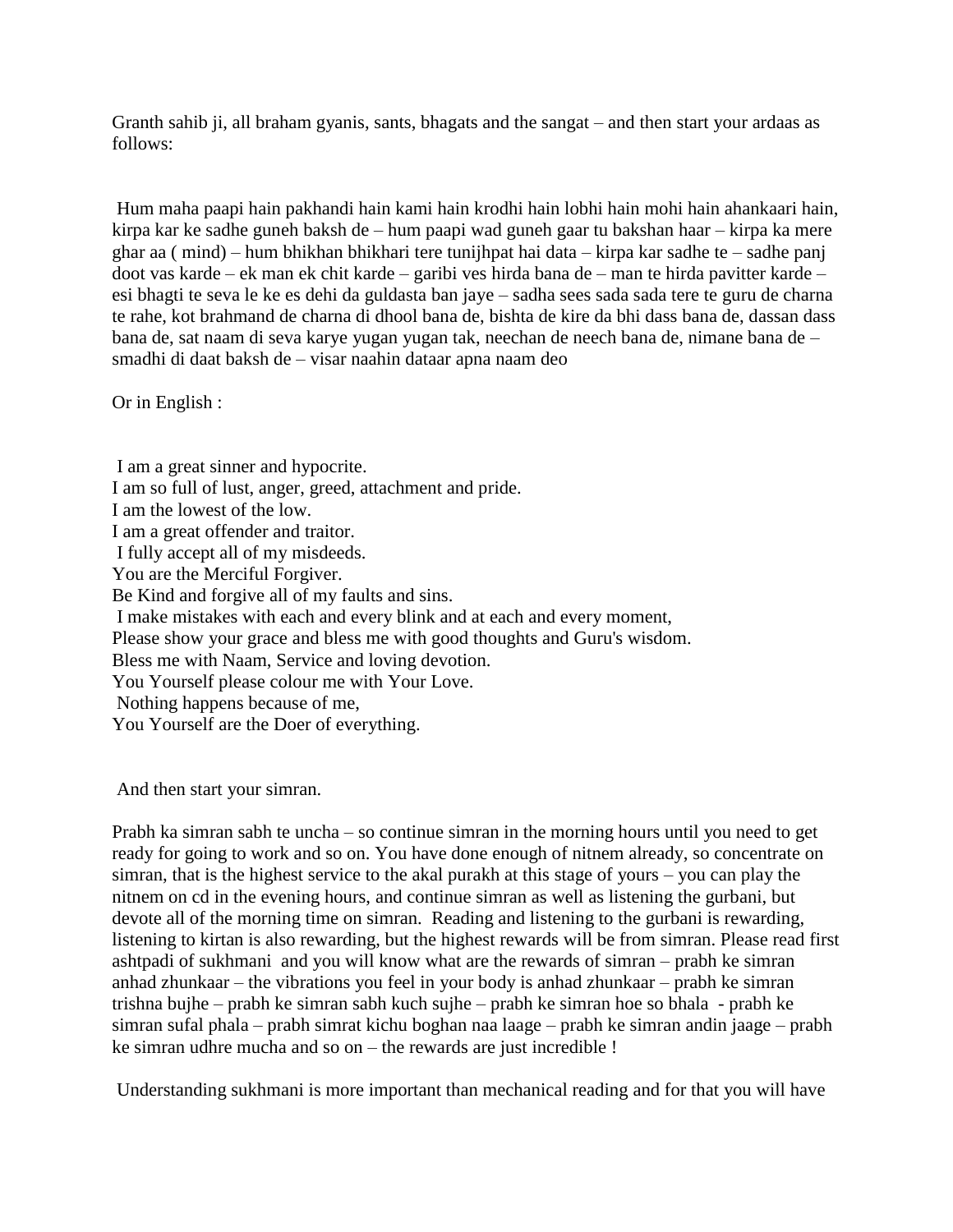Granth sahib ji, all braham gyanis, sants, bhagats and the sangat – and then start your ardaas as follows:

Hum maha paapi hain pakhandi hain kami hain krodhi hain lobhi hain mohi hain ahankaari hain, kirpa kar ke sadhe guneh baksh de – hum paapi wad guneh gaar tu bakshan haar – kirpa ka mere ghar aa ( mind) – hum bhikhan bhikhari tere tunijhpat hai data – kirpa kar sadhe te – sadhe panj doot vas karde – ek man ek chit karde – garibi ves hirda bana de – man te hirda pavitter karde – esi bhagti te seva le ke es dehi da guldasta ban jaye – sadha sees sada sada tere te guru de charna te rahe, kot brahmand de charna di dhool bana de, bishta de kire da bhi dass bana de, dassan dass bana de, sat naam di seva karye yugan yugan tak, neechan de neech bana de, nimane bana de – smadhi di daat baksh de – visar naahin dataar apna naam deo

Or in English :

I am a great sinner and hypocrite.
I am so full of lust, anger, greed, attachment and pride.
I am the lowest of the low.
I am a great offender and traitor.
I fully accept all of my misdeeds.
You are the Merciful Forgiver.
Be Kind and forgive all of my faults and sins.
I make mistakes with each and every blink and at each and every moment,
Please show your grace and bless me with good thoughts and Guru's wisdom.
Bless me with Naam, Service and loving devotion.
You Yourself please colour me with Your Love.
Nothing happens because of me,
You Yourself are the Doer of everything.

And then start your simran.

Prabh ka simran sabh te uncha – so continue simran in the morning hours until you need to get ready for going to work and so on. You have done enough of nitnem already, so concentrate on simran, that is the highest service to the akal purakh at this stage of yours – you can play the nitnem on cd in the evening hours, and continue simran as well as listening the gurbani, but devote all of the morning time on simran. Reading and listening to the gurbani is rewarding, listening to kirtan is also rewarding, but the highest rewards will be from simran. Please read first ashtpadi of sukhmani and you will know what are the rewards of simran – prabh ke simran anhad zhunkaar – the vibrations you feel in your body is anhad zhunkaar – prabh ke simran trishna bujhe – prabh ke simran sabh kuch sujhe – prabh ke simran hoe so bhala - prabh ke simran sufal phala – prabh simrat kichu boghan naa laage – prabh ke simran andin jaage – prabh ke simran udhre mucha and so on – the rewards are just incredible !

Understanding sukhmani is more important than mechanical reading and for that you will have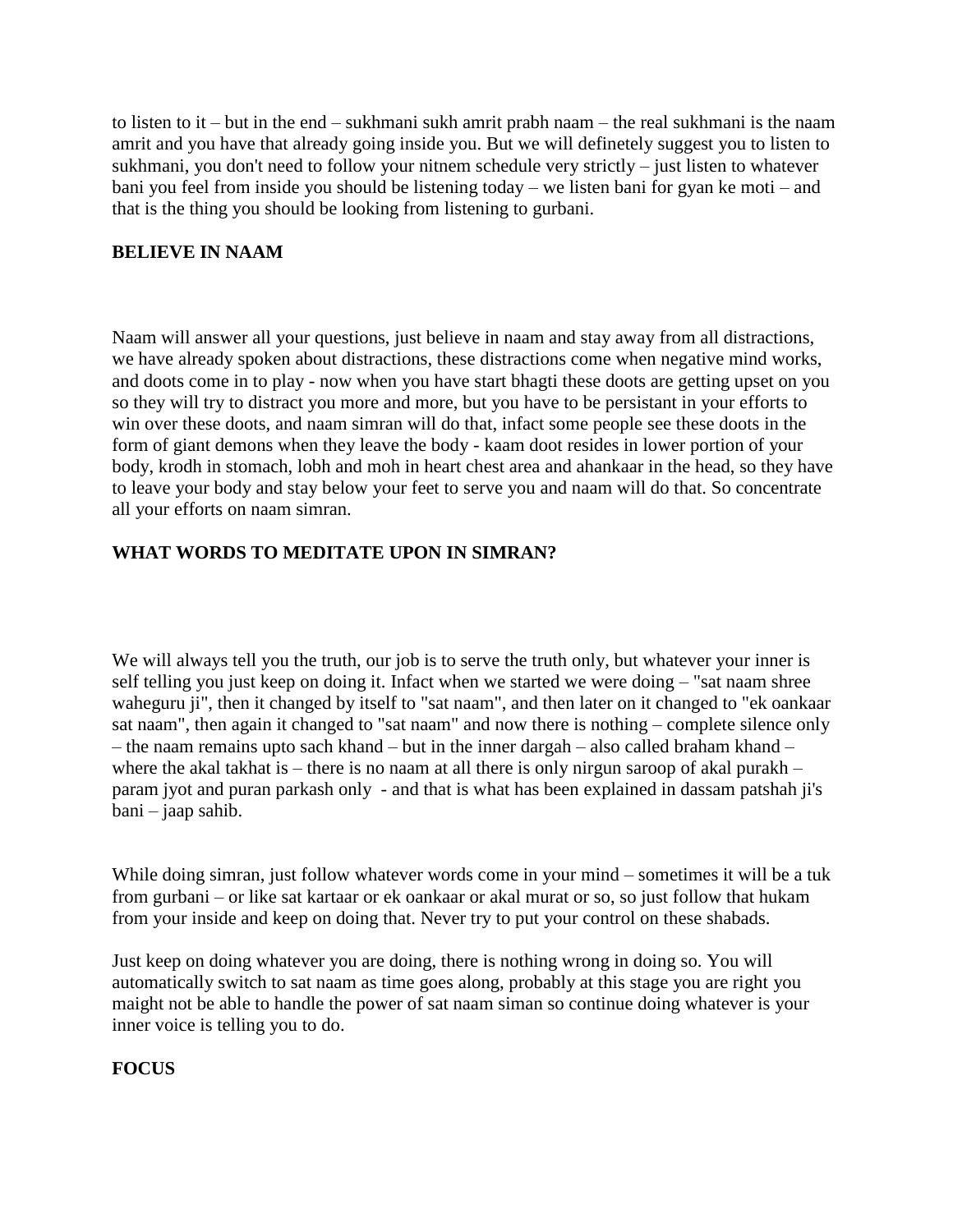to listen to it – but in the end – sukhmani sukh amrit prabh naam – the real sukhmani is the naam amrit and you have that already going inside you. But we will definetely suggest you to listen to sukhmani, you don't need to follow your nitnem schedule very strictly – just listen to whatever bani you feel from inside you should be listening today – we listen bani for gyan ke moti – and that is the thing you should be looking from listening to gurbani.

**BELIEVE IN NAAM**

Naam will answer all your questions, just believe in naam and stay away from all distractions, we have already spoken about distractions, these distractions come when negative mind works, and doots come in to play - now when you have start bhagti these doots are getting upset on you so they will try to distract you more and more, but you have to be persistant in your efforts to win over these doots, and naam simran will do that, infact some people see these doots in the form of giant demons when they leave the body - kaam doot resides in lower portion of your body, krodh in stomach, lobh and moh in heart chest area and ahankaar in the head, so they have to leave your body and stay below your feet to serve you and naam will do that. So concentrate all your efforts on naam simran.

**WHAT WORDS TO MEDITATE UPON IN SIMRAN?**

We will always tell you the truth, our job is to serve the truth only, but whatever your inner is self telling you just keep on doing it. Infact when we started we were doing – "sat naam shree waheguru ji", then it changed by itself to "sat naam", and then later on it changed to "ek oankaar sat naam", then again it changed to "sat naam" and now there is nothing – complete silence only – the naam remains upto sach khand – but in the inner dargah – also called braham khand – where the akal takhat is – there is no naam at all there is only nirgun saroop of akal purakh – param jyot and puran parkash only - and that is what has been explained in dassam patshah ji's bani – jaap sahib.

While doing simran, just follow whatever words come in your mind – sometimes it will be a tuk from gurbani – or like sat kartaar or ek oankaar or akal murat or so, so just follow that hukam from your inside and keep on doing that. Never try to put your control on these shabads.

Just keep on doing whatever you are doing, there is nothing wrong in doing so. You will automatically switch to sat naam as time goes along, probably at this stage you are right you maight not be able to handle the power of sat naam siman so continue doing whatever is your inner voice is telling you to do.

**FOCUS**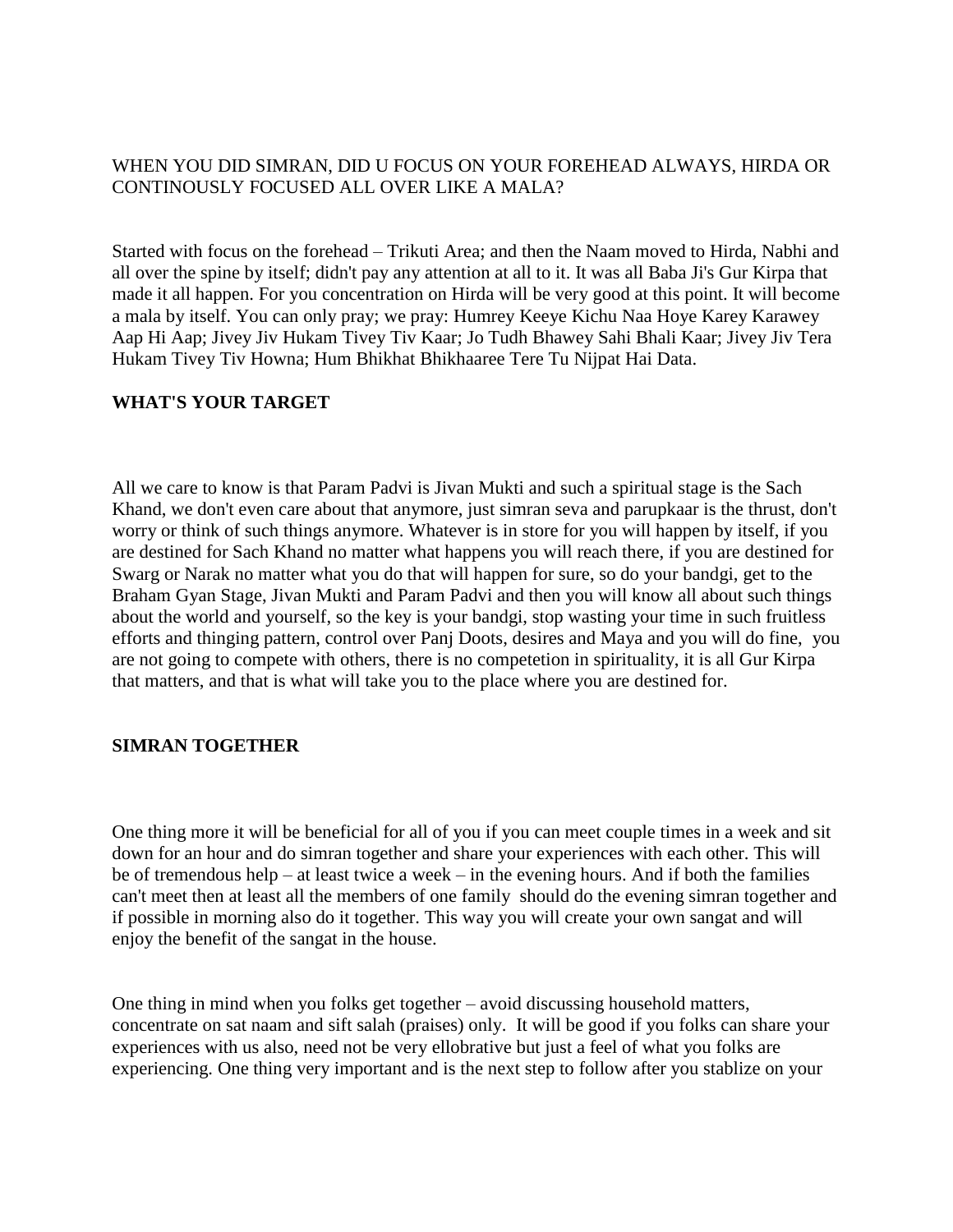WHEN YOU DID SIMRAN, DID U FOCUS ON YOUR FOREHEAD ALWAYS, HIRDA OR CONTINOUSLY FOCUSED ALL OVER LIKE A MALA?

Started with focus on the forehead – Trikuti Area; and then the Naam moved to Hirda, Nabhi and all over the spine by itself; didn't pay any attention at all to it. It was all Baba Ji's Gur Kirpa that made it all happen. For you concentration on Hirda will be very good at this point. It will become a mala by itself. You can only pray; we pray: Humrey Keeye Kichu Naa Hoye Karey Karawey Aap Hi Aap; Jivey Jiv Hukam Tivey Tiv Kaar; Jo Tudh Bhawey Sahi Bhali Kaar; Jivey Jiv Tera Hukam Tivey Tiv Howna; Hum Bhikhat Bhikhaaree Tere Tu Nijpat Hai Data.

**WHAT'S YOUR TARGET**

All we care to know is that Param Padvi is Jivan Mukti and such a spiritual stage is the Sach Khand, we don't even care about that anymore, just simran seva and parupkaar is the thrust, don't worry or think of such things anymore. Whatever is in store for you will happen by itself, if you are destined for Sach Khand no matter what happens you will reach there, if you are destined for Swarg or Narak no matter what you do that will happen for sure, so do your bandgi, get to the Braham Gyan Stage, Jivan Mukti and Param Padvi and then you will know all about such things about the world and yourself, so the key is your bandgi, stop wasting your time in such fruitless efforts and thinging pattern, control over Panj Doots, desires and Maya and you will do fine, you are not going to compete with others, there is no competetion in spirituality, it is all Gur Kirpa that matters, and that is what will take you to the place where you are destined for.

**SIMRAN TOGETHER**

One thing more it will be beneficial for all of you if you can meet couple times in a week and sit down for an hour and do simran together and share your experiences with each other. This will be of tremendous help – at least twice a week – in the evening hours. And if both the families can't meet then at least all the members of one family should do the evening simran together and if possible in morning also do it together. This way you will create your own sangat and will enjoy the benefit of the sangat in the house.

One thing in mind when you folks get together – avoid discussing household matters, concentrate on sat naam and sift salah (praises) only. It will be good if you folks can share your experiences with us also, need not be very ellobrative but just a feel of what you folks are experiencing. One thing very important and is the next step to follow after you stablize on your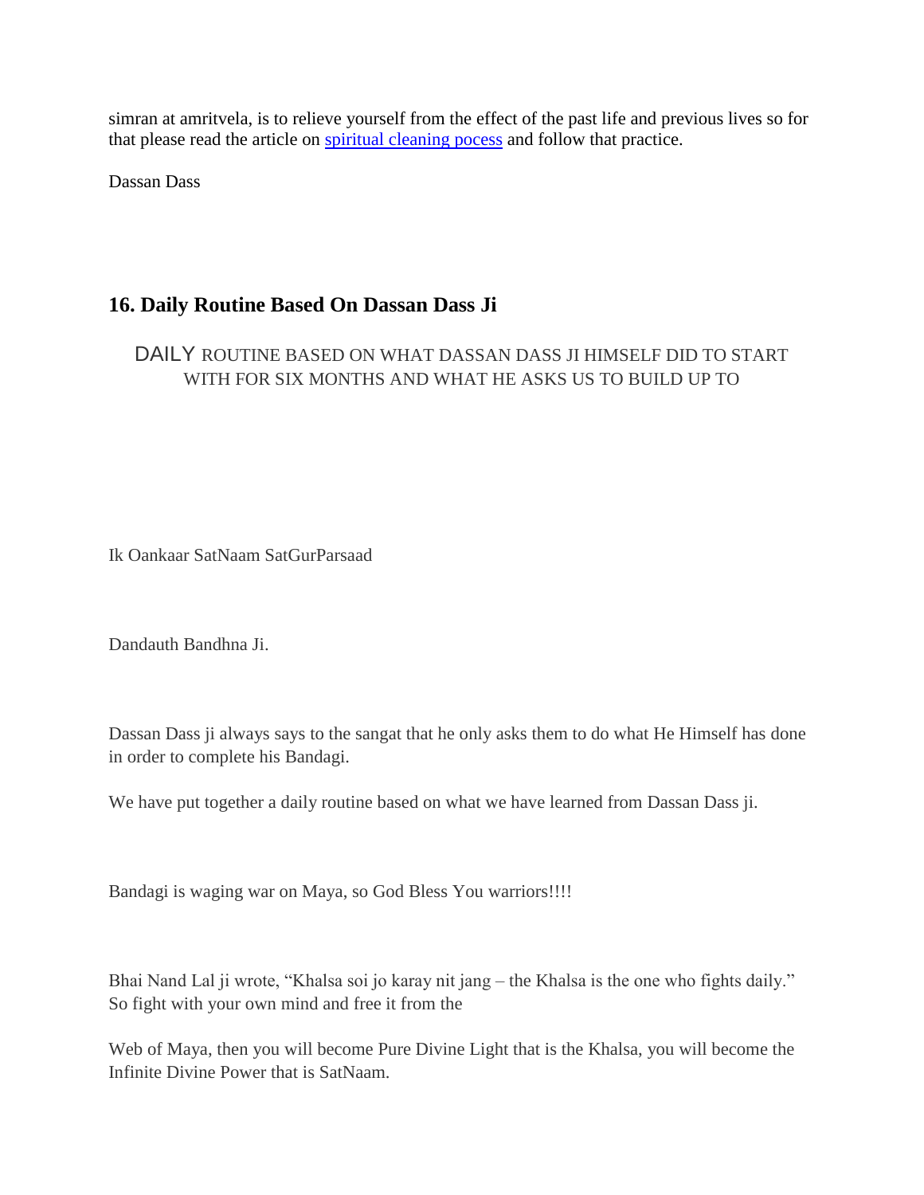simran at amritvela, is to relieve yourself from the effect of the past life and previous lives so for that please read the article on spiritual cleaning pocess and follow that practice.

Dassan Dass

## 16. Daily Routine Based On Dassan Dass Ji

DAILY ROUTINE BASED ON WHAT DASSAN DASS JI HIMSELF DID TO START WITH FOR SIX MONTHS AND WHAT HE ASKS US TO BUILD UP TO

Ik Oankaar SatNaam SatGurParsaad

Dandauth Bandhna Ji.

Dassan Dass ji always says to the sangat that he only asks them to do what He Himself has done in order to complete his Bandagi.

We have put together a daily routine based on what we have learned from Dassan Dass ji.

Bandagi is waging war on Maya, so God Bless You warriors!!!!

Bhai Nand Lal ji wrote, "Khalsa soi jo karay nit jang – the Khalsa is the one who fights daily." So fight with your own mind and free it from the

Web of Maya, then you will become Pure Divine Light that is the Khalsa, you will become the Infinite Divine Power that is SatNaam.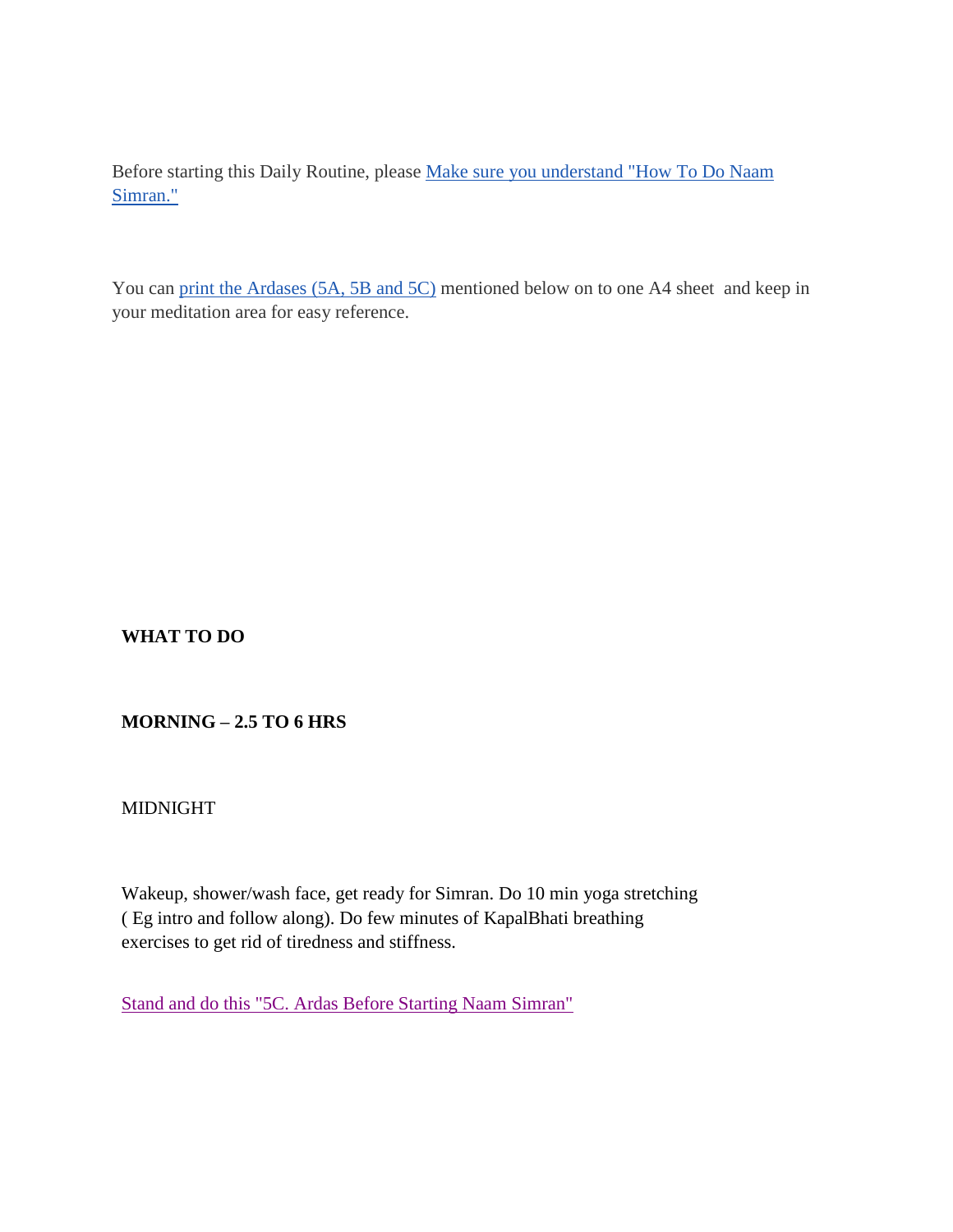Before starting this Daily Routine, please Make sure you understand "How To Do Naam Simran."

You can print the Ardases (5A, 5B and 5C) mentioned below on to one A4 sheet and keep in your meditation area for easy reference.

**WHAT TO DO**

**MORNING – 2.5 TO 6 HRS**

MIDNIGHT

Wakeup, shower/wash face, get ready for Simran. Do 10 min yoga stretching ( Eg intro and follow along). Do few minutes of KapalBhati breathing exercises to get rid of tiredness and stiffness.

Stand and do this "5C. Ardas Before Starting Naam Simran"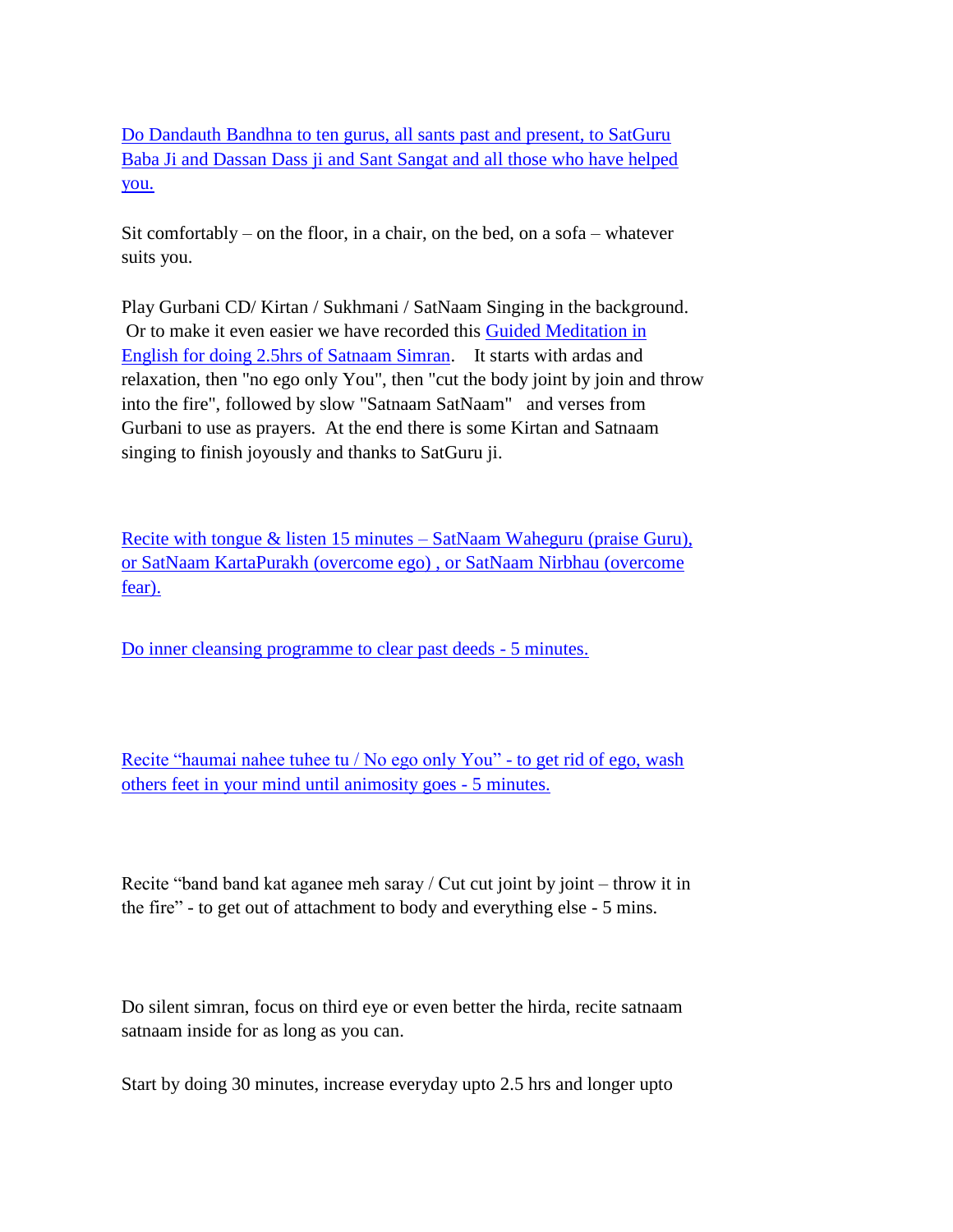Do Dandauth Bandhna to ten gurus, all sants past and present, to SatGuru Baba Ji and Dassan Dass ji and Sant Sangat and all those who have helped you.

Sit comfortably – on the floor, in a chair, on the bed, on a sofa – whatever suits you.

Play Gurbani CD/ Kirtan / Sukhmani / SatNaam Singing in the background. Or to make it even easier we have recorded this Guided Meditation in English for doing 2.5hrs of Satnaam Simran. It starts with ardas and relaxation, then "no ego only You", then "cut the body joint by join and throw into the fire", followed by slow "Satnaam SatNaam" and verses from Gurbani to use as prayers. At the end there is some Kirtan and Satnaam singing to finish joyously and thanks to SatGuru ji.

Recite with tongue & listen 15 minutes – SatNaam Waheguru (praise Guru), or SatNaam KartaPurakh (overcome ego) , or SatNaam Nirbhau (overcome fear).

Do inner cleansing programme to clear past deeds - 5 minutes.

Recite "haumai nahee tuhee tu / No ego only You" - to get rid of ego, wash others feet in your mind until animosity goes - 5 minutes.

Recite "band band kat aganee meh saray / Cut cut joint by joint – throw it in the fire" - to get out of attachment to body and everything else - 5 mins.

Do silent simran, focus on third eye or even better the hirda, recite satnaam satnaam inside for as long as you can.

Start by doing 30 minutes, increase everyday upto 2.5 hrs and longer upto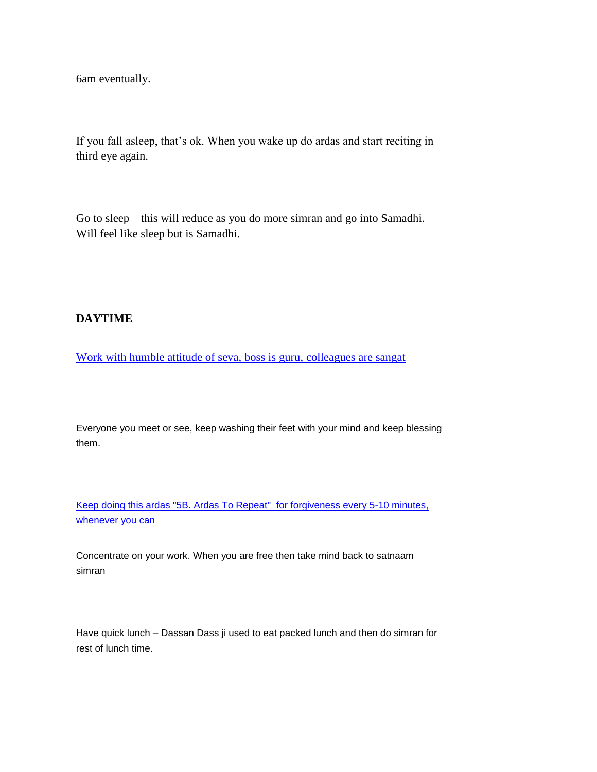6am eventually.

If you fall asleep, that's ok. When you wake up do ardas and start reciting in third eye again.

Go to sleep – this will reduce as you do more simran and go into Samadhi. Will feel like sleep but is Samadhi.

**DAYTIME**

Work with humble attitude of seva, boss is guru, colleagues are sangat

Everyone you meet or see, keep washing their feet with your mind and keep blessing them.

Keep doing this ardas "5B. Ardas To Repeat" for forgiveness every 5-10 minutes, whenever you can

Concentrate on your work. When you are free then take mind back to satnaam simran

Have quick lunch – Dassan Dass ji used to eat packed lunch and then do simran for rest of lunch time.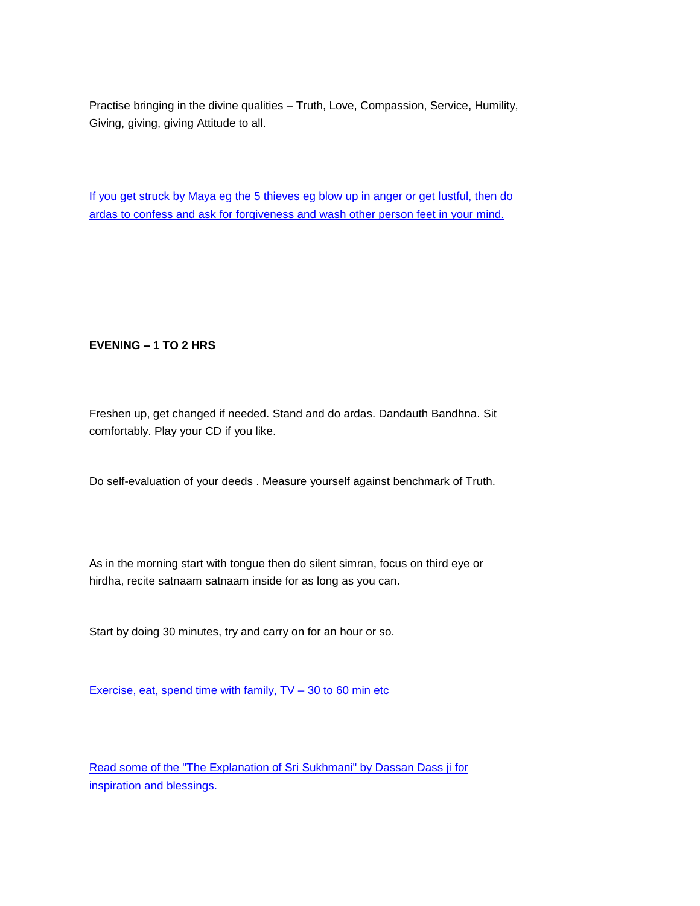Practise bringing in the divine qualities – Truth, Love, Compassion, Service, Humility, Giving, giving, giving Attitude to all.

If you get struck by Maya eg the 5 thieves eg blow up in anger or get lustful, then do ardas to confess and ask for forgiveness and wash other person feet in your mind.

**EVENING – 1 TO 2 HRS**

Freshen up, get changed if needed. Stand and do ardas. Dandauth Bandhna. Sit comfortably. Play your CD if you like.

Do self-evaluation of your deeds . Measure yourself against benchmark of Truth.

As in the morning start with tongue then do silent simran, focus on third eye or hirdha, recite satnaam satnaam inside for as long as you can.

Start by doing 30 minutes, try and carry on for an hour or so.

Exercise, eat, spend time with family, TV – 30 to 60 min etc

Read some of the "The Explanation of Sri Sukhmani" by Dassan Dass ji for inspiration and blessings.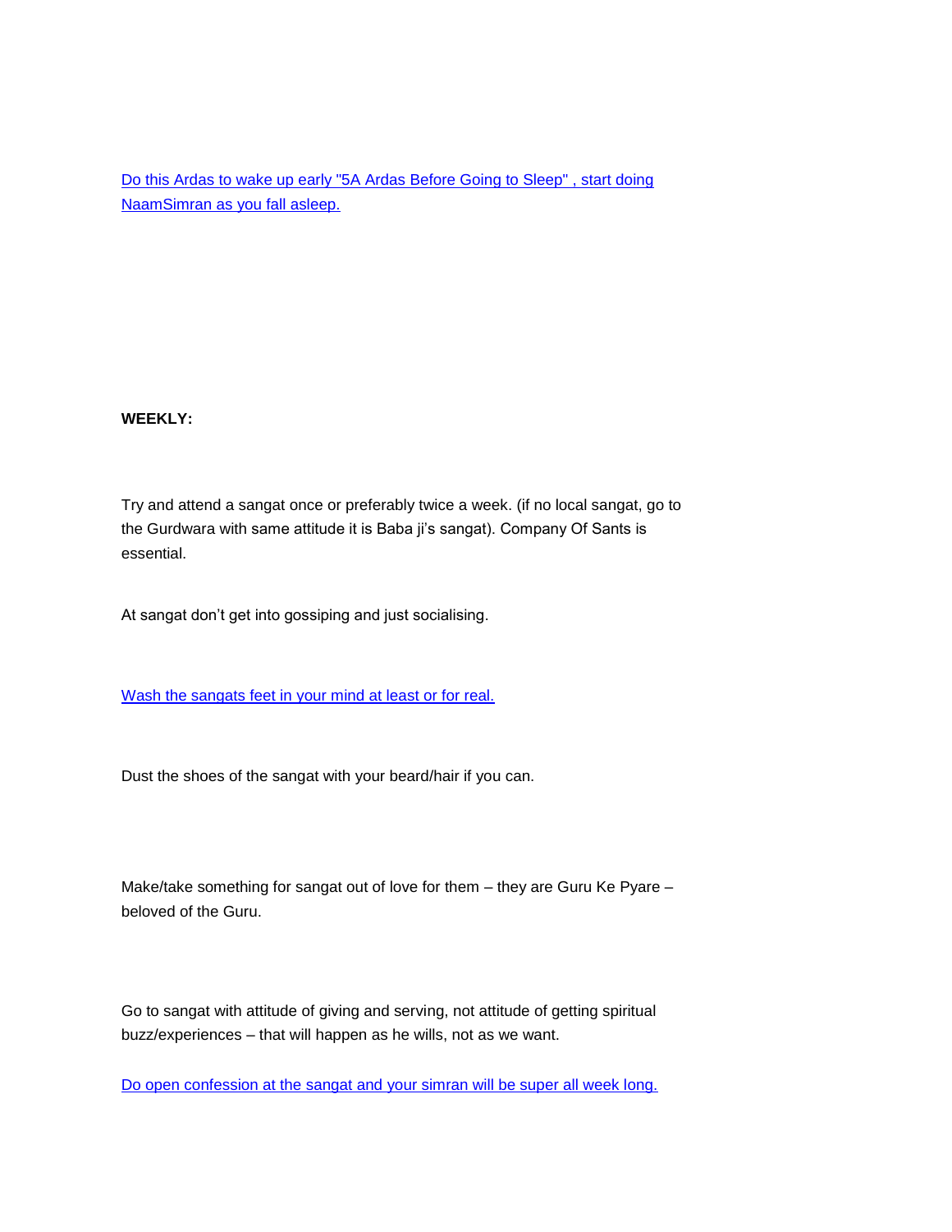Do this Ardas to wake up early "5A Ardas Before Going to Sleep" , start doing NaamSimran as you fall asleep.

**WEEKLY:**

Try and attend a sangat once or preferably twice a week. (if no local sangat, go to the Gurdwara with same attitude it is Baba ji's sangat). Company Of Sants is essential.

At sangat don't get into gossiping and just socialising.

Wash the sangats feet in your mind at least or for real.

Dust the shoes of the sangat with your beard/hair if you can.

Make/take something for sangat out of love for them – they are Guru Ke Pyare – beloved of the Guru.

Go to sangat with attitude of giving and serving, not attitude of getting spiritual buzz/experiences – that will happen as he wills, not as we want.

Do open confession at the sangat and your simran will be super all week long.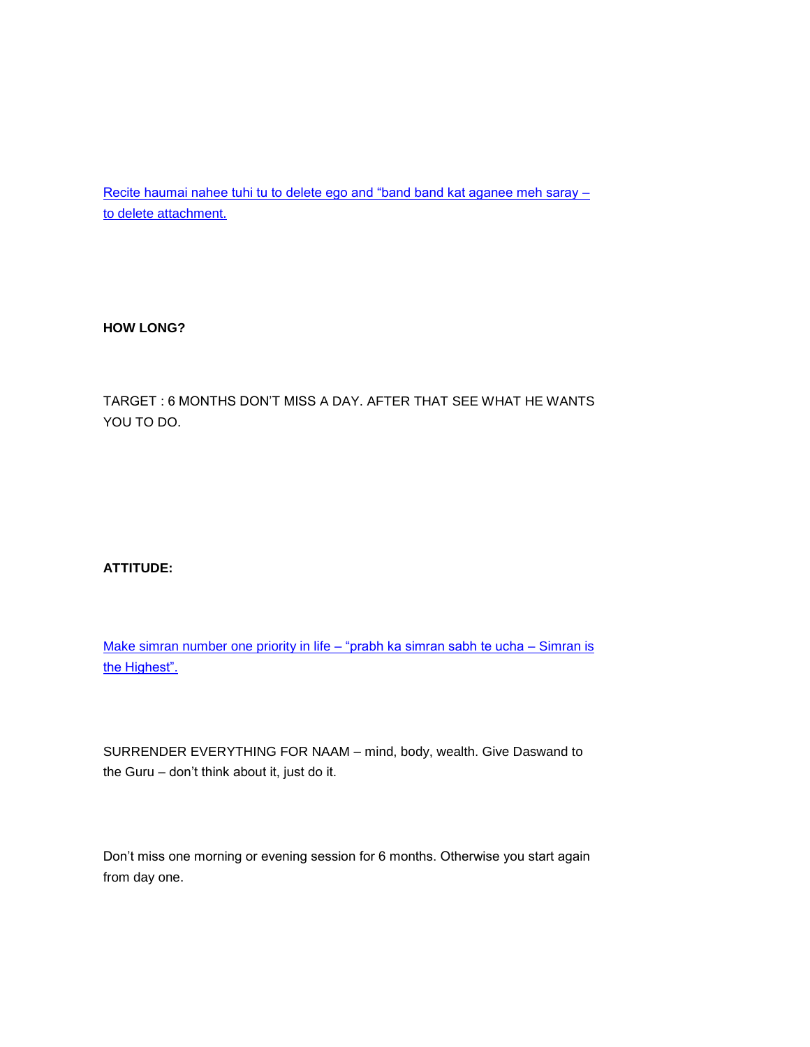Recite haumai nahee tuhi tu to delete ego and "band band kat aganee meh saray – to delete attachment.

**HOW LONG?**

TARGET : 6 MONTHS DON'T MISS A DAY. AFTER THAT SEE WHAT HE WANTS YOU TO DO.

**ATTITUDE:**

Make simran number one priority in life – "prabh ka simran sabh te ucha – Simran is the Highest".

SURRENDER EVERYTHING FOR NAAM – mind, body, wealth. Give Daswand to the Guru – don't think about it, just do it.

Don't miss one morning or evening session for 6 months. Otherwise you start again from day one.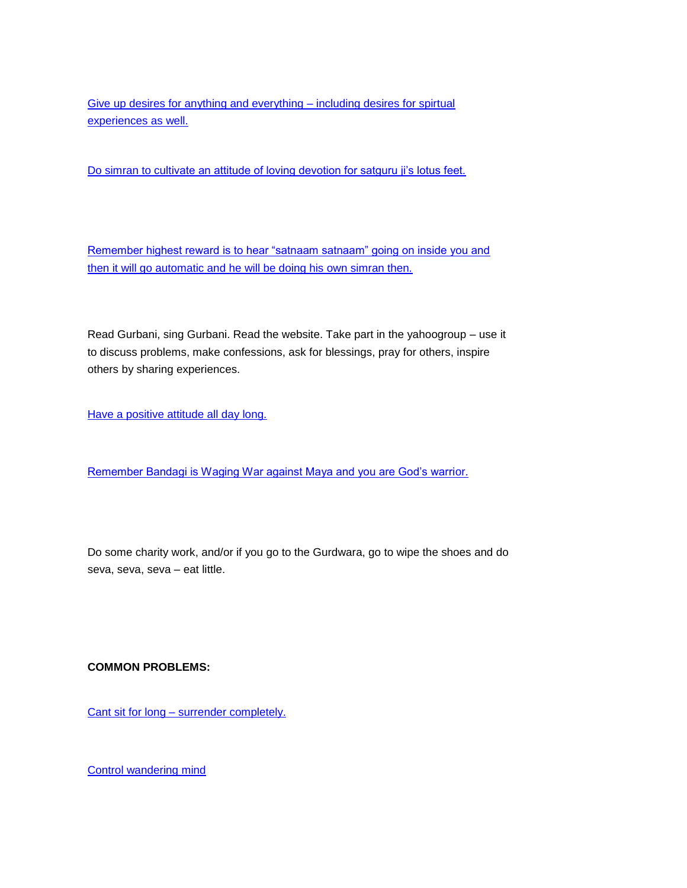Give up desires for anything and everything – including desires for spirtual experiences as well.

Do simran to cultivate an attitude of loving devotion for satguru ji's lotus feet.

Remember highest reward is to hear "satnaam satnaam" going on inside you and then it will go automatic and he will be doing his own simran then.

Read Gurbani, sing Gurbani. Read the website. Take part in the yahoogroup – use it to discuss problems, make confessions, ask for blessings, pray for others, inspire others by sharing experiences.

Have a positive attitude all day long.

Remember Bandagi is Waging War against Maya and you are God's warrior.

Do some charity work, and/or if you go to the Gurdwara, go to wipe the shoes and do seva, seva, seva – eat little.

**COMMON PROBLEMS:**

Cant sit for long – surrender completely.

Control wandering mind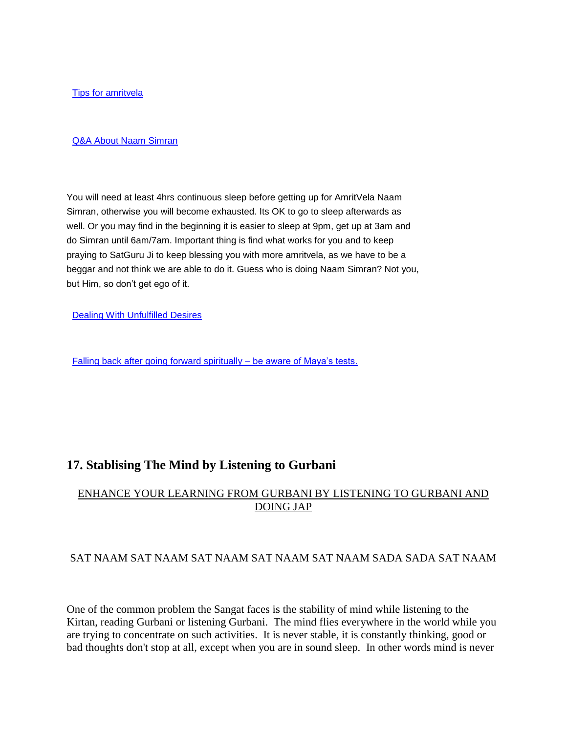Tips for amritvela

Q&A About Naam Simran

You will need at least 4hrs continuous sleep before getting up for AmritVela Naam Simran, otherwise you will become exhausted. Its OK to go to sleep afterwards as well. Or you may find in the beginning it is easier to sleep at 9pm, get up at 3am and do Simran until 6am/7am. Important thing is find what works for you and to keep praying to SatGuru Ji to keep blessing you with more amritvela, as we have to be a beggar and not think we are able to do it. Guess who is doing Naam Simran? Not you, but Him, so don't get ego of it.

Dealing With Unfulfilled Desires

Falling back after going forward spiritually – be aware of Maya's tests.

## 17. Stablising The Mind by Listening to Gurbani

ENHANCE YOUR LEARNING FROM GURBANI BY LISTENING TO GURBANI AND DOING JAP

SAT NAAM SAT NAAM SAT NAAM SAT NAAM SAT NAAM SADA SADA SAT NAAM

One of the common problem the Sangat faces is the stability of mind while listening to the Kirtan, reading Gurbani or listening Gurbani. The mind flies everywhere in the world while you are trying to concentrate on such activities. It is never stable, it is constantly thinking, good or bad thoughts don't stop at all, except when you are in sound sleep. In other words mind is never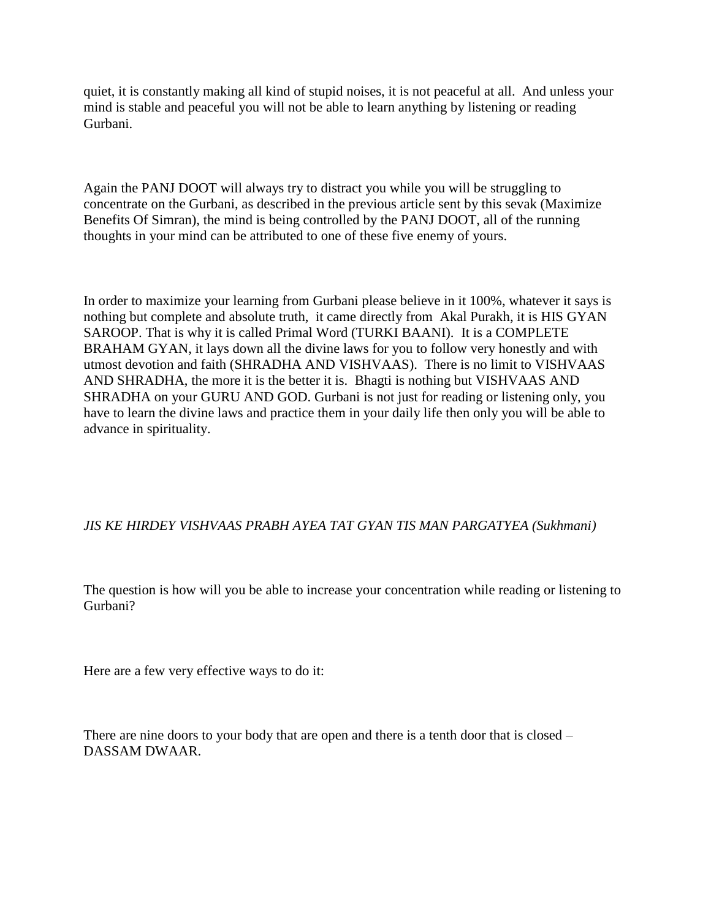quiet, it is constantly making all kind of stupid noises, it is not peaceful at all.  And unless your mind is stable and peaceful you will not be able to learn anything by listening or reading Gurbani.

Again the PANJ DOOT will always try to distract you while you will be struggling to concentrate on the Gurbani, as described in the previous article sent by this sevak (Maximize Benefits Of Simran), the mind is being controlled by the PANJ DOOT, all of the running thoughts in your mind can be attributed to one of these five enemy of yours.

In order to maximize your learning from Gurbani please believe in it 100%, whatever it says is nothing but complete and absolute truth,  it came directly from  Akal Purakh, it is HIS GYAN SAROOP. That is why it is called Primal Word (TURKI BAANI).  It is a COMPLETE BRAHAM GYAN, it lays down all the divine laws for you to follow very honestly and with utmost devotion and faith (SHRADHA AND VISHVAAS).  There is no limit to VISHVAAS AND SHRADHA, the more it is the better it is.  Bhagti is nothing but VISHVAAS AND SHRADHA on your GURU AND GOD. Gurbani is not just for reading or listening only, you have to learn the divine laws and practice them in your daily life then only you will be able to advance in spirituality.

*JIS KE HIRDEY VISHVAAS PRABH AYEA TAT GYAN TIS MAN PARGATYEA (Sukhmani)*

The question is how will you be able to increase your concentration while reading or listening to Gurbani?

Here are a few very effective ways to do it:

There are nine doors to your body that are open and there is a tenth door that is closed – DASSAM DWAAR.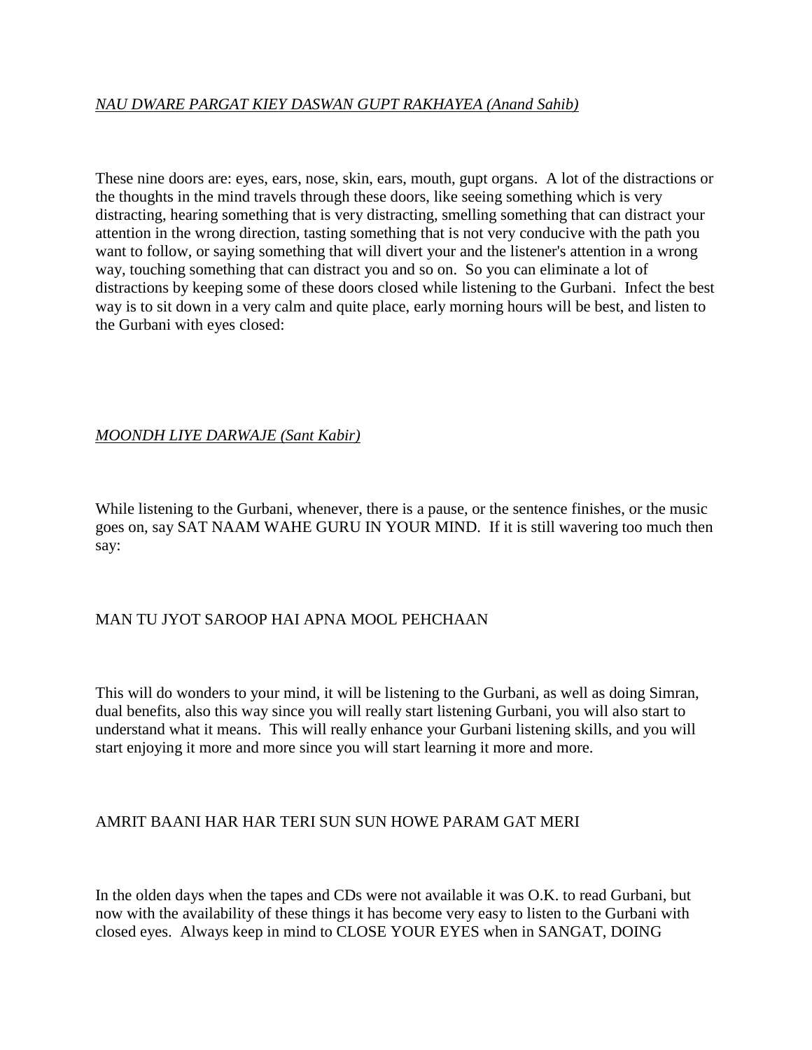*NAU DWARE PARGAT KIEY DASWAN GUPT RAKHAYEA (Anand Sahib)*

These nine doors are: eyes, ears, nose, skin, ears, mouth, gupt organs. A lot of the distractions or the thoughts in the mind travels through these doors, like seeing something which is very distracting, hearing something that is very distracting, smelling something that can distract your attention in the wrong direction, tasting something that is not very conducive with the path you want to follow, or saying something that will divert your and the listener's attention in a wrong way, touching something that can distract you and so on. So you can eliminate a lot of distractions by keeping some of these doors closed while listening to the Gurbani. Infect the best way is to sit down in a very calm and quite place, early morning hours will be best, and listen to the Gurbani with eyes closed:

*MOONDH LIYE DARWAJE (Sant Kabir)*

While listening to the Gurbani, whenever, there is a pause, or the sentence finishes, or the music goes on, say SAT NAAM WAHE GURU IN YOUR MIND. If it is still wavering too much then say:

MAN TU JYOT SAROOP HAI APNA MOOL PEHCHAAN

This will do wonders to your mind, it will be listening to the Gurbani, as well as doing Simran, dual benefits, also this way since you will really start listening Gurbani, you will also start to understand what it means. This will really enhance your Gurbani listening skills, and you will start enjoying it more and more since you will start learning it more and more.

AMRIT BAANI HAR HAR TERI SUN SUN HOWE PARAM GAT MERI

In the olden days when the tapes and CDs were not available it was O.K. to read Gurbani, but now with the availability of these things it has become very easy to listen to the Gurbani with closed eyes. Always keep in mind to CLOSE YOUR EYES when in SANGAT, DOING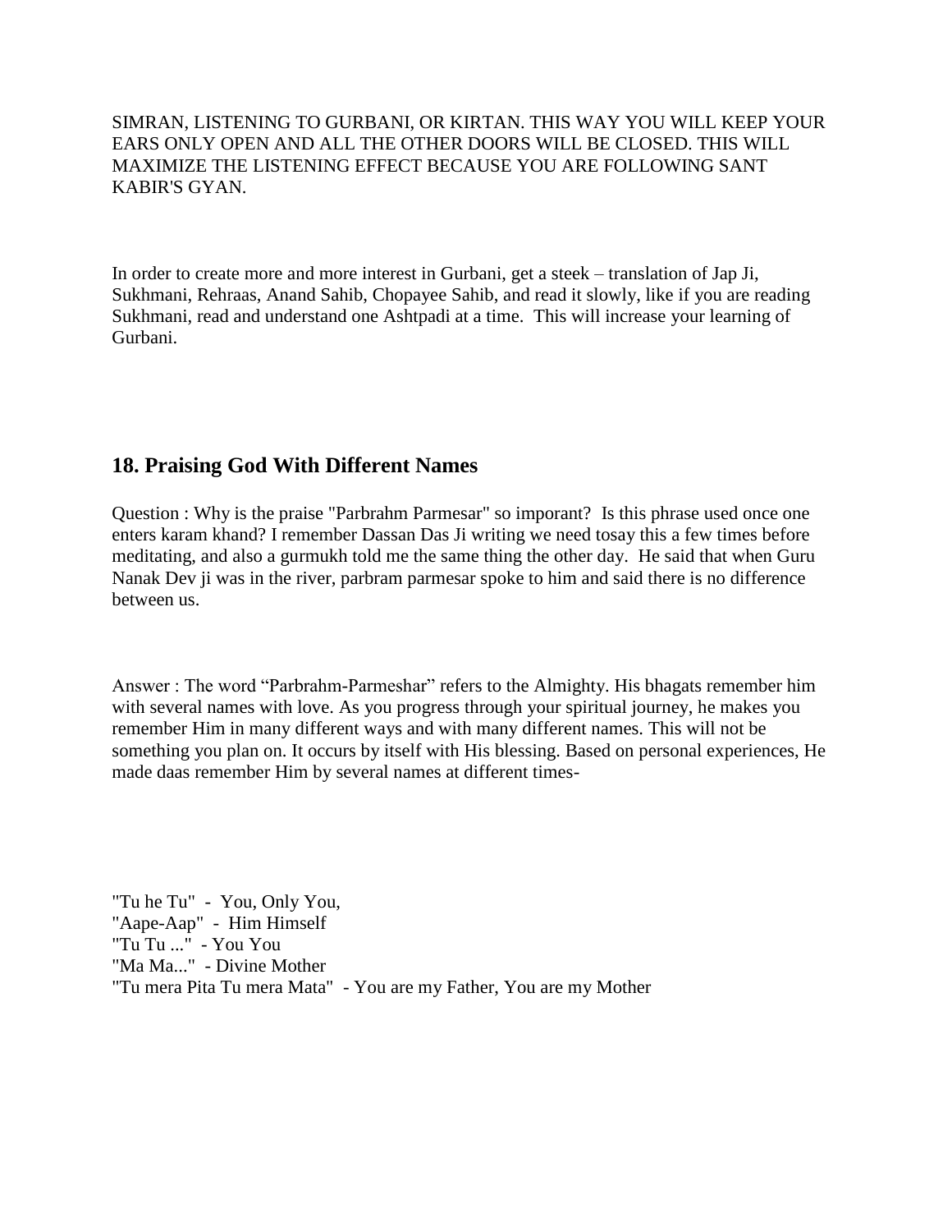SIMRAN, LISTENING TO GURBANI, OR KIRTAN. THIS WAY YOU WILL KEEP YOUR EARS ONLY OPEN AND ALL THE OTHER DOORS WILL BE CLOSED. THIS WILL MAXIMIZE THE LISTENING EFFECT BECAUSE YOU ARE FOLLOWING SANT KABIR'S GYAN.

In order to create more and more interest in Gurbani, get a steek – translation of Jap Ji, Sukhmani, Rehraas, Anand Sahib, Chopayee Sahib, and read it slowly, like if you are reading Sukhmani, read and understand one Ashtpadi at a time. This will increase your learning of Gurbani.

## 18. Praising God With Different Names

Question : Why is the praise "Parbrahm Parmesar" so imporant? Is this phrase used once one enters karam khand? I remember Dassan Das Ji writing we need tosay this a few times before meditating, and also a gurmukh told me the same thing the other day. He said that when Guru Nanak Dev ji was in the river, parbram parmesar spoke to him and said there is no difference between us.

Answer : The word "Parbrahm-Parmeshar" refers to the Almighty. His bhagats remember him with several names with love. As you progress through your spiritual journey, he makes you remember Him in many different ways and with many different names. This will not be something you plan on. It occurs by itself with His blessing. Based on personal experiences, He made daas remember Him by several names at different times-

"Tu he Tu" - You, Only You,
"Aape-Aap" - Him Himself
"Tu Tu ..." - You You
"Ma Ma..." - Divine Mother
"Tu mera Pita Tu mera Mata" - You are my Father, You are my Mother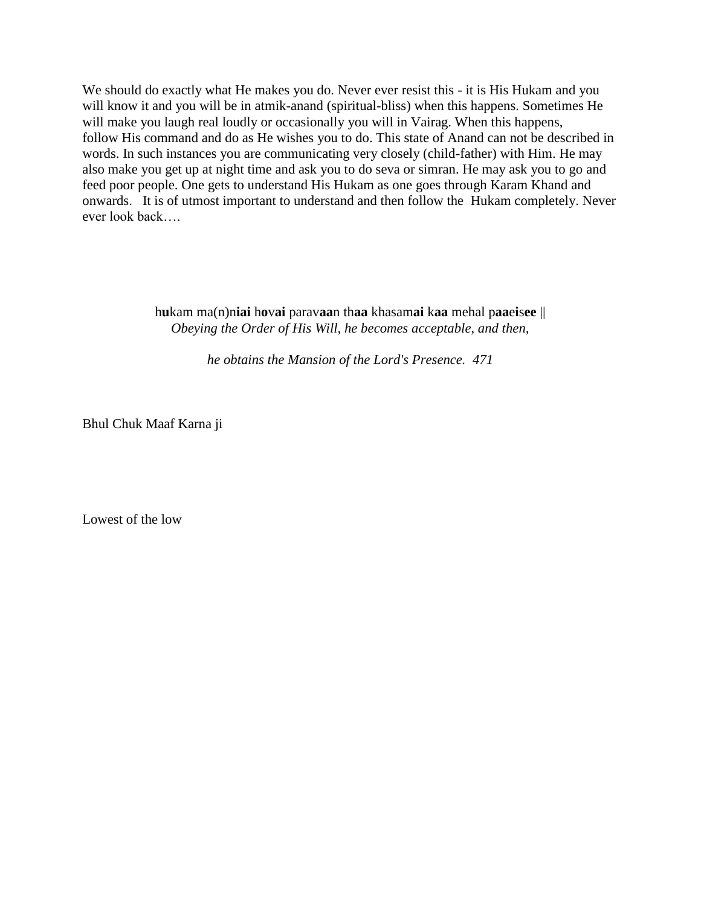We should do exactly what He makes you do. Never ever resist this - it is His Hukam and you will know it and you will be in atmik-anand (spiritual-bliss) when this happens. Sometimes He will make you laugh real loudly or occasionally you will in Vairag. When this happens, follow His command and do as He wishes you to do. This state of Anand can not be described in words. In such instances you are communicating very closely (child-father) with Him. He may also make you get up at night time and ask you to do seva or simran. He may ask you to go and feed poor people. One gets to understand His Hukam as one goes through Karam Khand and onwards. It is of utmost important to understand and then follow the Hukam completely. Never ever look back….

h**u**kam ma(n)n**iai** h**o**v**ai** parav**aa**n th**aa** khasam**ai** k**aa** mehal p**aa**e**i**s**ee** ||
*Obeying the Order of His Will, he becomes acceptable, and then,*

*he obtains the Mansion of the Lord's Presence. 471*

Bhul Chuk Maaf Karna ji

Lowest of the low